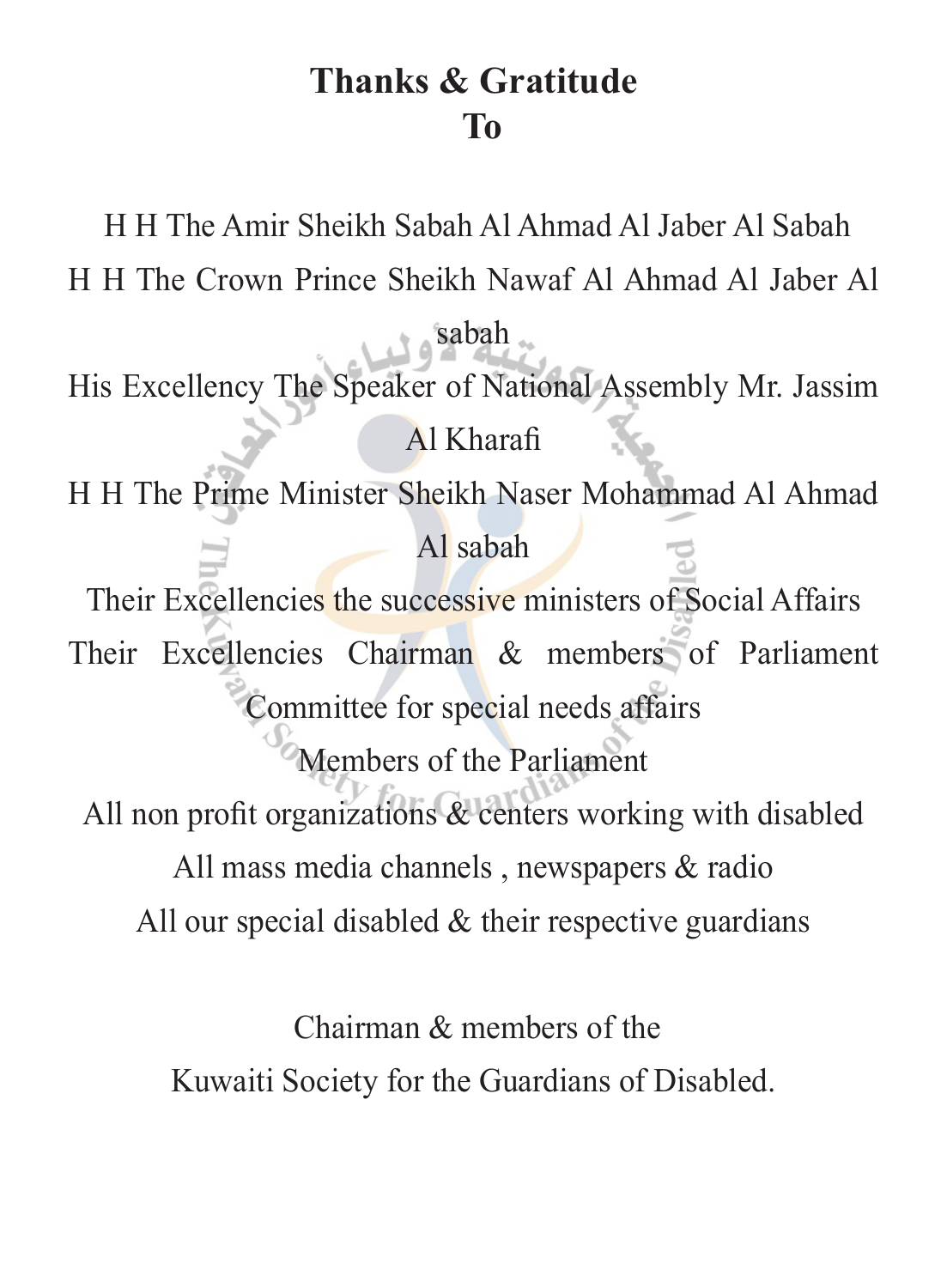# Thanks & Gratitude
# To

H H The Amir Sheikh Sabah Al Ahmad Al Jaber Al Sabah

H H The Crown Prince Sheikh Nawaf Al Ahmad Al Jaber Al sabah

His Excellency The Speaker of National Assembly Mr. Jassim Al Kharafi

H H The Prime Minister Sheikh Naser Mohammad Al Ahmad Al sabah

Their Excellencies the successive ministers of Social Affairs

Their Excellencies Chairman & members of Parliament Committee for special needs affairs

Members of the Parliament

All non profit organizations & centers working with disabled

All mass media channels , newspapers & radio

All our special disabled & their respective guardians

Chairman & members of the

Kuwaiti Society for the Guardians of Disabled.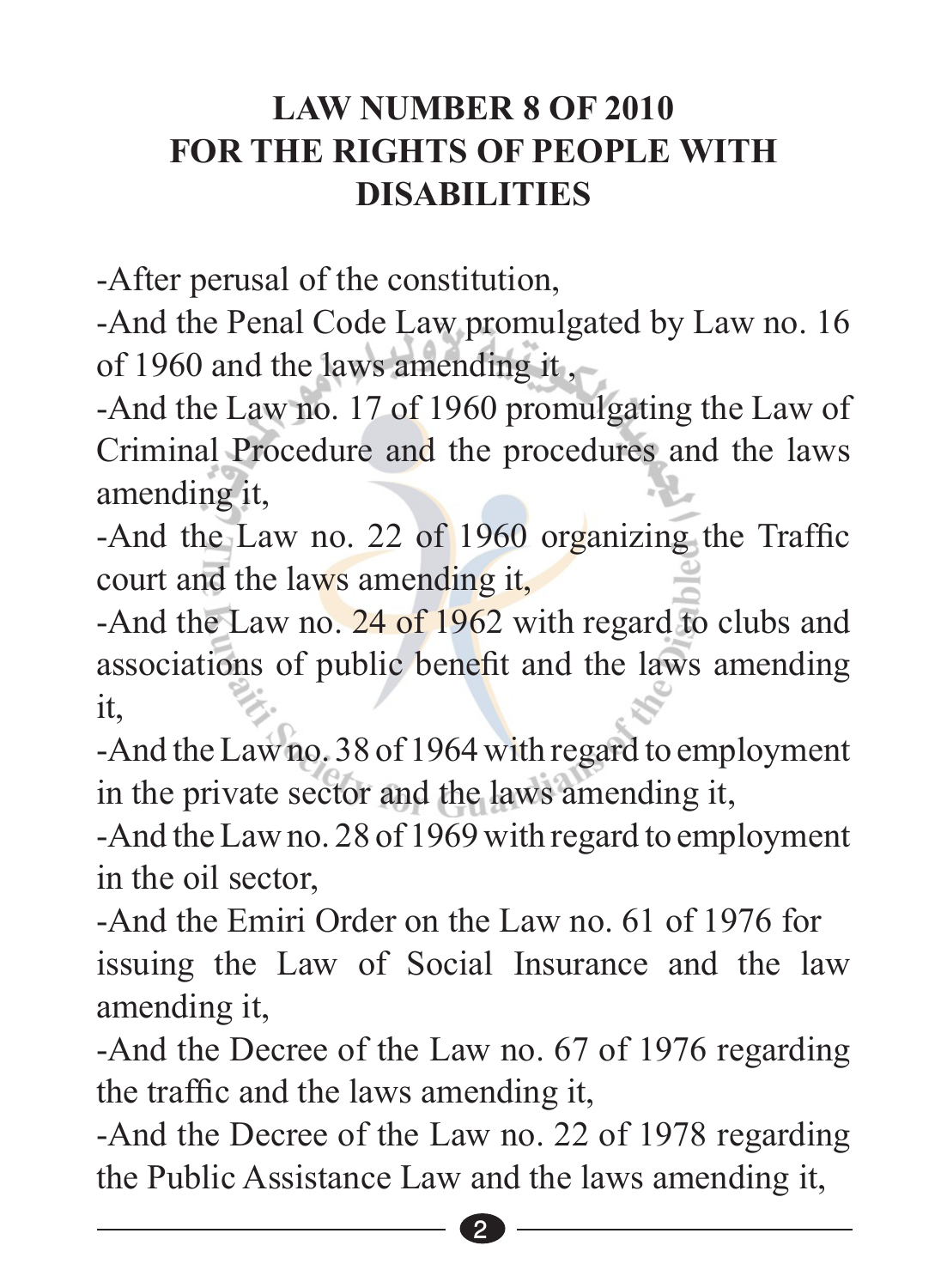# LAW NUMBER 8 OF 2010 FOR THE RIGHTS OF PEOPLE WITH DISABILITIES

-After perusal of the constitution,

-And the Penal Code Law promulgated by Law no. 16 of 1960 and the laws amending it ,

-And the Law no. 17 of 1960 promulgating the Law of Criminal Procedure and the procedures and the laws amending it,

-And the Law no. 22 of 1960 organizing the Traffic court and the laws amending it,

-And the Law no. 24 of 1962 with regard to clubs and associations of public benefit and the laws amending it,

-And the Law no. 38 of 1964 with regard to employment in the private sector and the laws amending it,

-And the Law no. 28 of 1969 with regard to employment in the oil sector,

-And the Emiri Order on the Law no. 61 of 1976 for issuing the Law of Social Insurance and the law amending it,

-And the Decree of the Law no. 67 of 1976 regarding the traffic and the laws amending it,

-And the Decree of the Law no. 22 of 1978 regarding the Public Assistance Law and the laws amending it,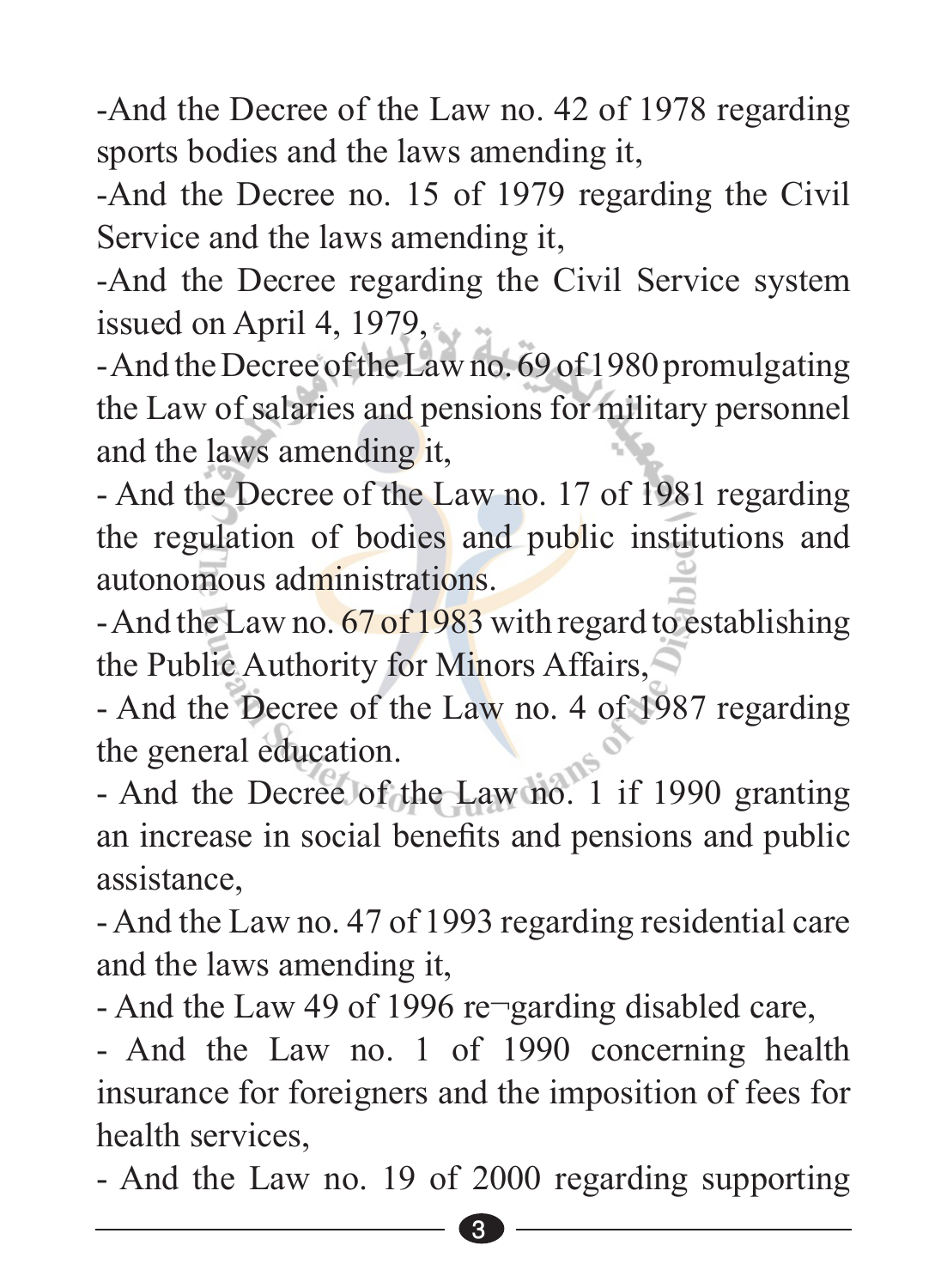-And the Decree of the Law no. 42 of 1978 regarding sports bodies and the laws amending it,

-And the Decree no. 15 of 1979 regarding the Civil Service and the laws amending it,

-And the Decree regarding the Civil Service system issued on April 4, 1979,

-And the Decree of the Law no. 69 of 1980 promulgating the Law of salaries and pensions for military personnel and the laws amending it,

- And the Decree of the Law no. 17 of 1981 regarding the regulation of bodies and public institutions and autonomous administrations.

- And the Law no. 67 of 1983 with regard to establishing the Public Authority for Minors Affairs,

- And the Decree of the Law no. 4 of 1987 regarding the general education.

- And the Decree of the Law no. 1 if 1990 granting an increase in social benefits and pensions and public assistance,

- And the Law no. 47 of 1993 regarding residential care and the laws amending it,

- And the Law 49 of 1996 re¬garding disabled care,

- And the Law no. 1 of 1990 concerning health insurance for foreigners and the imposition of fees for health services,

- And the Law no. 19 of 2000 regarding supporting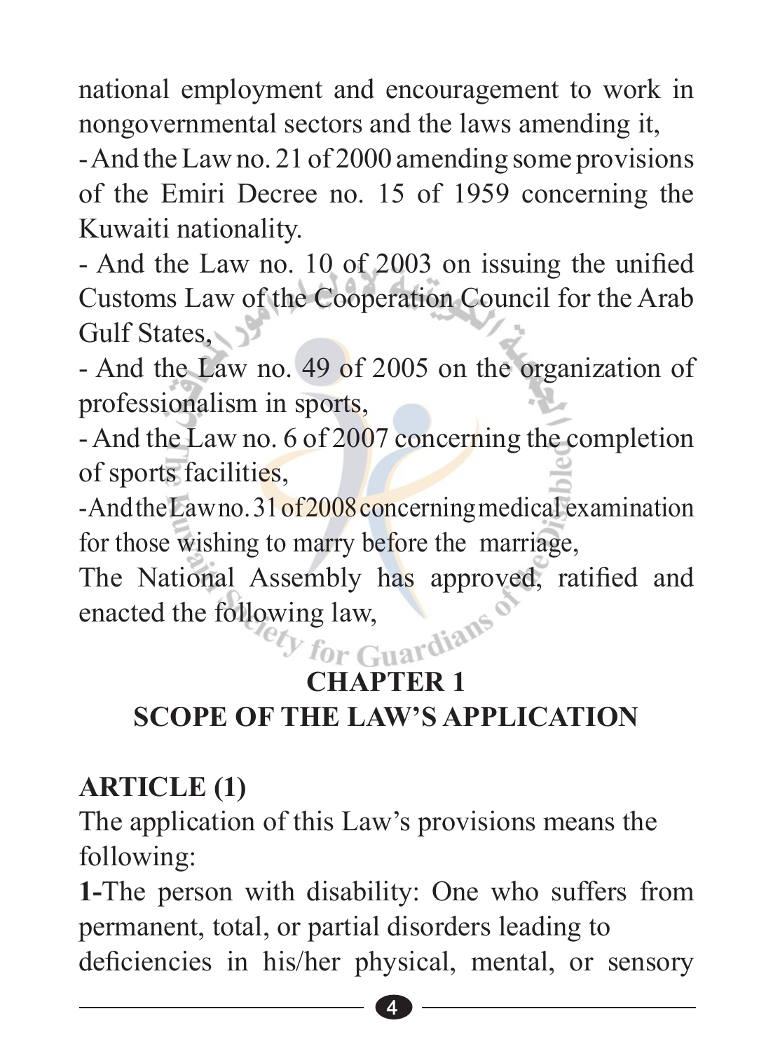national employment and encouragement to work in nongovernmental sectors and the laws amending it,

- And the Law no. 21 of 2000 amending some provisions of the Emiri Decree no. 15 of 1959 concerning the Kuwaiti nationality.
- And the Law no. 10 of 2003 on issuing the unified Customs Law of the Cooperation Council for the Arab Gulf States,
- And the Law no. 49 of 2005 on the organization of professionalism in sports,
- And the Law no. 6 of 2007 concerning the completion of sports facilities,
- And the Law no. 31 of 2008 concerning medical examination for those wishing to marry before the marriage,

The National Assembly has approved, ratified and enacted the following law,

## CHAPTER 1
## SCOPE OF THE LAW'S APPLICATION

### ARTICLE (1)

The application of this Law's provisions means the following:

**1-**The person with disability: One who suffers from permanent, total, or partial disorders leading to deficiencies in his/her physical, mental, or sensory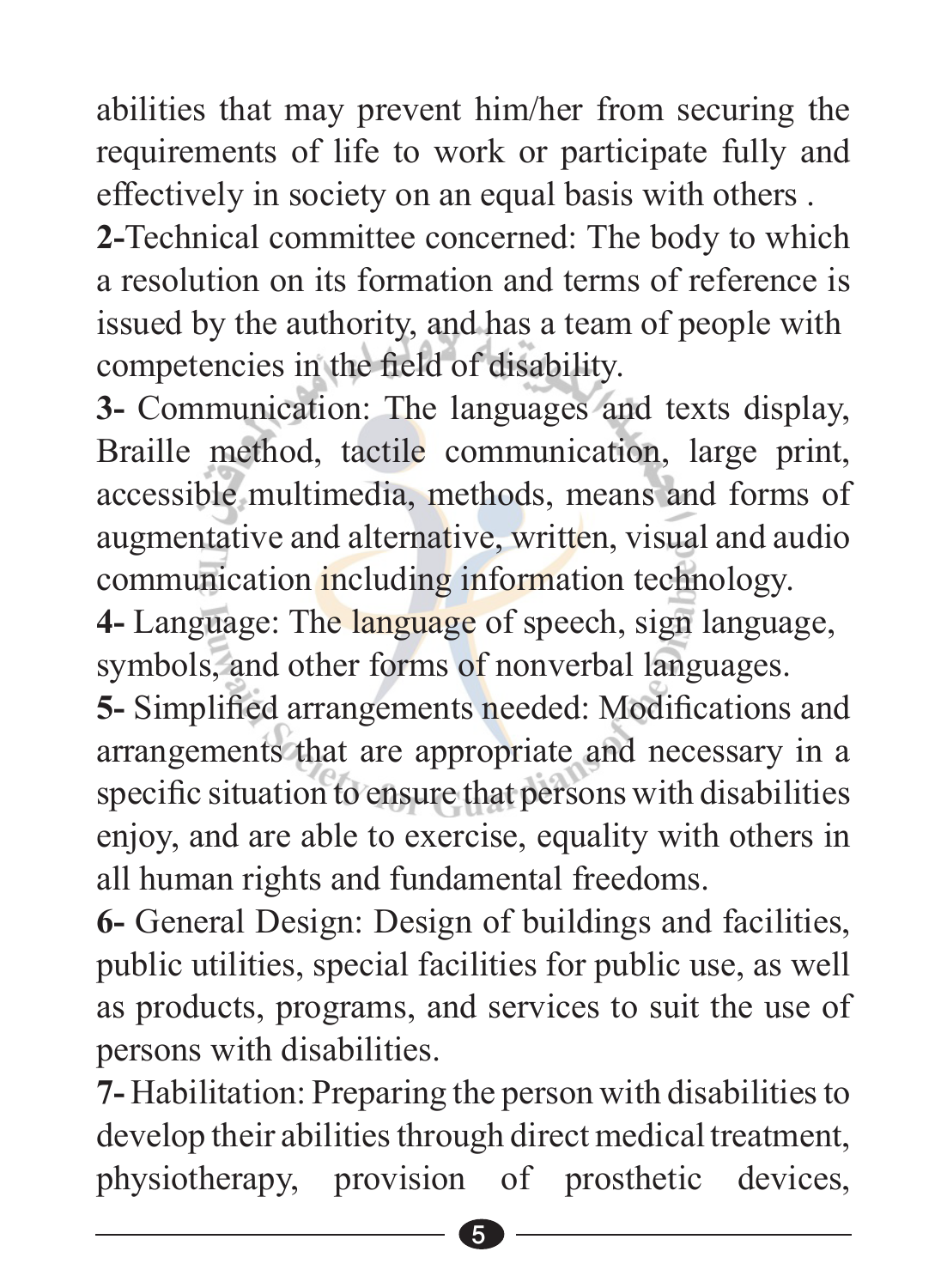abilities that may prevent him/her from securing the requirements of life to work or participate fully and effectively in society on an equal basis with others .

**2-**Technical committee concerned: The body to which a resolution on its formation and terms of reference is issued by the authority, and has a team of people with competencies in the field of disability.

**3-** Communication: The languages and texts display, Braille method, tactile communication, large print, accessible multimedia, methods, means and forms of augmentative and alternative, written, visual and audio communication including information technology.

**4-** Language: The language of speech, sign language, symbols, and other forms of nonverbal languages.

**5-** Simplified arrangements needed: Modifications and arrangements that are appropriate and necessary in a specific situation to ensure that persons with disabilities enjoy, and are able to exercise, equality with others in all human rights and fundamental freedoms.

**6-** General Design: Design of buildings and facilities, public utilities, special facilities for public use, as well as products, programs, and services to suit the use of persons with disabilities.

**7-** Habilitation: Preparing the person with disabilities to develop their abilities through direct medical treatment, physiotherapy, provision of prosthetic devices,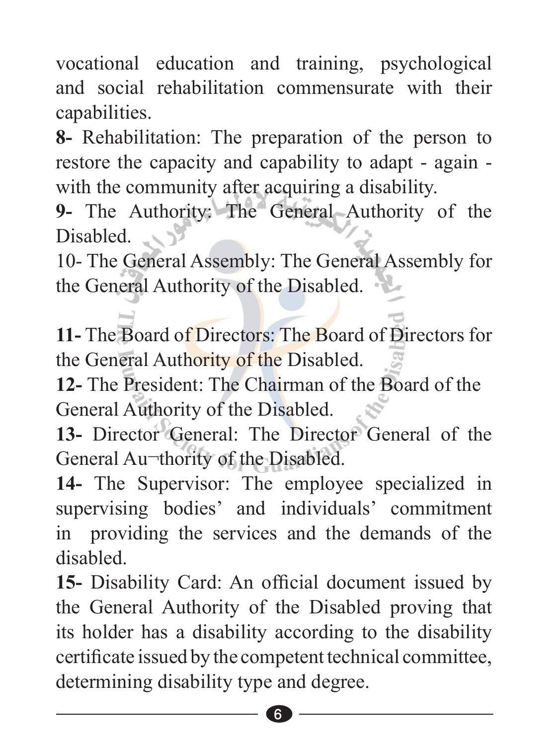vocational education and training, psychological and social rehabilitation commensurate with their capabilities.

**8-** Rehabilitation: The preparation of the person to restore the capacity and capability to adapt - again - with the community after acquiring a disability.

**9-** The Authority: The General Authority of the Disabled.

10- The General Assembly: The General Assembly for the General Authority of the Disabled.

**11-** The Board of Directors: The Board of Directors for the General Authority of the Disabled.

**12-** The President: The Chairman of the Board of the General Authority of the Disabled.

**13-** Director General: The Director General of the General Au¬thority of the Disabled.

**14-** The Supervisor: The employee specialized in supervising bodies' and individuals' commitment in providing the services and the demands of the disabled.

**15-** Disability Card: An official document issued by the General Authority of the Disabled proving that its holder has a disability according to the disability certificate issued by the competent technical committee, determining disability type and degree.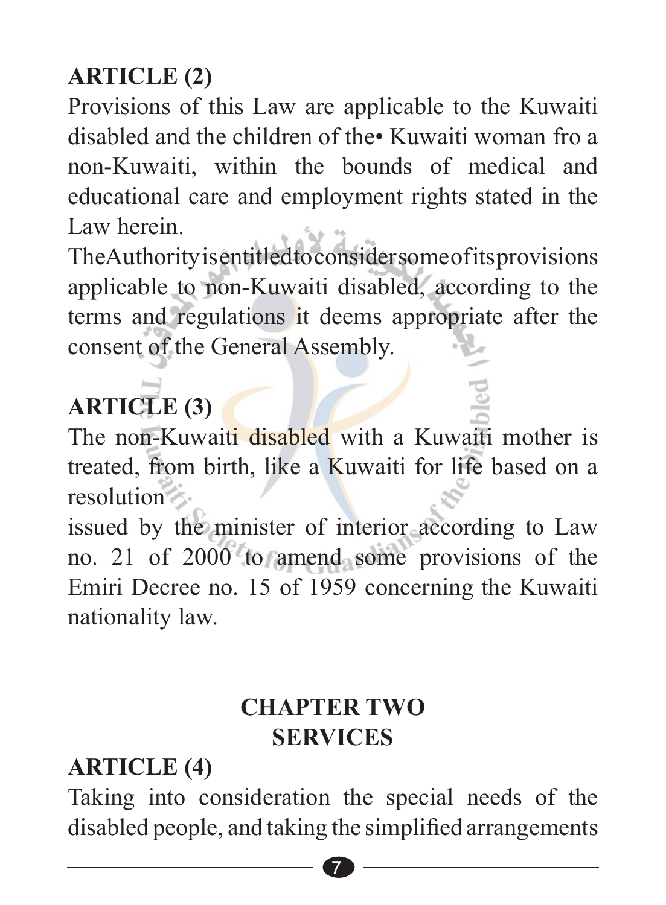## ARTICLE (2)

Provisions of this Law are applicable to the Kuwaiti disabled and the children of the• Kuwaiti woman fro a non-Kuwaiti, within the bounds of medical and educational care and employment rights stated in the Law herein.

TheAuthorityisentitledtoconsidersomeofitsprovisions applicable to non-Kuwaiti disabled, according to the terms and regulations it deems appropriate after the consent of the General Assembly.

## ARTICLE (3)

The non-Kuwaiti disabled with a Kuwaiti mother is treated, from birth, like a Kuwaiti for life based on a resolution

issued by the minister of interior according to Law no. 21 of 2000 to amend some provisions of the Emiri Decree no. 15 of 1959 concerning the Kuwaiti nationality law.

# CHAPTER TWO
# SERVICES

## ARTICLE (4)

Taking into consideration the special needs of the disabled people, and taking the simplified arrangements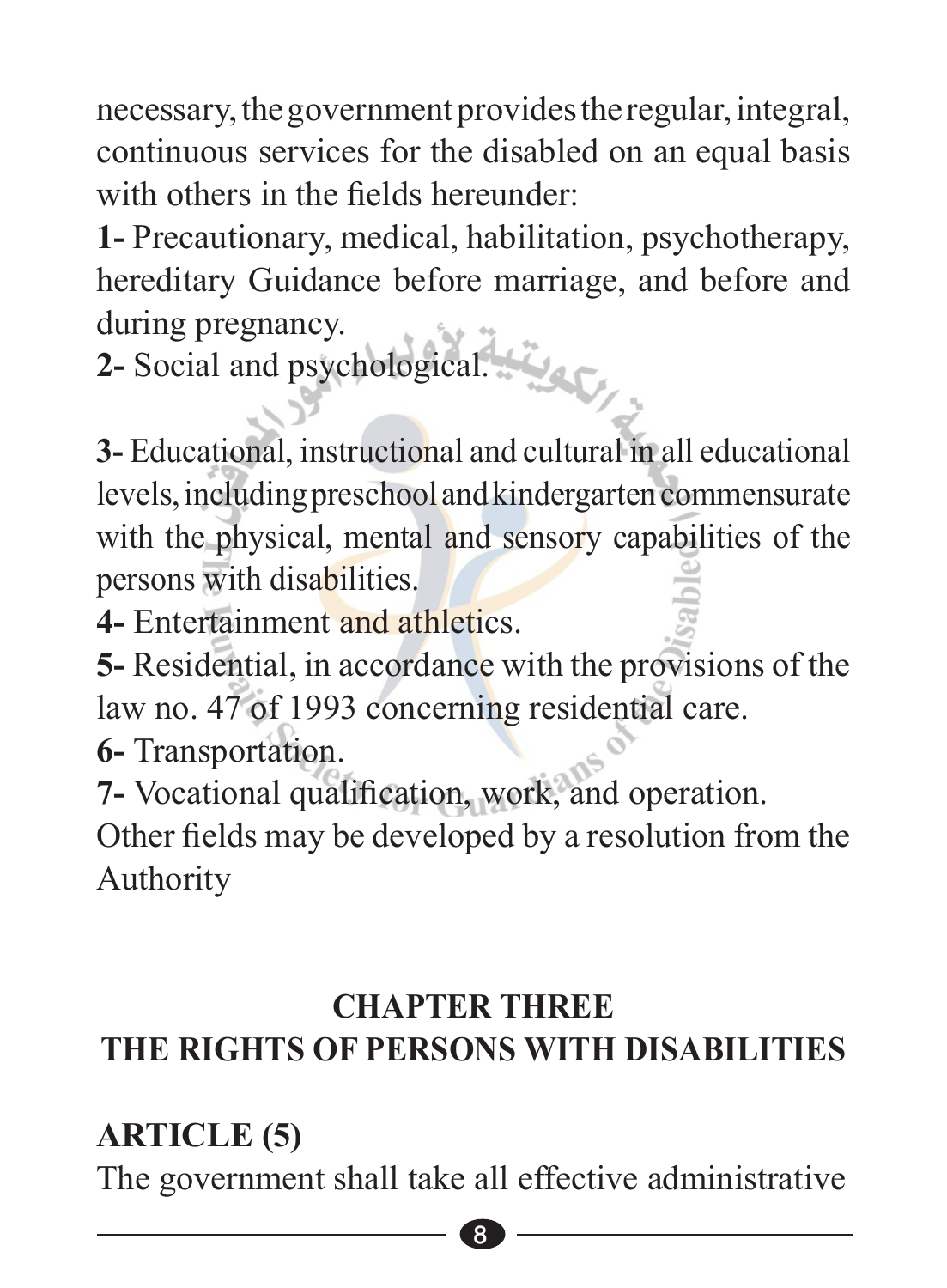necessary, the government provides the regular, integral, continuous services for the disabled on an equal basis with others in the fields hereunder:

**1-** Precautionary, medical, habilitation, psychotherapy, hereditary Guidance before marriage, and before and during pregnancy.

**2-** Social and psychological.

**3-** Educational, instructional and cultural in all educational levels, including preschool and kindergarten commensurate with the physical, mental and sensory capabilities of the persons with disabilities.

**4-** Entertainment and athletics.

**5-** Residential, in accordance with the provisions of the law no. 47 of 1993 concerning residential care.

**6-** Transportation.

**7-** Vocational qualification, work, and operation.

Other fields may be developed by a resolution from the Authority

## CHAPTER THREE
## THE RIGHTS OF PERSONS WITH DISABILITIES

### ARTICLE (5)

The government shall take all effective administrative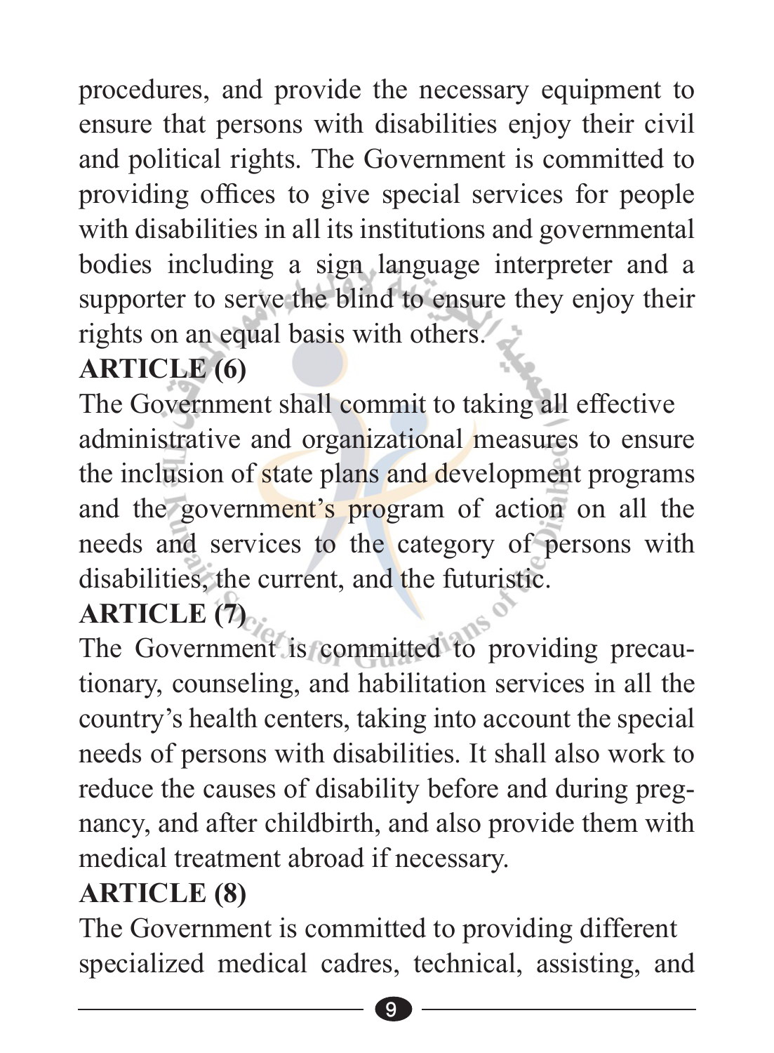procedures, and provide the necessary equipment to ensure that persons with disabilities enjoy their civil and political rights. The Government is committed to providing offices to give special services for people with disabilities in all its institutions and governmental bodies including a sign language interpreter and a supporter to serve the blind to ensure they enjoy their rights on an equal basis with others.

## ARTICLE (6)

The Government shall commit to taking all effective administrative and organizational measures to ensure the inclusion of state plans and development programs and the government's program of action on all the needs and services to the category of persons with disabilities, the current, and the futuristic.

## ARTICLE (7)

The Government is committed to providing precautionary, counseling, and habilitation services in all the country's health centers, taking into account the special needs of persons with disabilities. It shall also work to reduce the causes of disability before and during pregnancy, and after childbirth, and also provide them with medical treatment abroad if necessary.

## ARTICLE (8)

The Government is committed to providing different specialized medical cadres, technical, assisting, and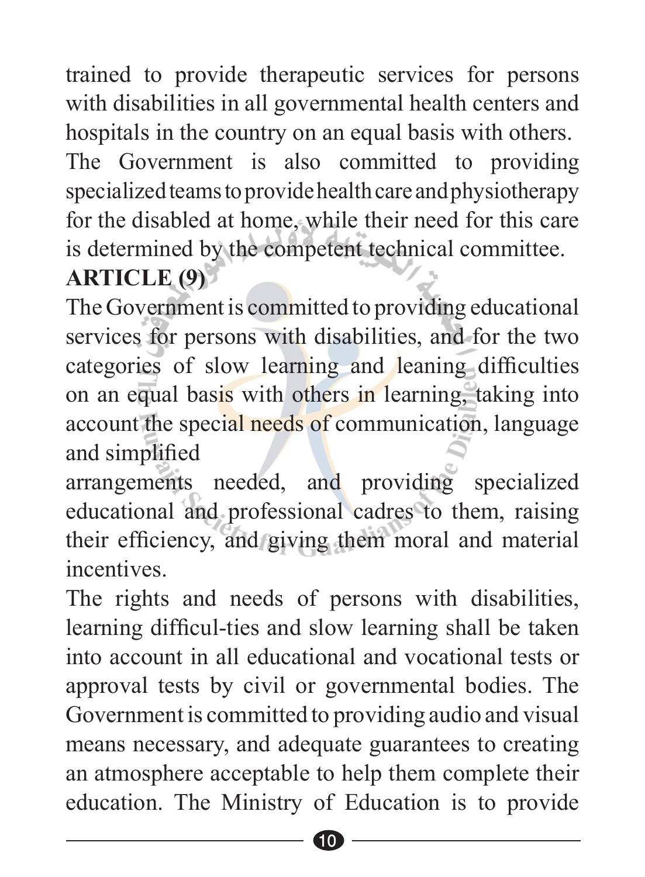trained to provide therapeutic services for persons with disabilities in all governmental health centers and hospitals in the country on an equal basis with others. The Government is also committed to providing specialized teams to provide health care and physiotherapy for the disabled at home, while their need for this care is determined by the competent technical committee.

**ARTICLE (9)**

The Government is committed to providing educational services for persons with disabilities, and for the two categories of slow learning and leaning difficulties on an equal basis with others in learning, taking into account the special needs of communication, language and simplified arrangements needed, and providing specialized educational and professional cadres to them, raising their efficiency, and giving them moral and material incentives.

The rights and needs of persons with disabilities, learning difficul-ties and slow learning shall be taken into account in all educational and vocational tests or approval tests by civil or governmental bodies. The Government is committed to providing audio and visual means necessary, and adequate guarantees to creating an atmosphere acceptable to help them complete their education. The Ministry of Education is to provide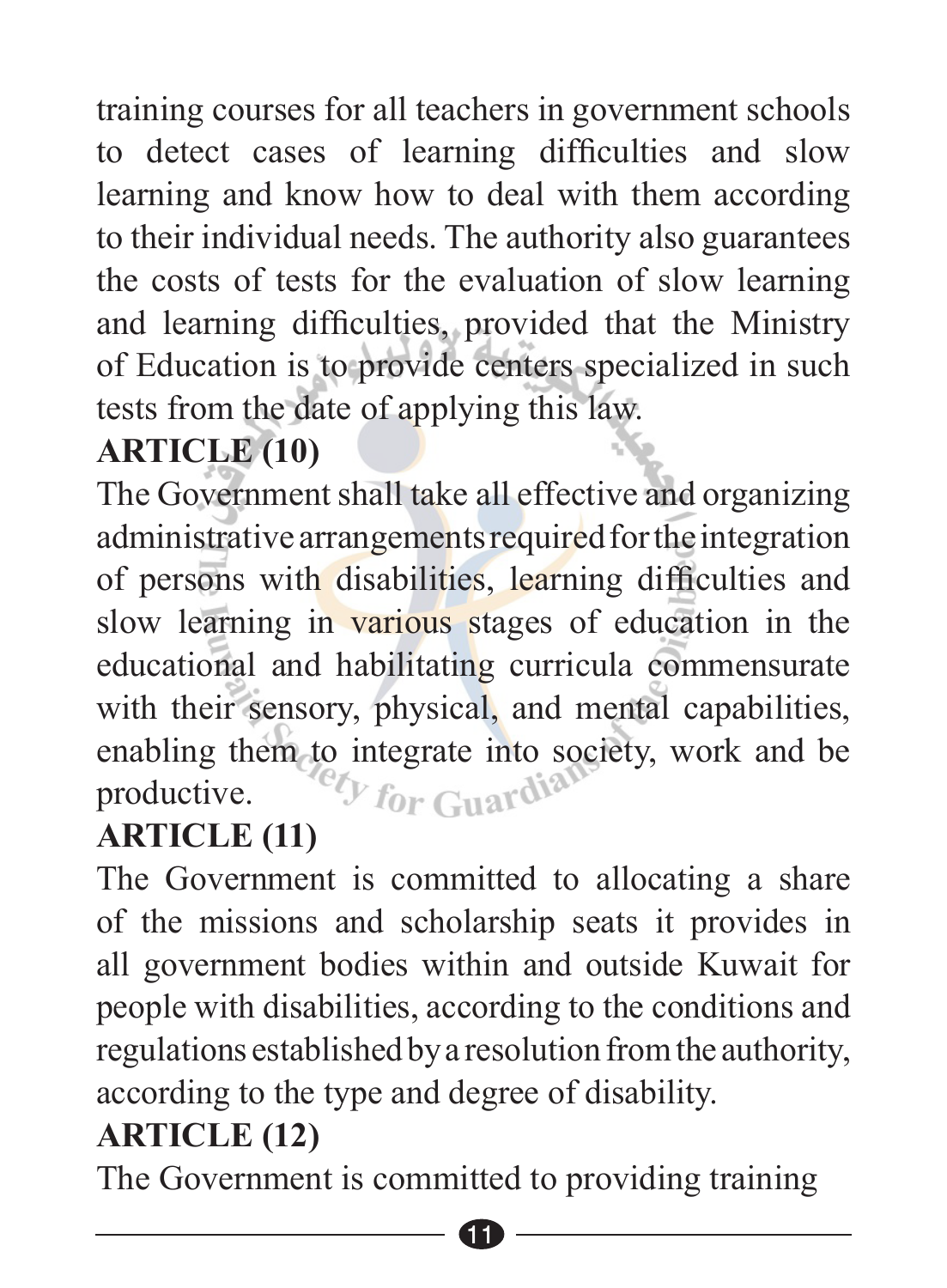training courses for all teachers in government schools to detect cases of learning difficulties and slow learning and know how to deal with them according to their individual needs. The authority also guarantees the costs of tests for the evaluation of slow learning and learning difficulties, provided that the Ministry of Education is to provide centers specialized in such tests from the date of applying this law.

**ARTICLE (10)**

The Government shall take all effective and organizing administrative arrangements required for the integration of persons with disabilities, learning difficulties and slow learning in various stages of education in the educational and habilitating curricula commensurate with their sensory, physical, and mental capabilities, enabling them to integrate into society, work and be productive.

**ARTICLE (11)**

The Government is committed to allocating a share of the missions and scholarship seats it provides in all government bodies within and outside Kuwait for people with disabilities, according to the conditions and regulations established by a resolution from the authority, according to the type and degree of disability.

**ARTICLE (12)**

The Government is committed to providing training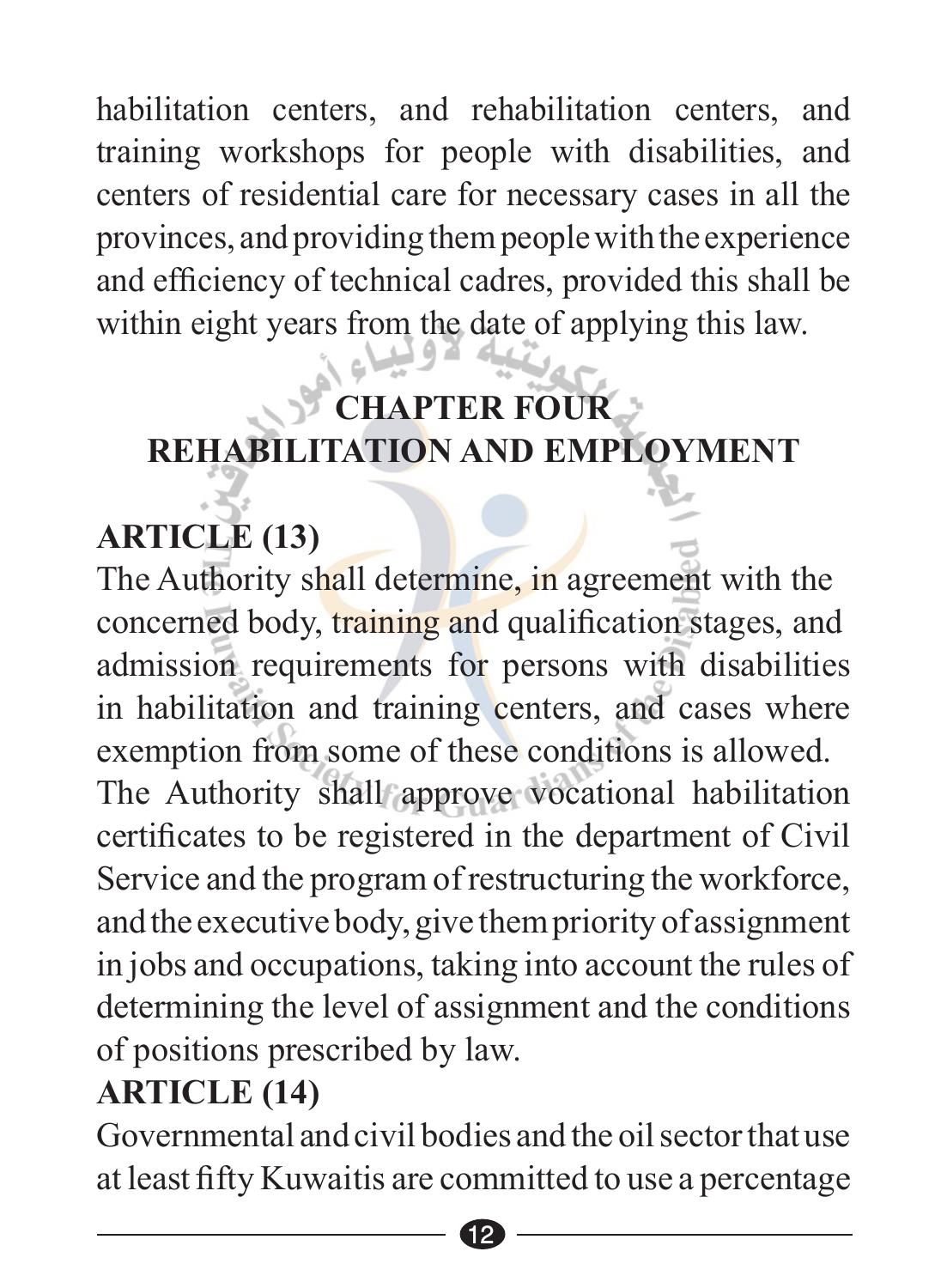habilitation centers, and rehabilitation centers, and training workshops for people with disabilities, and centers of residential care for necessary cases in all the provinces, and providing them people with the experience and efficiency of technical cadres, provided this shall be within eight years from the date of applying this law.

## CHAPTER FOUR
## REHABILITATION AND EMPLOYMENT

### ARTICLE (13)

The Authority shall determine, in agreement with the concerned body, training and qualification stages, and admission requirements for persons with disabilities in habilitation and training centers, and cases where exemption from some of these conditions is allowed.

The Authority shall approve vocational habilitation certificates to be registered in the department of Civil Service and the program of restructuring the workforce, and the executive body, give them priority of assignment in jobs and occupations, taking into account the rules of determining the level of assignment and the conditions of positions prescribed by law.

### ARTICLE (14)

Governmental and civil bodies and the oil sector that use at least fifty Kuwaitis are committed to use a percentage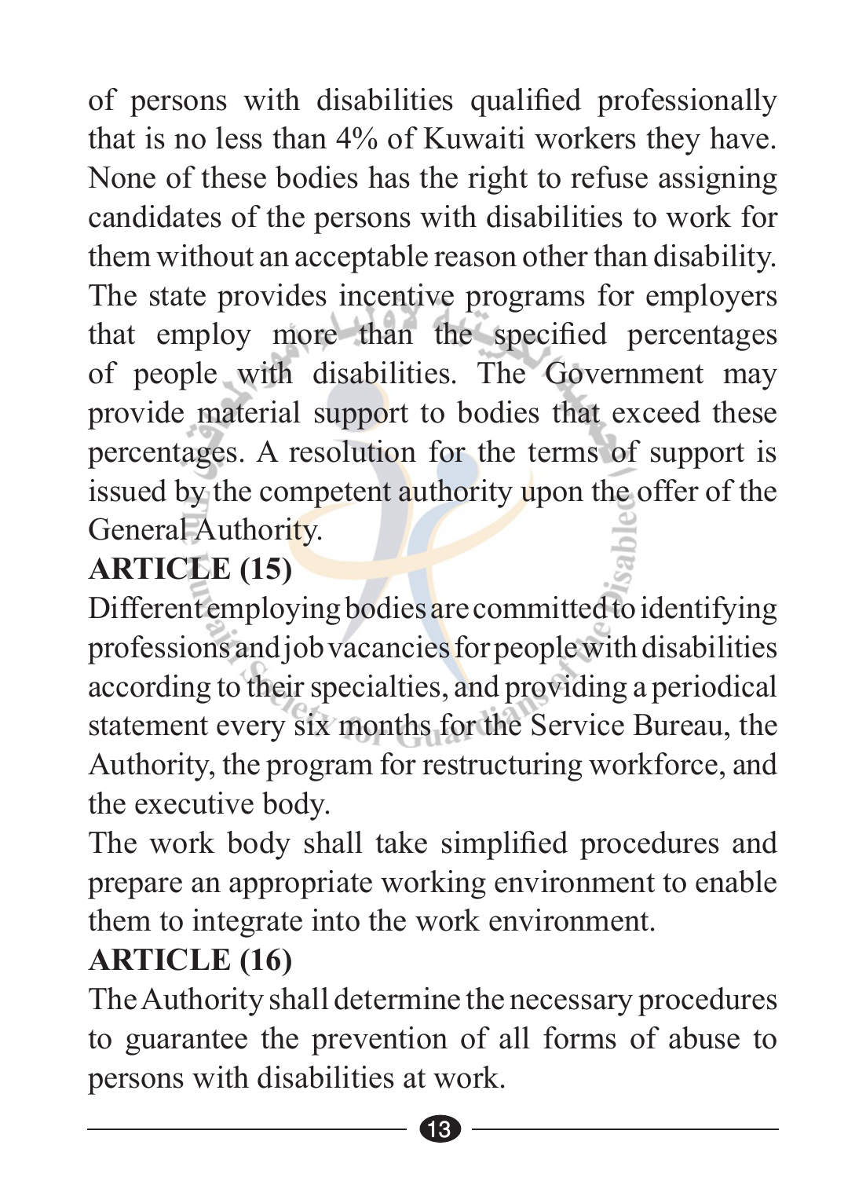of persons with disabilities qualified professionally that is no less than 4% of Kuwaiti workers they have. None of these bodies has the right to refuse assigning candidates of the persons with disabilities to work for them without an acceptable reason other than disability. The state provides incentive programs for employers that employ more than the specified percentages of people with disabilities. The Government may provide material support to bodies that exceed these percentages. A resolution for the terms of support is issued by the competent authority upon the offer of the General Authority.

## ARTICLE (15)

Different employing bodies are committed to identifying professions and job vacancies for people with disabilities according to their specialties, and providing a periodical statement every six months for the Service Bureau, the Authority, the program for restructuring workforce, and the executive body.

The work body shall take simplified procedures and prepare an appropriate working environment to enable them to integrate into the work environment.

## ARTICLE (16)

The Authority shall determine the necessary procedures to guarantee the prevention of all forms of abuse to persons with disabilities at work.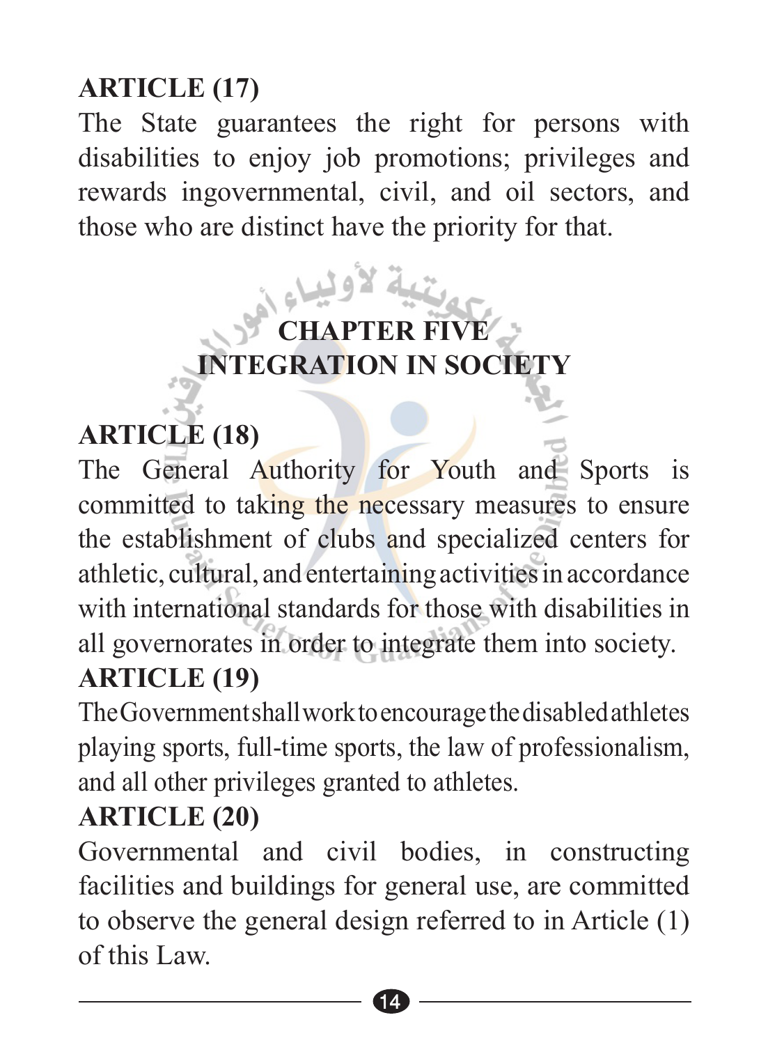## ARTICLE (17)

The State guarantees the right for persons with disabilities to enjoy job promotions; privileges and rewards ingovernmental, civil, and oil sectors, and those who are distinct have the priority for that.

# CHAPTER FIVE
# INTEGRATION IN SOCIETY

## ARTICLE (18)

The General Authority for Youth and Sports is committed to taking the necessary measures to ensure the establishment of clubs and specialized centers for athletic, cultural, and entertaining activities in accordance with international standards for those with disabilities in all governorates in order to integrate them into society.

## ARTICLE (19)

The Government shall work to encourage the disabled athletes playing sports, full-time sports, the law of professionalism, and all other privileges granted to athletes.

## ARTICLE (20)

Governmental and civil bodies, in constructing facilities and buildings for general use, are committed to observe the general design referred to in Article (1) of this Law.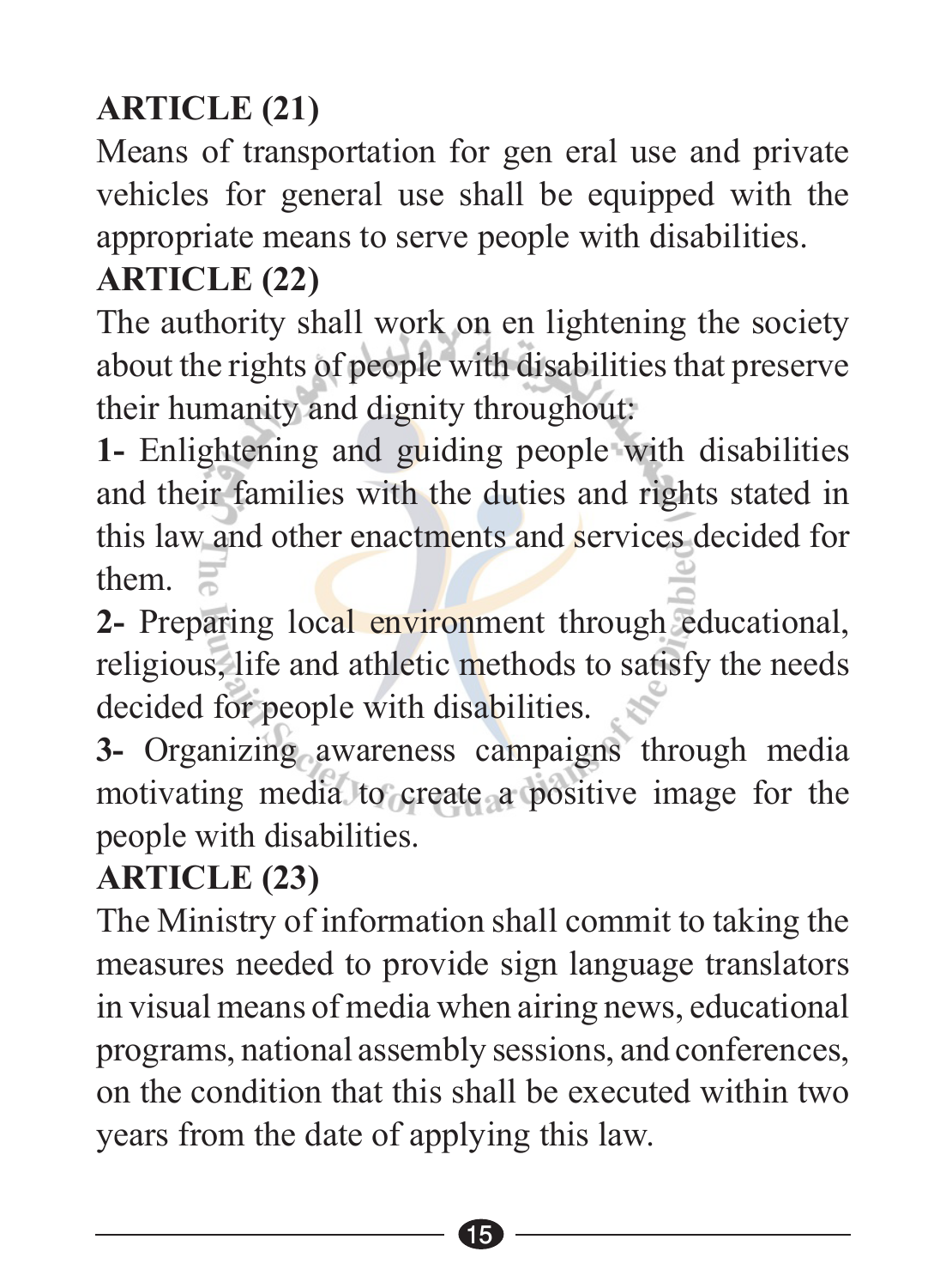**ARTICLE (21)**

Means of transportation for gen eral use and private vehicles for general use shall be equipped with the appropriate means to serve people with disabilities.

**ARTICLE (22)**

The authority shall work on en lightening the society about the rights of people with disabilities that preserve their humanity and dignity throughout:

**1-** Enlightening and guiding people with disabilities and their families with the duties and rights stated in this law and other enactments and services decided for them.

**2-** Preparing local environment through educational, religious, life and athletic methods to satisfy the needs decided for people with disabilities.

**3-** Organizing awareness campaigns through media motivating media to create a positive image for the people with disabilities.

**ARTICLE (23)**

The Ministry of information shall commit to taking the measures needed to provide sign language translators in visual means of media when airing news, educational programs, national assembly sessions, and conferences, on the condition that this shall be executed within two years from the date of applying this law.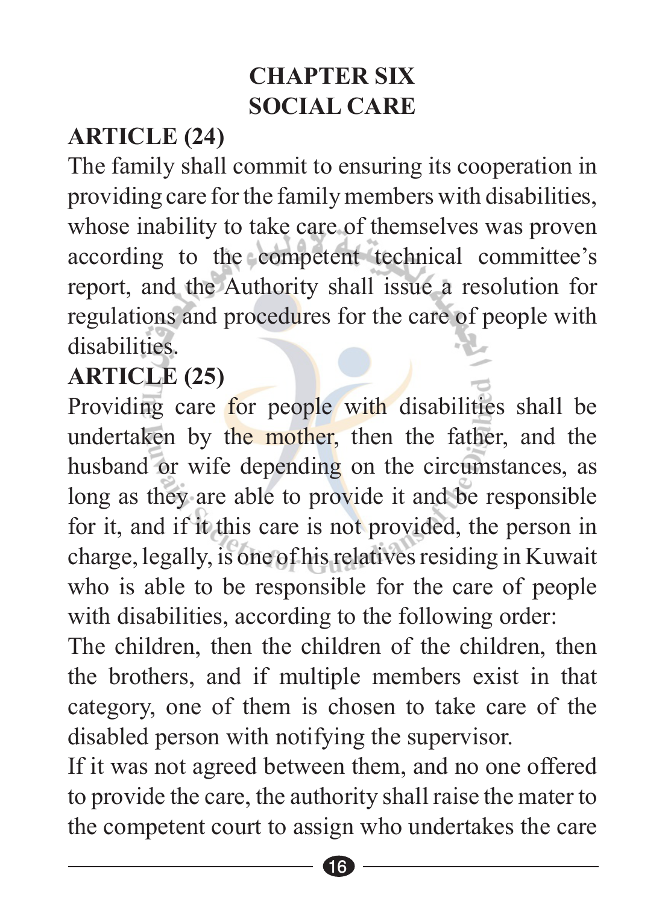# CHAPTER SIX
# SOCIAL CARE

## ARTICLE (24)

The family shall commit to ensuring its cooperation in providing care for the family members with disabilities, whose inability to take care of themselves was proven according to the competent technical committee's report, and the Authority shall issue a resolution for regulations and procedures for the care of people with disabilities.

## ARTICLE (25)

Providing care for people with disabilities shall be undertaken by the mother, then the father, and the husband or wife depending on the circumstances, as long as they are able to provide it and be responsible for it, and if it this care is not provided, the person in charge, legally, is one of his relatives residing in Kuwait who is able to be responsible for the care of people with disabilities, according to the following order:

The children, then the children of the children, then the brothers, and if multiple members exist in that category, one of them is chosen to take care of the disabled person with notifying the supervisor.

If it was not agreed between them, and no one offered to provide the care, the authority shall raise the mater to the competent court to assign who undertakes the care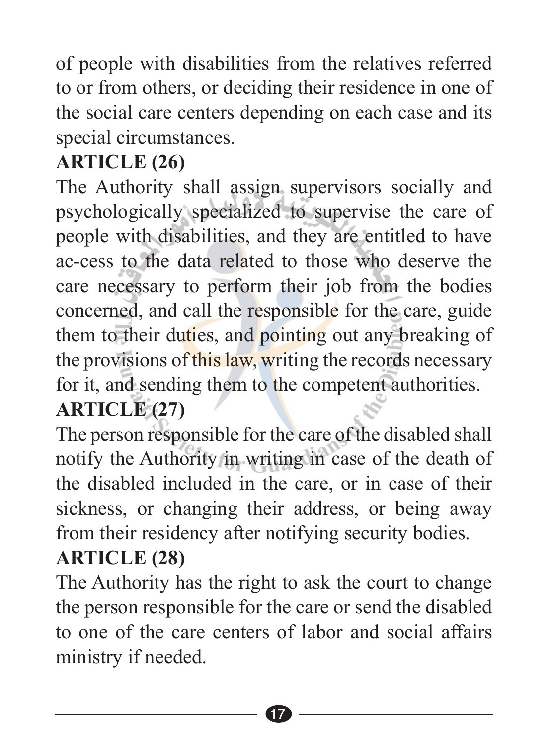of people with disabilities from the relatives referred to or from others, or deciding their residence in one of the social care centers depending on each case and its special circumstances.

**ARTICLE (26)**

The Authority shall assign supervisors socially and psychologically specialized to supervise the care of people with disabilities, and they are entitled to have ac-cess to the data related to those who deserve the care necessary to perform their job from the bodies concerned, and call the responsible for the care, guide them to their duties, and pointing out any breaking of the provisions of this law, writing the records necessary for it, and sending them to the competent authorities.

**ARTICLE (27)**

The person responsible for the care of the disabled shall notify the Authority in writing in case of the death of the disabled included in the care, or in case of their sickness, or changing their address, or being away from their residency after notifying security bodies.

**ARTICLE (28)**

The Authority has the right to ask the court to change the person responsible for the care or send the disabled to one of the care centers of labor and social affairs ministry if needed.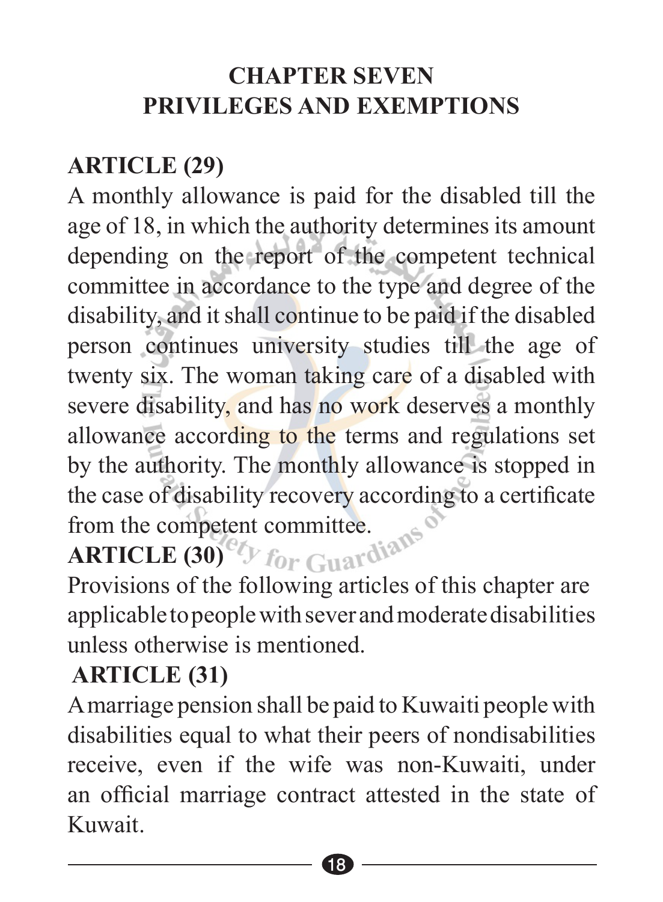## CHAPTER SEVEN
## PRIVILEGES AND EXEMPTIONS

### ARTICLE (29)

A monthly allowance is paid for the disabled till the age of 18, in which the authority determines its amount depending on the report of the competent technical committee in accordance to the type and degree of the disability, and it shall continue to be paid if the disabled person continues university studies till the age of twenty six. The woman taking care of a disabled with severe disability, and has no work deserves a monthly allowance according to the terms and regulations set by the authority. The monthly allowance is stopped in the case of disability recovery according to a certificate from the competent committee.

### ARTICLE (30)

Provisions of the following articles of this chapter are applicable to people with sever and moderate disabilities unless otherwise is mentioned.

### ARTICLE (31)

A marriage pension shall be paid to Kuwaiti people with disabilities equal to what their peers of nondisabilities receive, even if the wife was non-Kuwaiti, under an official marriage contract attested in the state of Kuwait.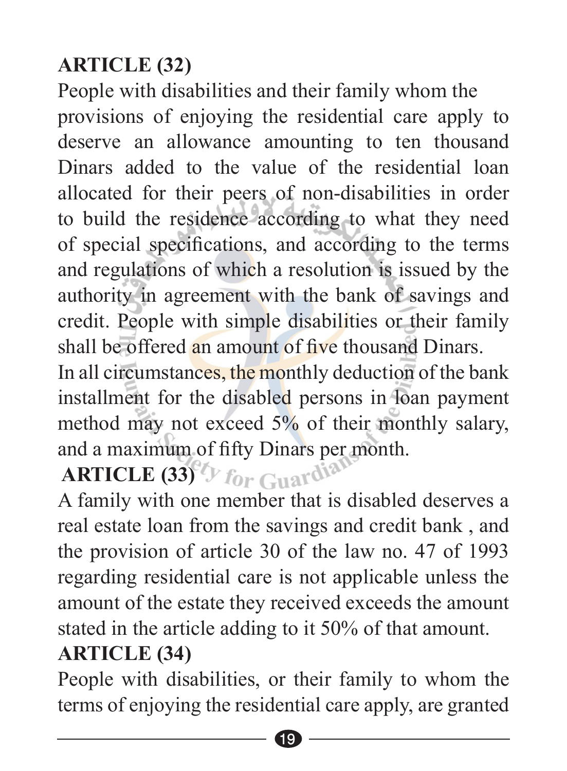**ARTICLE (32)**

People with disabilities and their family whom the provisions of enjoying the residential care apply to deserve an allowance amounting to ten thousand Dinars added to the value of the residential loan allocated for their peers of non-disabilities in order to build the residence according to what they need of special specifications, and according to the terms and regulations of which a resolution is issued by the authority in agreement with the bank of savings and credit. People with simple disabilities or their family shall be offered an amount of five thousand Dinars.

In all circumstances, the monthly deduction of the bank installment for the disabled persons in loan payment method may not exceed 5% of their monthly salary, and a maximum of fifty Dinars per month.

**ARTICLE (33)**

A family with one member that is disabled deserves a real estate loan from the savings and credit bank , and the provision of article 30 of the law no. 47 of 1993 regarding residential care is not applicable unless the amount of the estate they received exceeds the amount stated in the article adding to it 50% of that amount.

**ARTICLE (34)**

People with disabilities, or their family to whom the terms of enjoying the residential care apply, are granted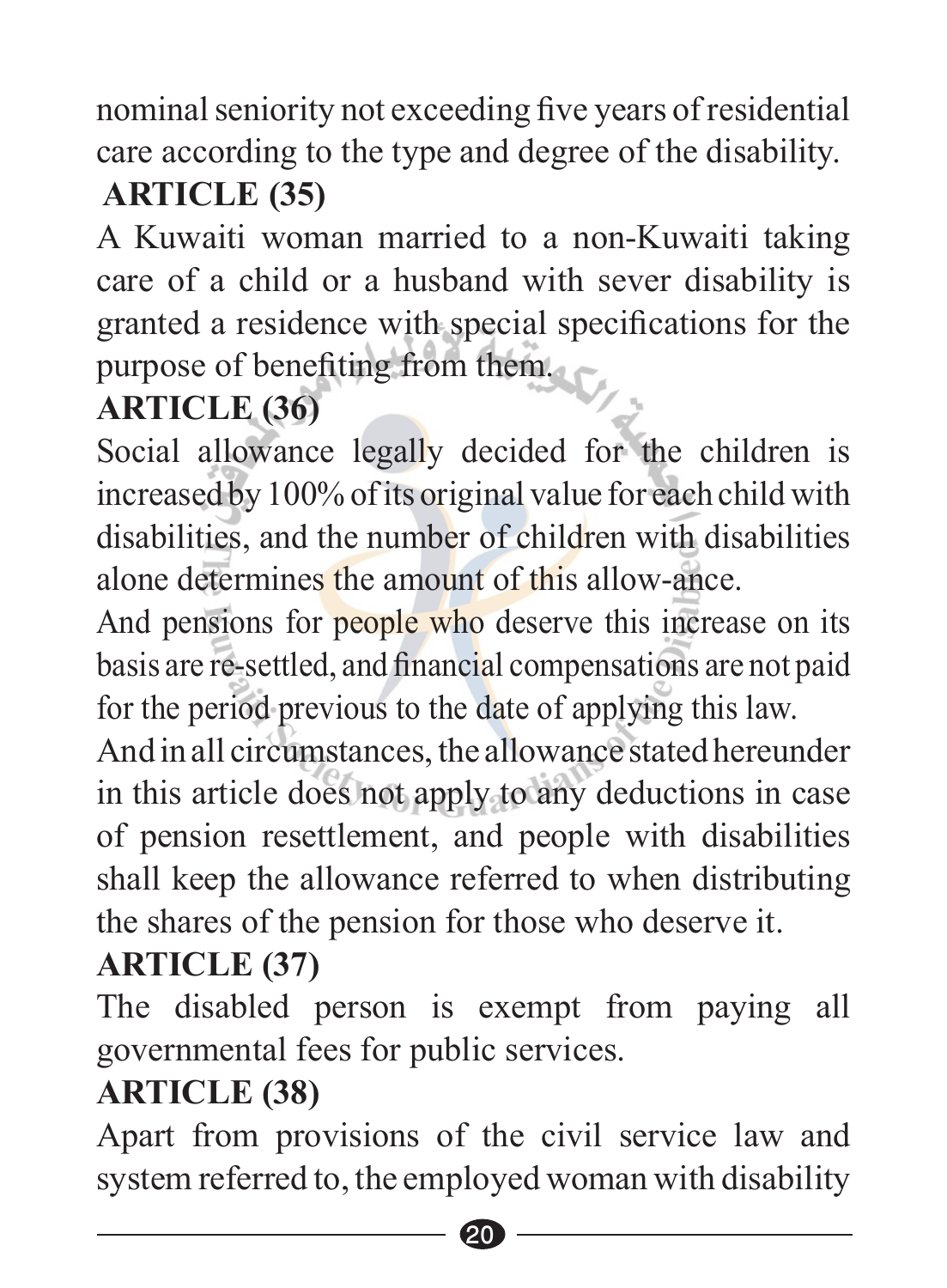nominal seniority not exceeding five years of residential care according to the type and degree of the disability.

## ARTICLE (35)

A Kuwaiti woman married to a non-Kuwaiti taking care of a child or a husband with sever disability is granted a residence with special specifications for the purpose of benefiting from them.

## ARTICLE (36)

Social allowance legally decided for the children is increased by 100% of its original value for each child with disabilities, and the number of children with disabilities alone determines the amount of this allow-ance.

And pensions for people who deserve this increase on its basis are re-settled, and financial compensations are not paid for the period previous to the date of applying this law.

And in all circumstances, the allowance stated hereunder in this article does not apply to any deductions in case of pension resettlement, and people with disabilities shall keep the allowance referred to when distributing the shares of the pension for those who deserve it.

## ARTICLE (37)

The disabled person is exempt from paying all governmental fees for public services.

## ARTICLE (38)

Apart from provisions of the civil service law and system referred to, the employed woman with disability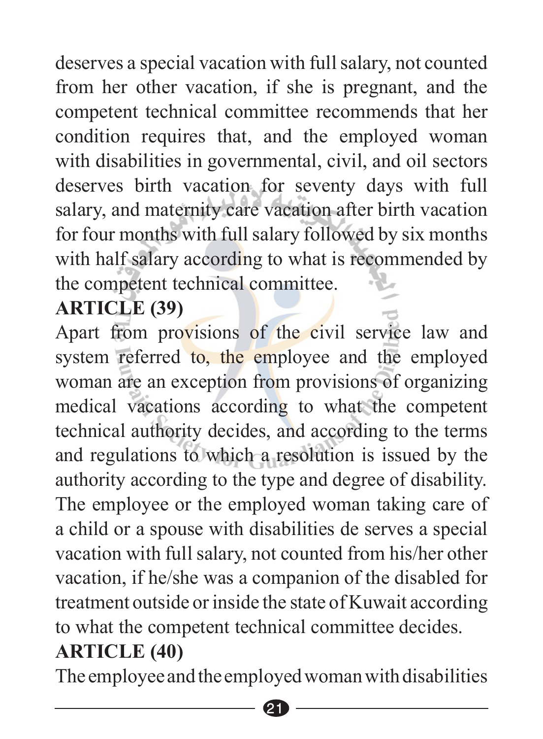deserves a special vacation with full salary, not counted from her other vacation, if she is pregnant, and the competent technical committee recommends that her condition requires that, and the employed woman with disabilities in governmental, civil, and oil sectors deserves birth vacation for seventy days with full salary, and maternity care vacation after birth vacation for four months with full salary followed by six months with half salary according to what is recommended by the competent technical committee.

**ARTICLE (39)**

Apart from provisions of the civil service law and system referred to, the employee and the employed woman are an exception from provisions of organizing medical vacations according to what the competent technical authority decides, and according to the terms and regulations to which a resolution is issued by the authority according to the type and degree of disability. The employee or the employed woman taking care of a child or a spouse with disabilities de serves a special vacation with full salary, not counted from his/her other vacation, if he/she was a companion of the disabled for treatment outside or inside the state of Kuwait according to what the competent technical committee decides.

**ARTICLE (40)**

The employee and the employed woman with disabilities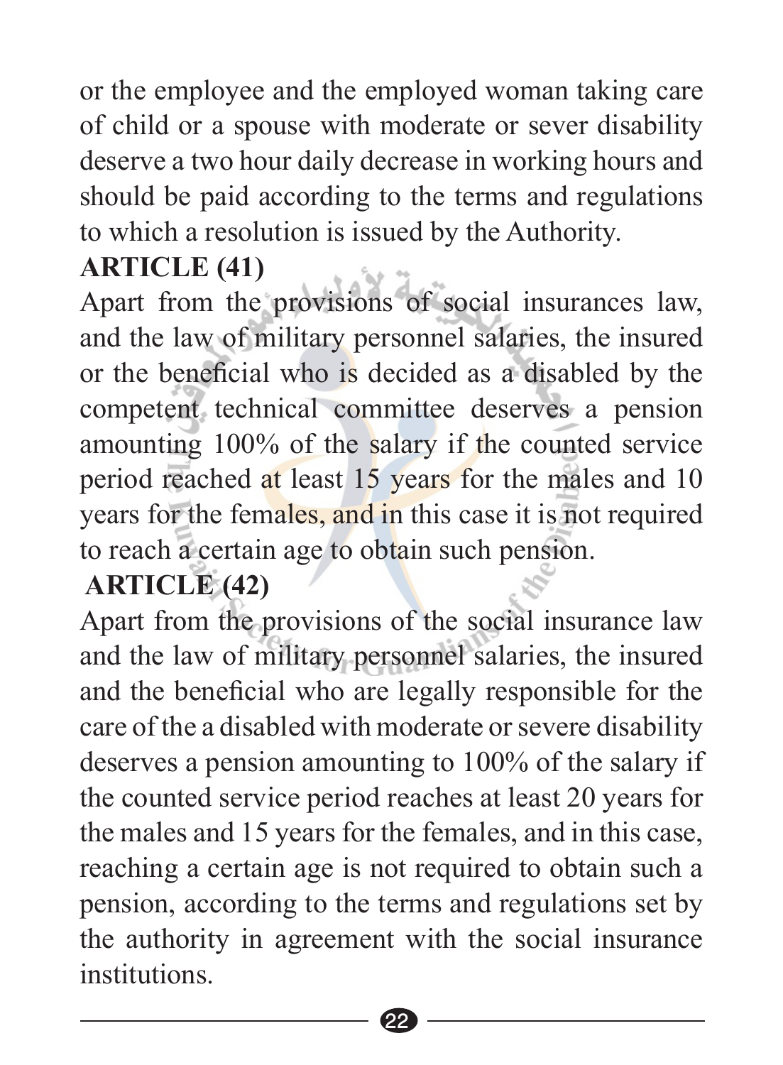or the employee and the employed woman taking care of child or a spouse with moderate or sever disability deserve a two hour daily decrease in working hours and should be paid according to the terms and regulations to which a resolution is issued by the Authority.

**ARTICLE (41)**

Apart from the provisions of social insurances law, and the law of military personnel salaries, the insured or the beneficial who is decided as a disabled by the competent technical committee deserves a pension amounting 100% of the salary if the counted service period reached at least 15 years for the males and 10 years for the females, and in this case it is not required to reach a certain age to obtain such pension.

**ARTICLE (42)**

Apart from the provisions of the social insurance law and the law of military personnel salaries, the insured and the beneficial who are legally responsible for the care of the a disabled with moderate or severe disability deserves a pension amounting to 100% of the salary if the counted service period reaches at least 20 years for the males and 15 years for the females, and in this case, reaching a certain age is not required to obtain such a pension, according to the terms and regulations set by the authority in agreement with the social insurance institutions.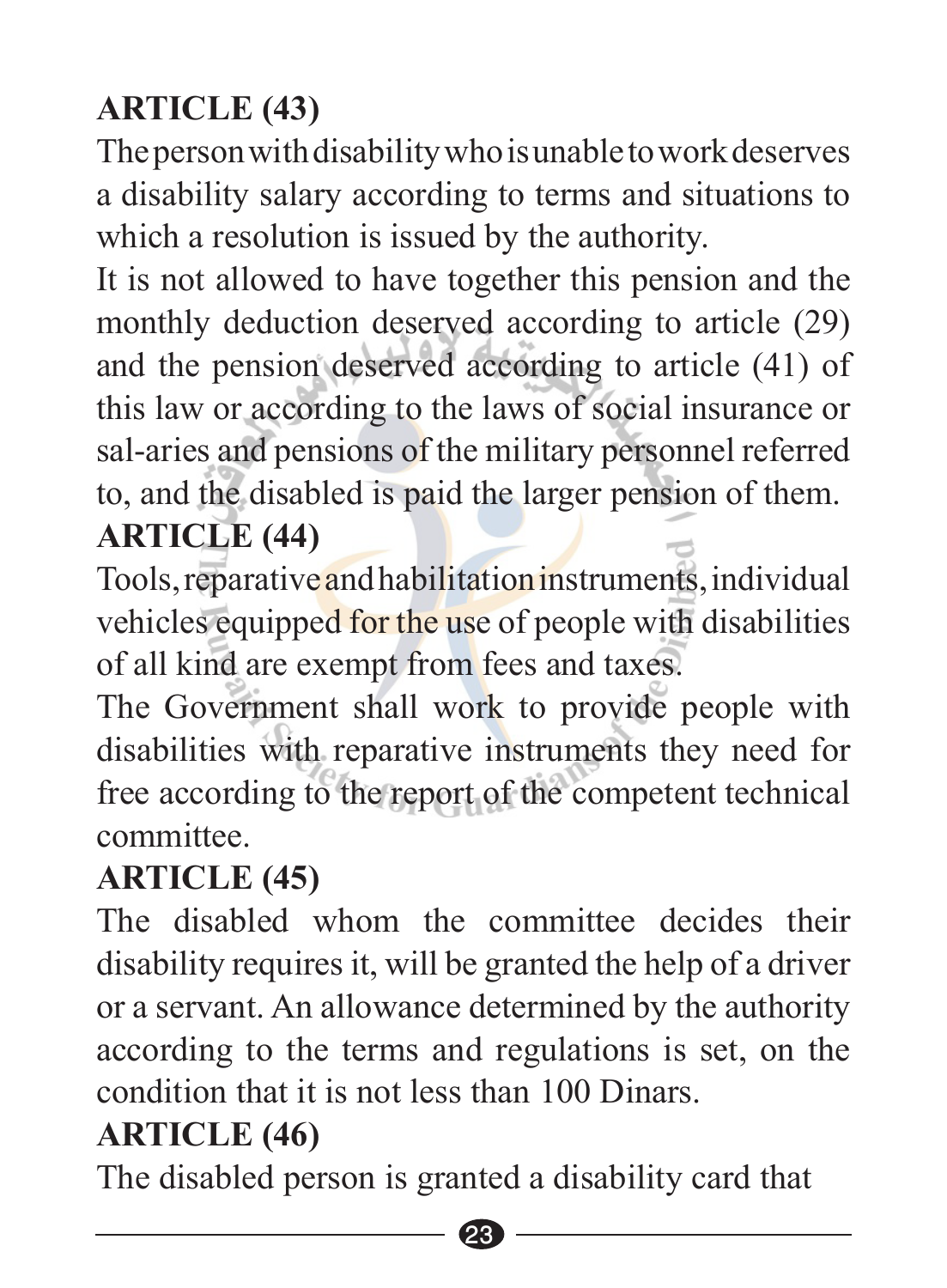## ARTICLE (43)

The person with disability who is unable to work deserves a disability salary according to terms and situations to which a resolution is issued by the authority.

It is not allowed to have together this pension and the monthly deduction deserved according to article (29) and the pension deserved according to article (41) of this law or according to the laws of social insurance or sal-aries and pensions of the military personnel referred to, and the disabled is paid the larger pension of them.

## ARTICLE (44)

Tools, reparative and habilitation instruments, individual vehicles equipped for the use of people with disabilities of all kind are exempt from fees and taxes.

The Government shall work to provide people with disabilities with reparative instruments they need for free according to the report of the competent technical committee.

## ARTICLE (45)

The disabled whom the committee decides their disability requires it, will be granted the help of a driver or a servant. An allowance determined by the authority according to the terms and regulations is set, on the condition that it is not less than 100 Dinars.

## ARTICLE (46)

The disabled person is granted a disability card that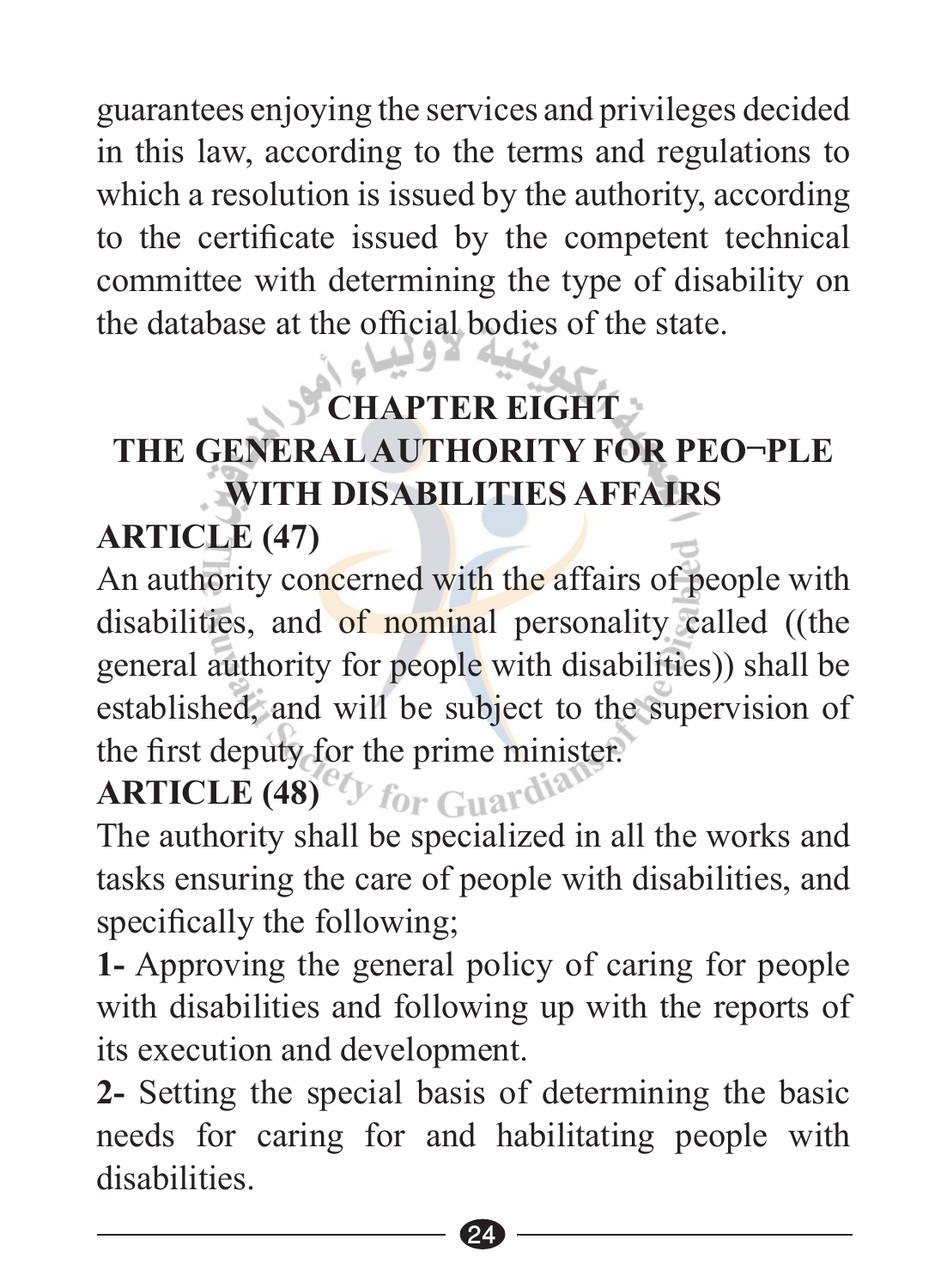guarantees enjoying the services and privileges decided in this law, according to the terms and regulations to which a resolution is issued by the authority, according to the certificate issued by the competent technical committee with determining the type of disability on the database at the official bodies of the state.

## CHAPTER EIGHT
## THE GENERAL AUTHORITY FOR PEO¬PLE WITH DISABILITIES AFFAIRS

### ARTICLE (47)

An authority concerned with the affairs of people with disabilities, and of nominal personality called ((the general authority for people with disabilities)) shall be established, and will be subject to the supervision of the first deputy for the prime minister.

### ARTICLE (48)

The authority shall be specialized in all the works and tasks ensuring the care of people with disabilities, and specifically the following;

**1-** Approving the general policy of caring for people with disabilities and following up with the reports of its execution and development.

**2-** Setting the special basis of determining the basic needs for caring for and habilitating people with disabilities.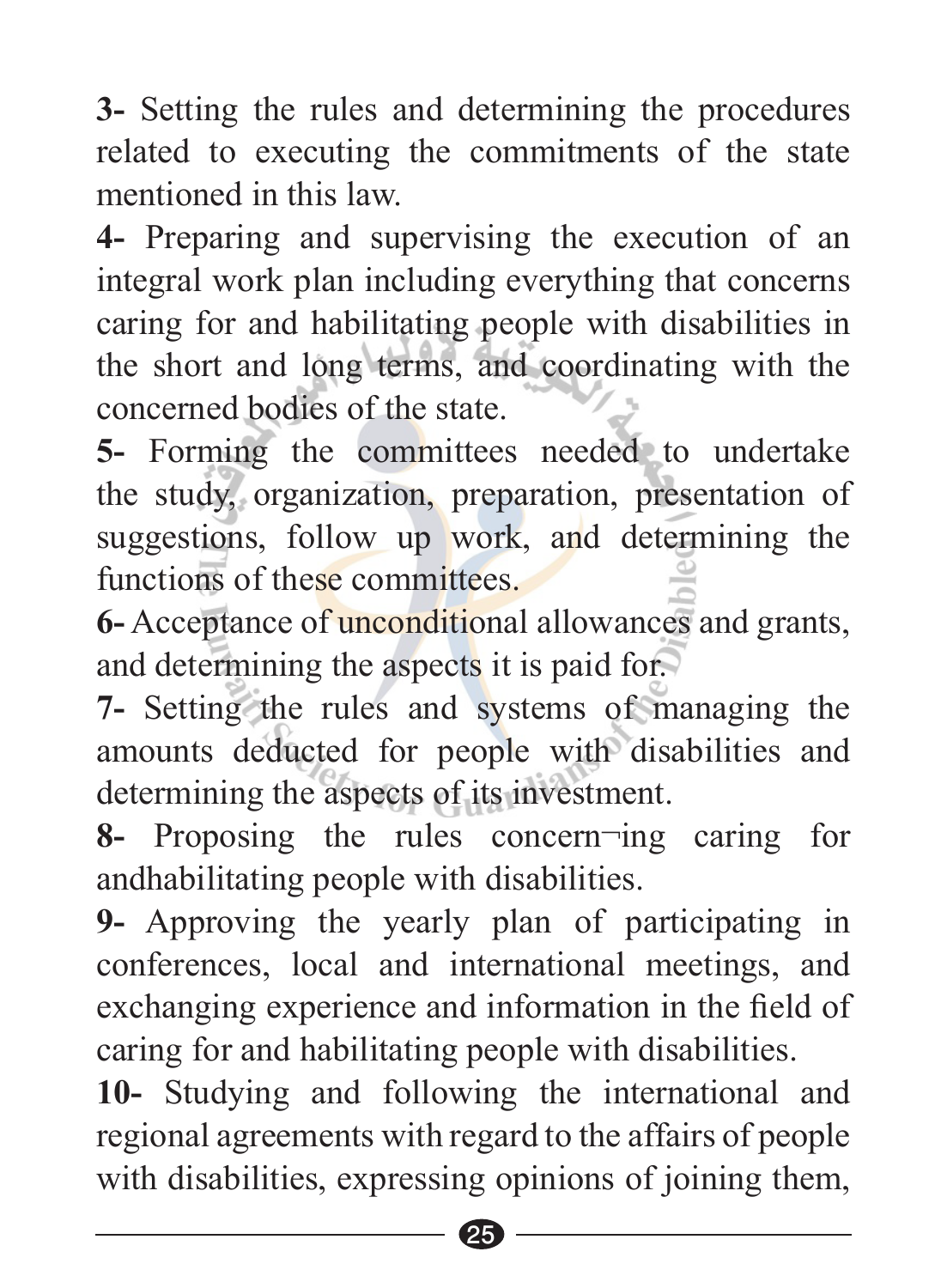**3-** Setting the rules and determining the procedures related to executing the commitments of the state mentioned in this law.

**4-** Preparing and supervising the execution of an integral work plan including everything that concerns caring for and habilitating people with disabilities in the short and long terms, and coordinating with the concerned bodies of the state.

**5-** Forming the committees needed to undertake the study, organization, preparation, presentation of suggestions, follow up work, and determining the functions of these committees.

**6-** Acceptance of unconditional allowances and grants, and determining the aspects it is paid for.

**7-** Setting the rules and systems of managing the amounts deducted for people with disabilities and determining the aspects of its investment.

**8-** Proposing the rules concern¬ing caring for andhabilitating people with disabilities.

**9-** Approving the yearly plan of participating in conferences, local and international meetings, and exchanging experience and information in the field of caring for and habilitating people with disabilities.

**10-** Studying and following the international and regional agreements with regard to the affairs of people with disabilities, expressing opinions of joining them,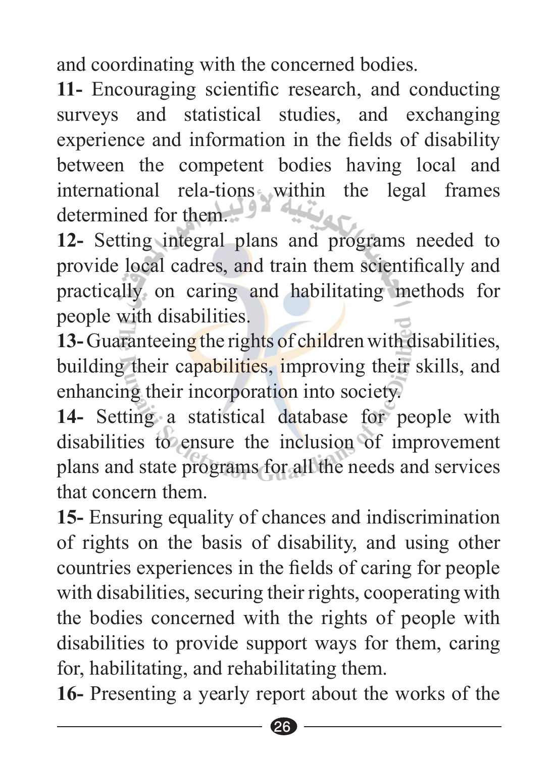and coordinating with the concerned bodies.

**11-** Encouraging scientific research, and conducting surveys and statistical studies, and exchanging experience and information in the fields of disability between the competent bodies having local and international rela-tions within the legal frames determined for them.

**12-** Setting integral plans and programs needed to provide local cadres, and train them scientifically and practically on caring and habilitating methods for people with disabilities.

**13-** Guaranteeing the rights of children with disabilities, building their capabilities, improving their skills, and enhancing their incorporation into society.

**14-** Setting a statistical database for people with disabilities to ensure the inclusion of improvement plans and state programs for all the needs and services that concern them.

**15-** Ensuring equality of chances and indiscrimination of rights on the basis of disability, and using other countries experiences in the fields of caring for people with disabilities, securing their rights, cooperating with the bodies concerned with the rights of people with disabilities to provide support ways for them, caring for, habilitating, and rehabilitating them.

**16-** Presenting a yearly report about the works of the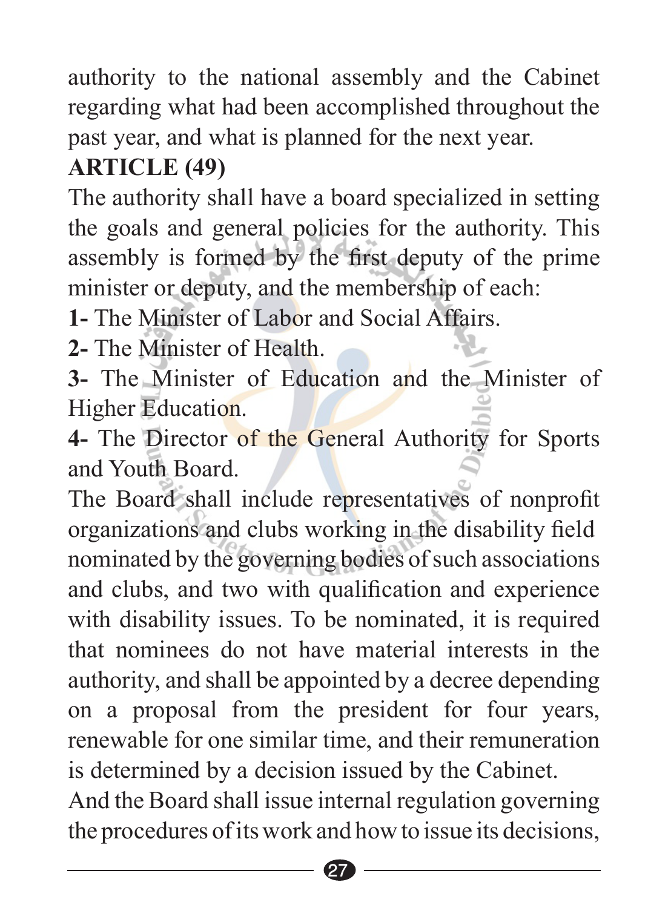authority to the national assembly and the Cabinet regarding what had been accomplished throughout the past year, and what is planned for the next year.

**ARTICLE (49)**

The authority shall have a board specialized in setting the goals and general policies for the authority. This assembly is formed by the first deputy of the prime minister or deputy, and the membership of each:

**1-** The Minister of Labor and Social Affairs.

**2-** The Minister of Health.

**3-** The Minister of Education and the Minister of Higher Education.

**4-** The Director of the General Authority for Sports and Youth Board.

The Board shall include representatives of nonprofit organizations and clubs working in the disability field nominated by the governing bodies of such associations and clubs, and two with qualification and experience with disability issues. To be nominated, it is required that nominees do not have material interests in the authority, and shall be appointed by a decree depending on a proposal from the president for four years, renewable for one similar time, and their remuneration is determined by a decision issued by the Cabinet.

And the Board shall issue internal regulation governing the procedures of its work and how to issue its decisions,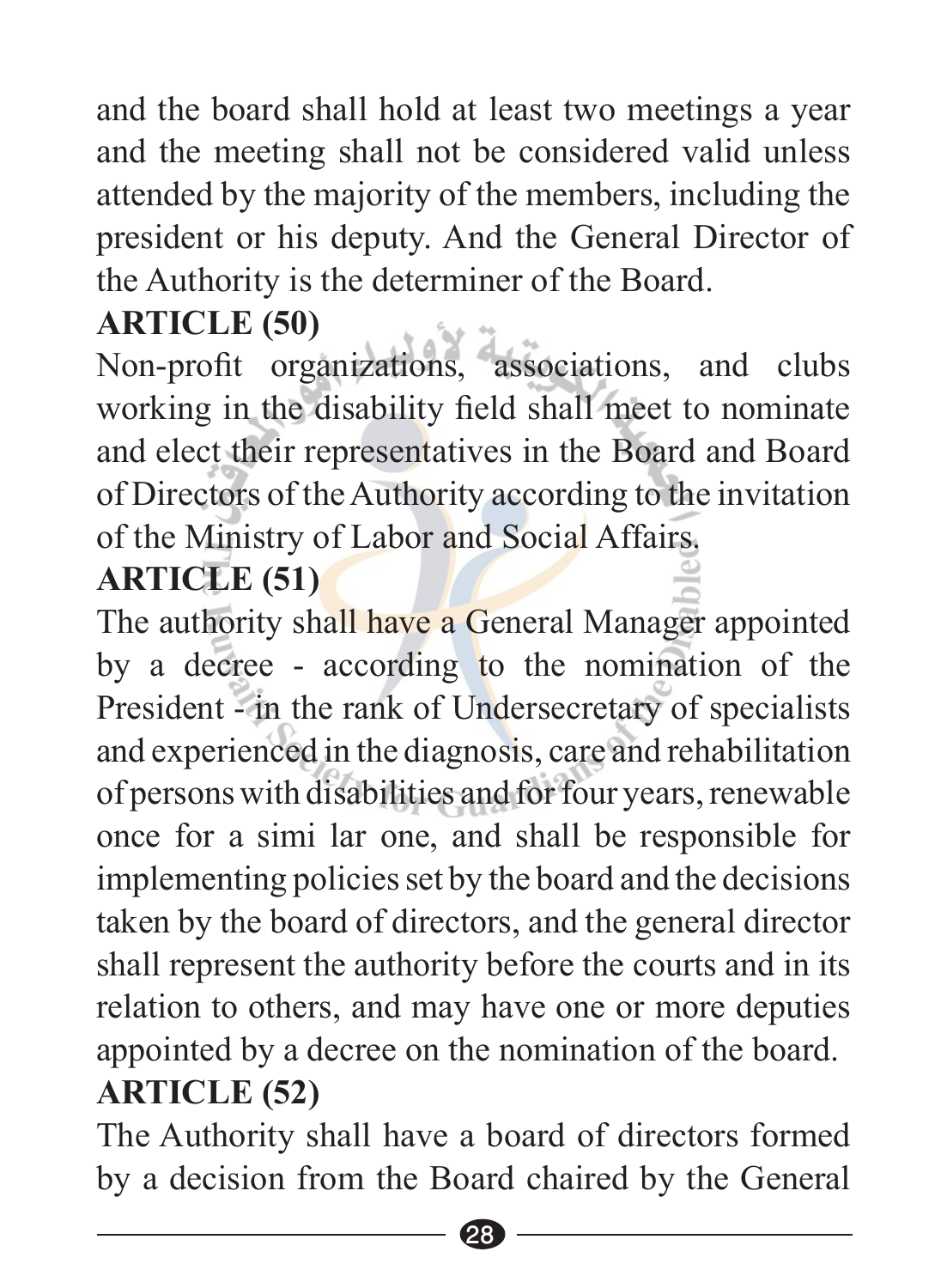and the board shall hold at least two meetings a year and the meeting shall not be considered valid unless attended by the majority of the members, including the president or his deputy. And the General Director of the Authority is the determiner of the Board.

**ARTICLE (50)**

Non-profit organizations, associations, and clubs working in the disability field shall meet to nominate and elect their representatives in the Board and Board of Directors of the Authority according to the invitation of the Ministry of Labor and Social Affairs.

**ARTICLE (51)**

The authority shall have a General Manager appointed by a decree - according to the nomination of the President - in the rank of Undersecretary of specialists and experienced in the diagnosis, care and rehabilitation of persons with disabilities and for four years, renewable once for a simi lar one, and shall be responsible for implementing policies set by the board and the decisions taken by the board of directors, and the general director shall represent the authority before the courts and in its relation to others, and may have one or more deputies appointed by a decree on the nomination of the board.

**ARTICLE (52)**

The Authority shall have a board of directors formed by a decision from the Board chaired by the General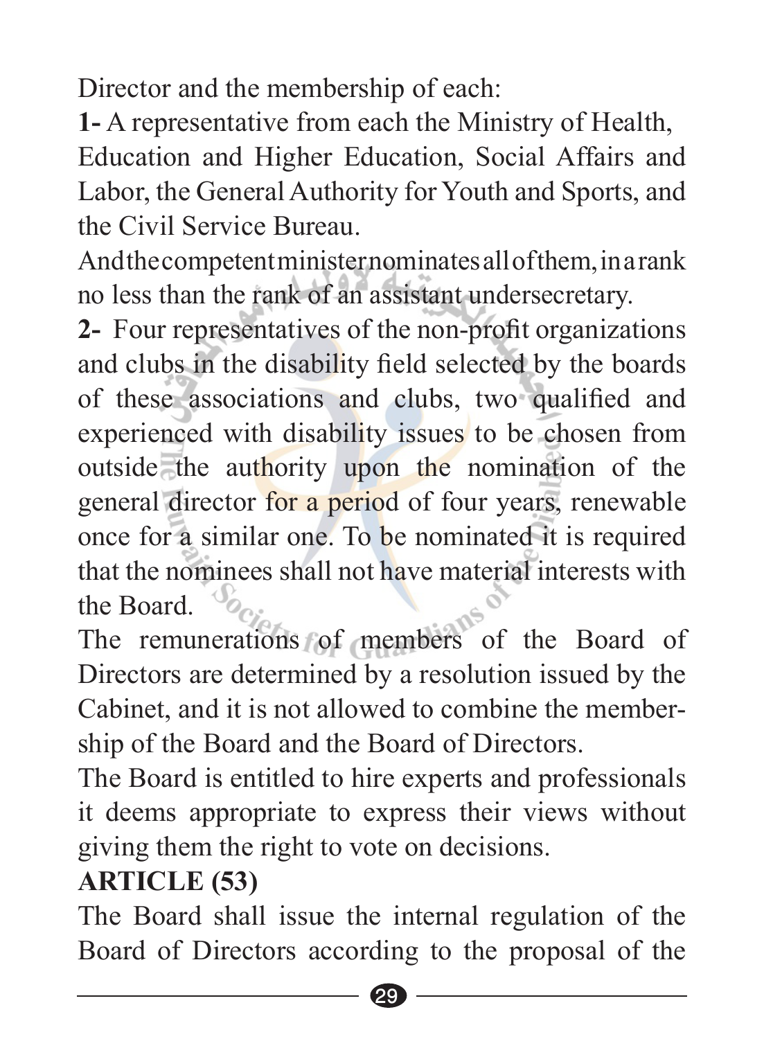Director and the membership of each:

**1-** A representative from each the Ministry of Health, Education and Higher Education, Social Affairs and Labor, the General Authority for Youth and Sports, and the Civil Service Bureau.

And the competent minister nominates all of them, in a rank no less than the rank of an assistant undersecretary.

**2-** Four representatives of the non-profit organizations and clubs in the disability field selected by the boards of these associations and clubs, two qualified and experienced with disability issues to be chosen from outside the authority upon the nomination of the general director for a period of four years, renewable once for a similar one. To be nominated it is required that the nominees shall not have material interests with the Board.

The remunerations of members of the Board of Directors are determined by a resolution issued by the Cabinet, and it is not allowed to combine the membership of the Board and the Board of Directors.

The Board is entitled to hire experts and professionals it deems appropriate to express their views without giving them the right to vote on decisions.

**ARTICLE (53)**

The Board shall issue the internal regulation of the Board of Directors according to the proposal of the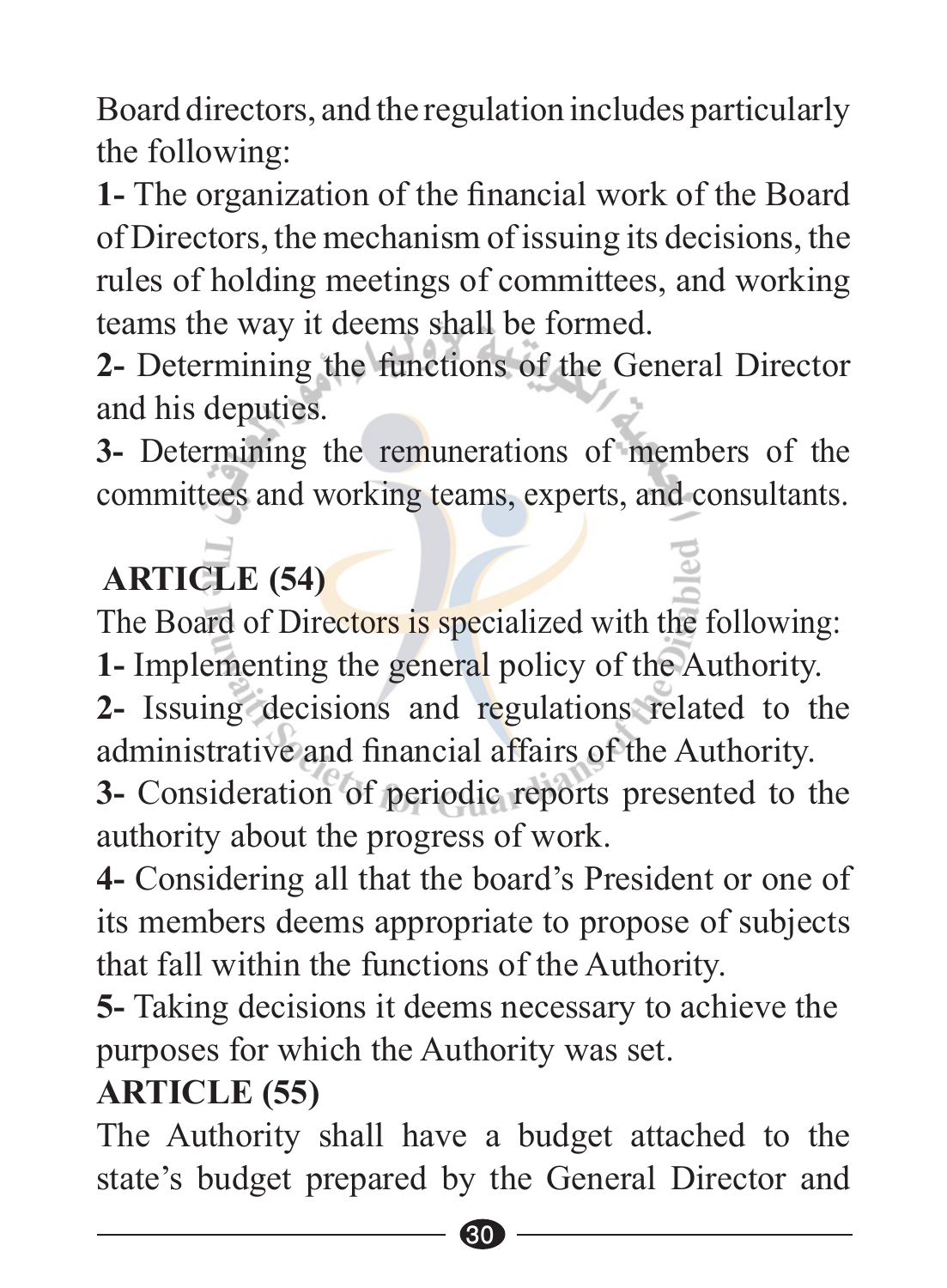Board directors, and the regulation includes particularly the following:

**1-** The organization of the financial work of the Board of Directors, the mechanism of issuing its decisions, the rules of holding meetings of committees, and working teams the way it deems shall be formed.

**2-** Determining the functions of the General Director and his deputies.

**3-** Determining the remunerations of members of the committees and working teams, experts, and consultants.

## ARTICLE (54)

The Board of Directors is specialized with the following:

**1-** Implementing the general policy of the Authority.

**2-** Issuing decisions and regulations related to the administrative and financial affairs of the Authority.

**3-** Consideration of periodic reports presented to the authority about the progress of work.

**4-** Considering all that the board's President or one of its members deems appropriate to propose of subjects that fall within the functions of the Authority.

**5-** Taking decisions it deems necessary to achieve the purposes for which the Authority was set.

## ARTICLE (55)

The Authority shall have a budget attached to the state's budget prepared by the General Director and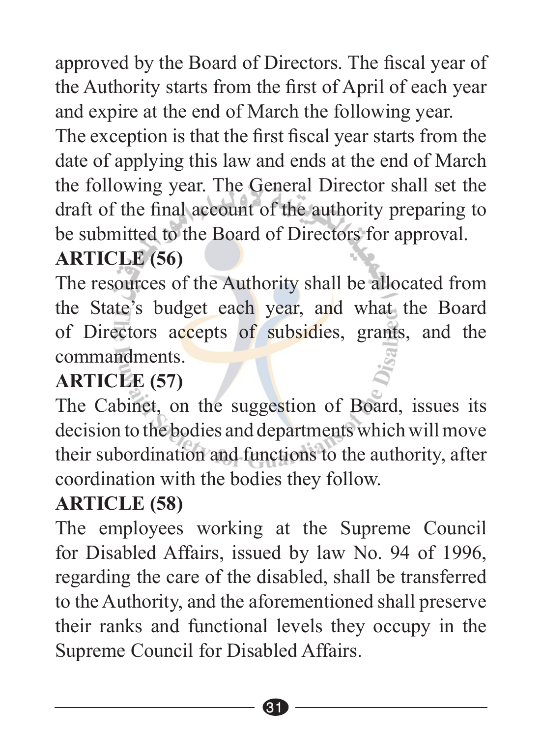approved by the Board of Directors. The fiscal year of the Authority starts from the first of April of each year and expire at the end of March the following year. The exception is that the first fiscal year starts from the date of applying this law and ends at the end of March the following year. The General Director shall set the draft of the final account of the authority preparing to be submitted to the Board of Directors for approval.

**ARTICLE (56)**

The resources of the Authority shall be allocated from the State's budget each year, and what the Board of Directors accepts of subsidies, grants, and the commandments.

**ARTICLE (57)**

The Cabinet, on the suggestion of Board, issues its decision to the bodies and departments which will move their subordination and functions to the authority, after coordination with the bodies they follow.

**ARTICLE (58)**

The employees working at the Supreme Council for Disabled Affairs, issued by law No. 94 of 1996, regarding the care of the disabled, shall be transferred to the Authority, and the aforementioned shall preserve their ranks and functional levels they occupy in the Supreme Council for Disabled Affairs.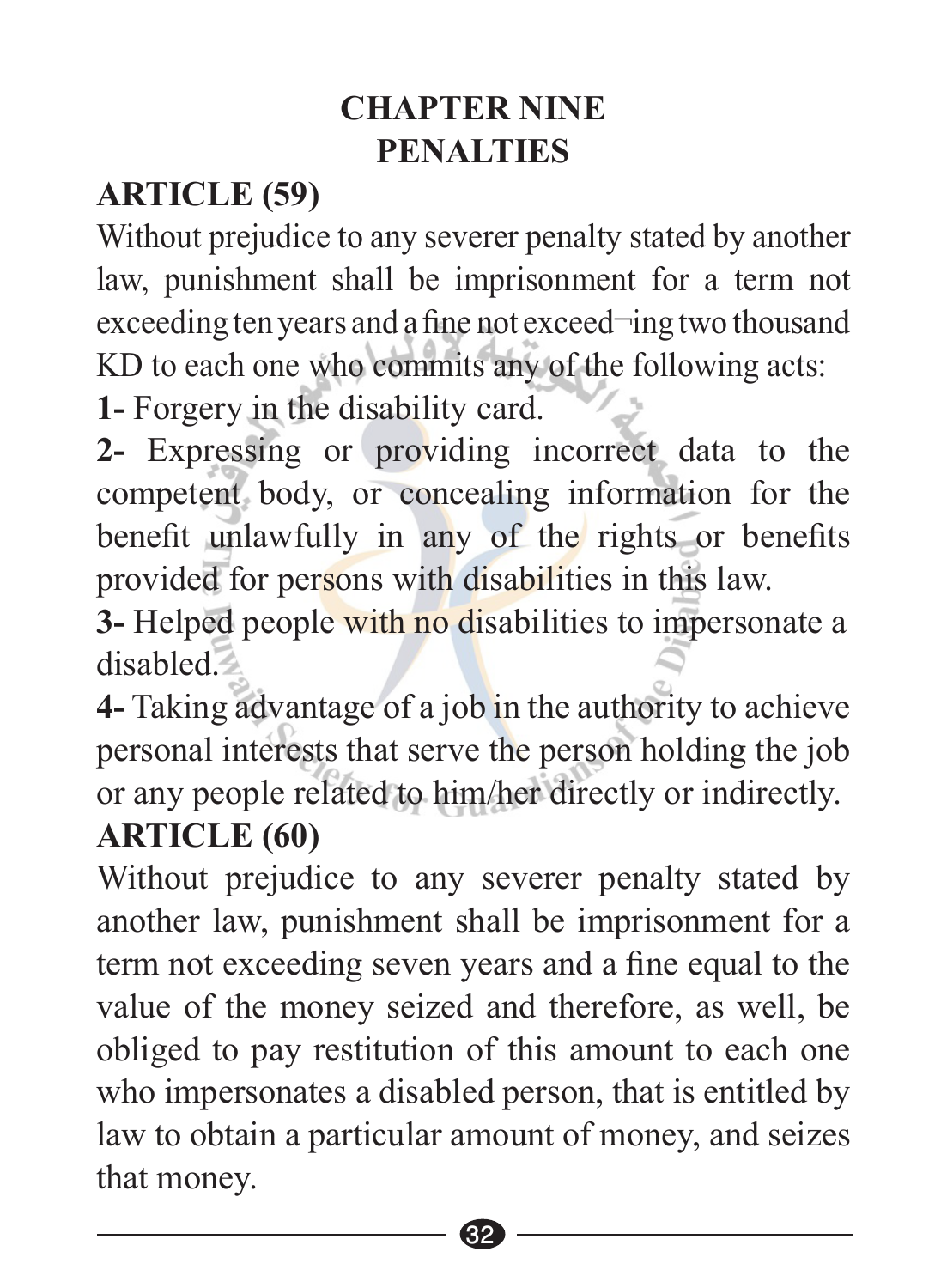# CHAPTER NINE
# PENALTIES

## ARTICLE (59)

Without prejudice to any severer penalty stated by another law, punishment shall be imprisonment for a term not exceeding ten years and a fine not exceed¬ing two thousand KD to each one who commits any of the following acts:

**1-** Forgery in the disability card.

**2-** Expressing or providing incorrect data to the competent body, or concealing information for the benefit unlawfully in any of the rights or benefits provided for persons with disabilities in this law.

**3-** Helped people with no disabilities to impersonate a disabled.

**4-** Taking advantage of a job in the authority to achieve personal interests that serve the person holding the job or any people related to him/her directly or indirectly.

## ARTICLE (60)

Without prejudice to any severer penalty stated by another law, punishment shall be imprisonment for a term not exceeding seven years and a fine equal to the value of the money seized and therefore, as well, be obliged to pay restitution of this amount to each one who impersonates a disabled person, that is entitled by law to obtain a particular amount of money, and seizes that money.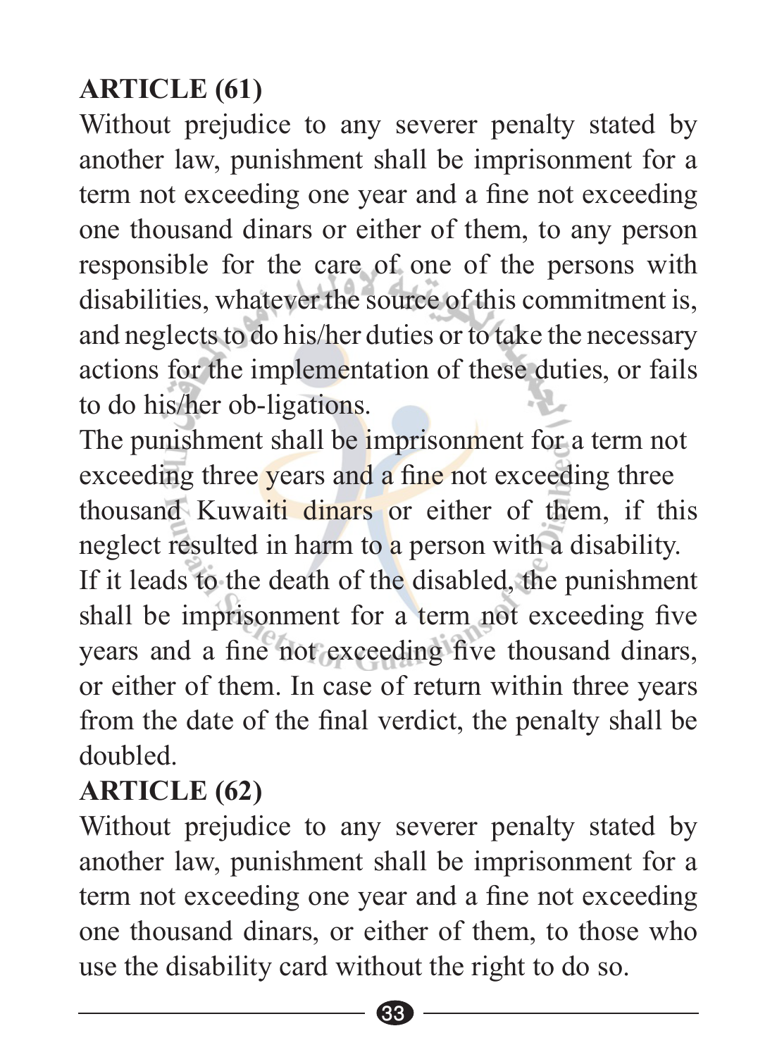**ARTICLE (61)**

Without prejudice to any severer penalty stated by another law, punishment shall be imprisonment for a term not exceeding one year and a fine not exceeding one thousand dinars or either of them, to any person responsible for the care of one of the persons with disabilities, whatever the source of this commitment is, and neglects to do his/her duties or to take the necessary actions for the implementation of these duties, or fails to do his/her ob-ligations.

The punishment shall be imprisonment for a term not exceeding three years and a fine not exceeding three thousand Kuwaiti dinars or either of them, if this neglect resulted in harm to a person with a disability.

If it leads to the death of the disabled, the punishment shall be imprisonment for a term not exceeding five years and a fine not exceeding five thousand dinars, or either of them. In case of return within three years from the date of the final verdict, the penalty shall be doubled.

**ARTICLE (62)**

Without prejudice to any severer penalty stated by another law, punishment shall be imprisonment for a term not exceeding one year and a fine not exceeding one thousand dinars, or either of them, to those who use the disability card without the right to do so.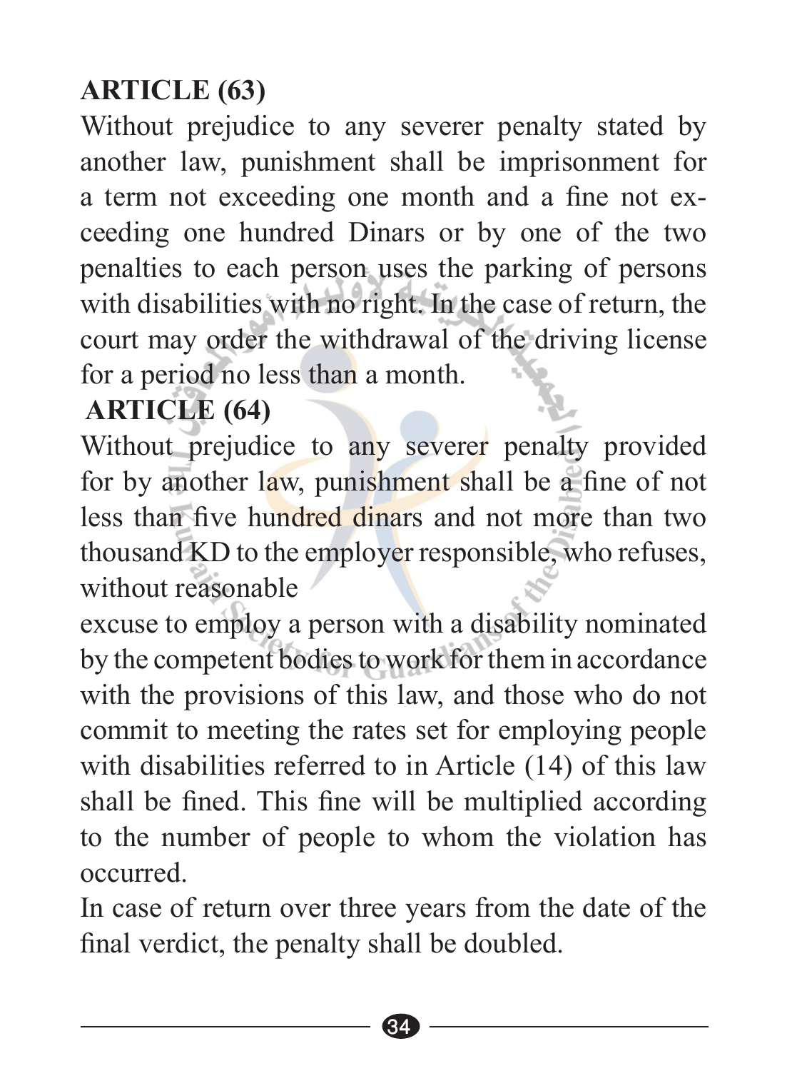## ARTICLE (63)

Without prejudice to any severer penalty stated by another law, punishment shall be imprisonment for a term not exceeding one month and a fine not exceeding one hundred Dinars or by one of the two penalties to each person uses the parking of persons with disabilities with no right. In the case of return, the court may order the withdrawal of the driving license for a period no less than a month.

## ARTICLE (64)

Without prejudice to any severer penalty provided for by another law, punishment shall be a fine of not less than five hundred dinars and not more than two thousand KD to the employer responsible, who refuses, without reasonable excuse to employ a person with a disability nominated by the competent bodies to work for them in accordance with the provisions of this law, and those who do not commit to meeting the rates set for employing people with disabilities referred to in Article (14) of this law shall be fined. This fine will be multiplied according to the number of people to whom the violation has occurred.

In case of return over three years from the date of the final verdict, the penalty shall be doubled.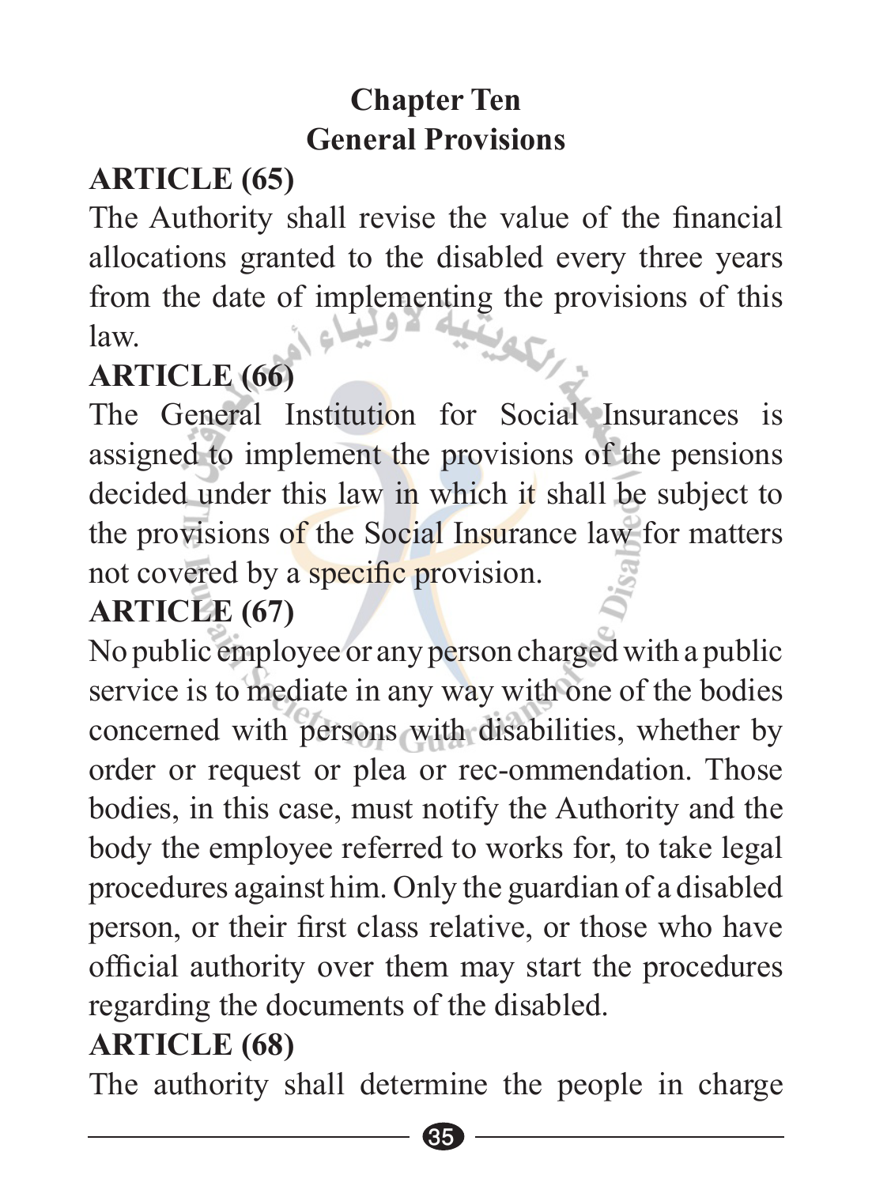## Chapter Ten
## General Provisions

### ARTICLE (65)

The Authority shall revise the value of the financial allocations granted to the disabled every three years from the date of implementing the provisions of this law.

### ARTICLE (66)

The General Institution for Social Insurances is assigned to implement the provisions of the pensions decided under this law in which it shall be subject to the provisions of the Social Insurance law for matters not covered by a specific provision.

### ARTICLE (67)

No public employee or any person charged with a public service is to mediate in any way with one of the bodies concerned with persons with disabilities, whether by order or request or plea or rec-ommendation. Those bodies, in this case, must notify the Authority and the body the employee referred to works for, to take legal procedures against him. Only the guardian of a disabled person, or their first class relative, or those who have official authority over them may start the procedures regarding the documents of the disabled.

### ARTICLE (68)

The authority shall determine the people in charge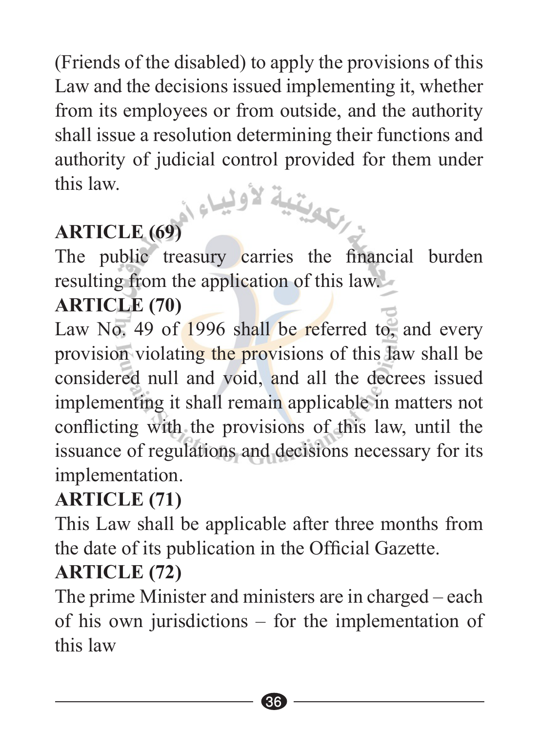(Friends of the disabled) to apply the provisions of this Law and the decisions issued implementing it, whether from its employees or from outside, and the authority shall issue a resolution determining their functions and authority of judicial control provided for them under this law.

**ARTICLE (69)**

The public treasury carries the financial burden resulting from the application of this law.

**ARTICLE (70)**

Law No. 49 of 1996 shall be referred to, and every provision violating the provisions of this law shall be considered null and void, and all the decrees issued implementing it shall remain applicable in matters not conflicting with the provisions of this law, until the issuance of regulations and decisions necessary for its implementation.

**ARTICLE (71)**

This Law shall be applicable after three months from the date of its publication in the Official Gazette.

**ARTICLE (72)**

The prime Minister and ministers are in charged – each of his own jurisdictions – for the implementation of this law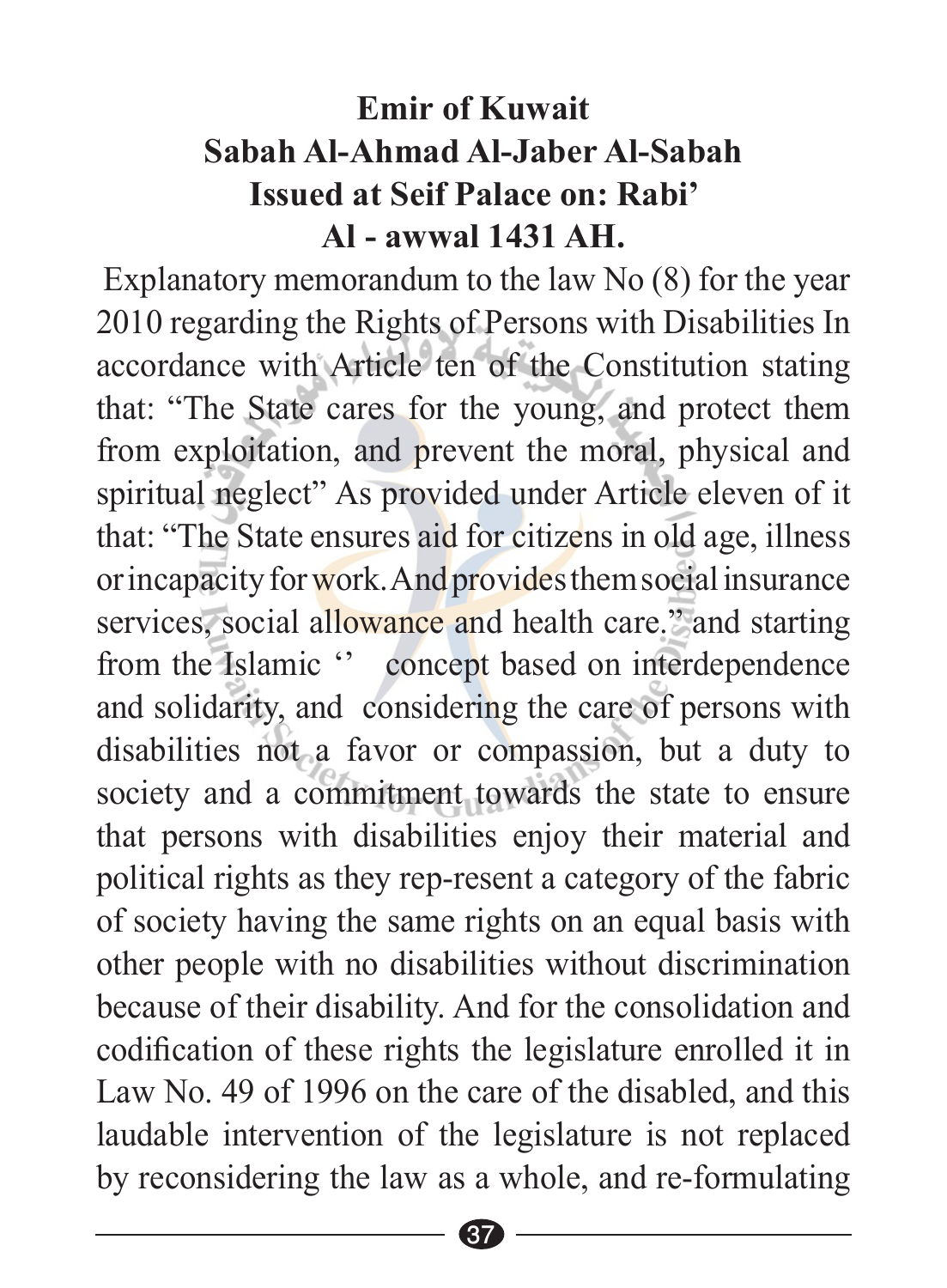**Emir of Kuwait**
**Sabah Al-Ahmad Al-Jaber Al-Sabah**
**Issued at Seif Palace on: Rabi'**
**Al - awwal 1431 AH.**

Explanatory memorandum to the law No (8) for the year 2010 regarding the Rights of Persons with Disabilities In accordance with Article ten of the Constitution stating that: "The State cares for the young, and protect them from exploitation, and prevent the moral, physical and spiritual neglect" As provided under Article eleven of it that: "The State ensures aid for citizens in old age, illness or incapacity for work. And provides them social insurance services, social allowance and health care." and starting from the Islamic '' concept based on interdependence and solidarity, and considering the care of persons with disabilities not a favor or compassion, but a duty to society and a commitment towards the state to ensure that persons with disabilities enjoy their material and political rights as they rep-resent a category of the fabric of society having the same rights on an equal basis with other people with no disabilities without discrimination because of their disability. And for the consolidation and codification of these rights the legislature enrolled it in Law No. 49 of 1996 on the care of the disabled, and this laudable intervention of the legislature is not replaced by reconsidering the law as a whole, and re-formulating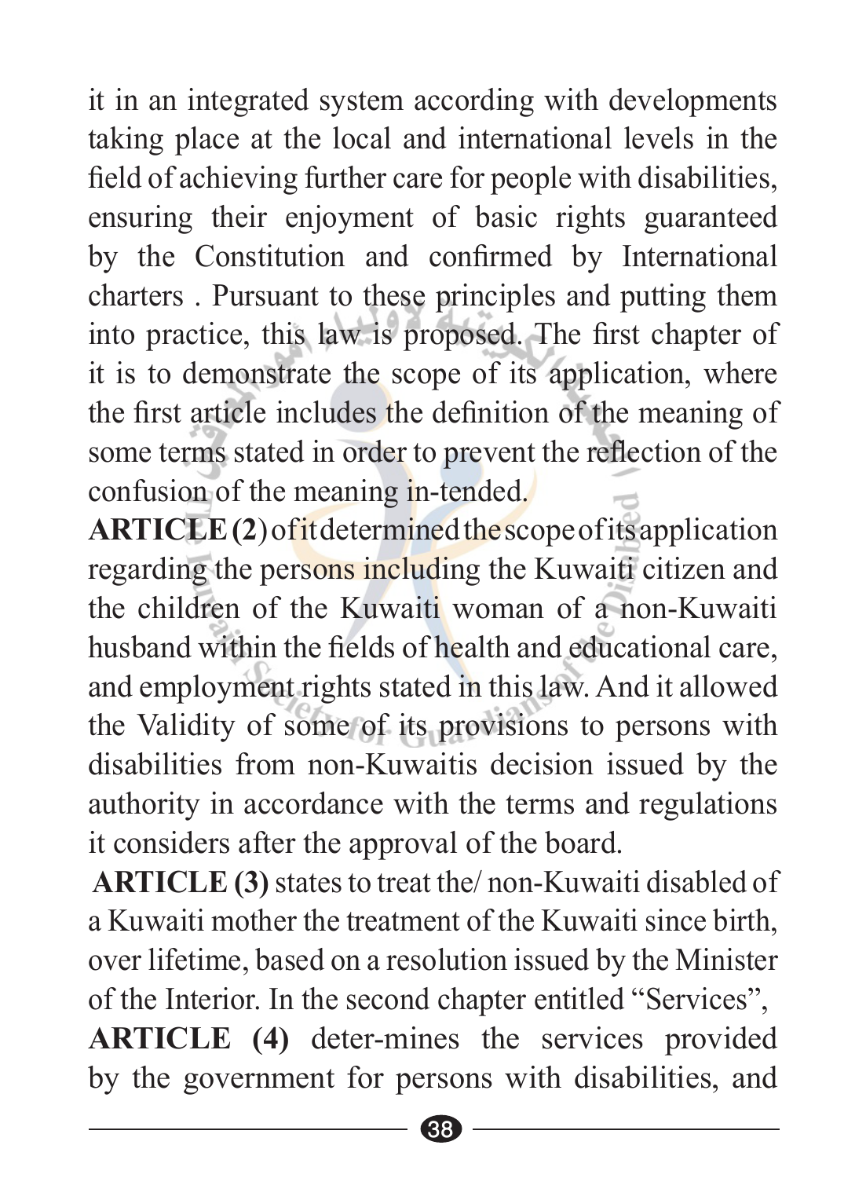it in an integrated system according with developments taking place at the local and international levels in the field of achieving further care for people with disabilities, ensuring their enjoyment of basic rights guaranteed by the Constitution and confirmed by International charters . Pursuant to these principles and putting them into practice, this law is proposed. The first chapter of it is to demonstrate the scope of its application, where the first article includes the definition of the meaning of some terms stated in order to prevent the reflection of the confusion of the meaning in-tended.

**ARTICLE (2)** of it determined the scope of its application regarding the persons including the Kuwaiti citizen and the children of the Kuwaiti woman of a non-Kuwaiti husband within the fields of health and educational care, and employment rights stated in this law. And it allowed the Validity of some of its provisions to persons with disabilities from non-Kuwaitis decision issued by the authority in accordance with the terms and regulations it considers after the approval of the board.

**ARTICLE (3)** states to treat the/ non-Kuwaiti disabled of a Kuwaiti mother the treatment of the Kuwaiti since birth, over lifetime, based on a resolution issued by the Minister of the Interior. In the second chapter entitled "Services",

**ARTICLE (4)** deter-mines the services provided by the government for persons with disabilities, and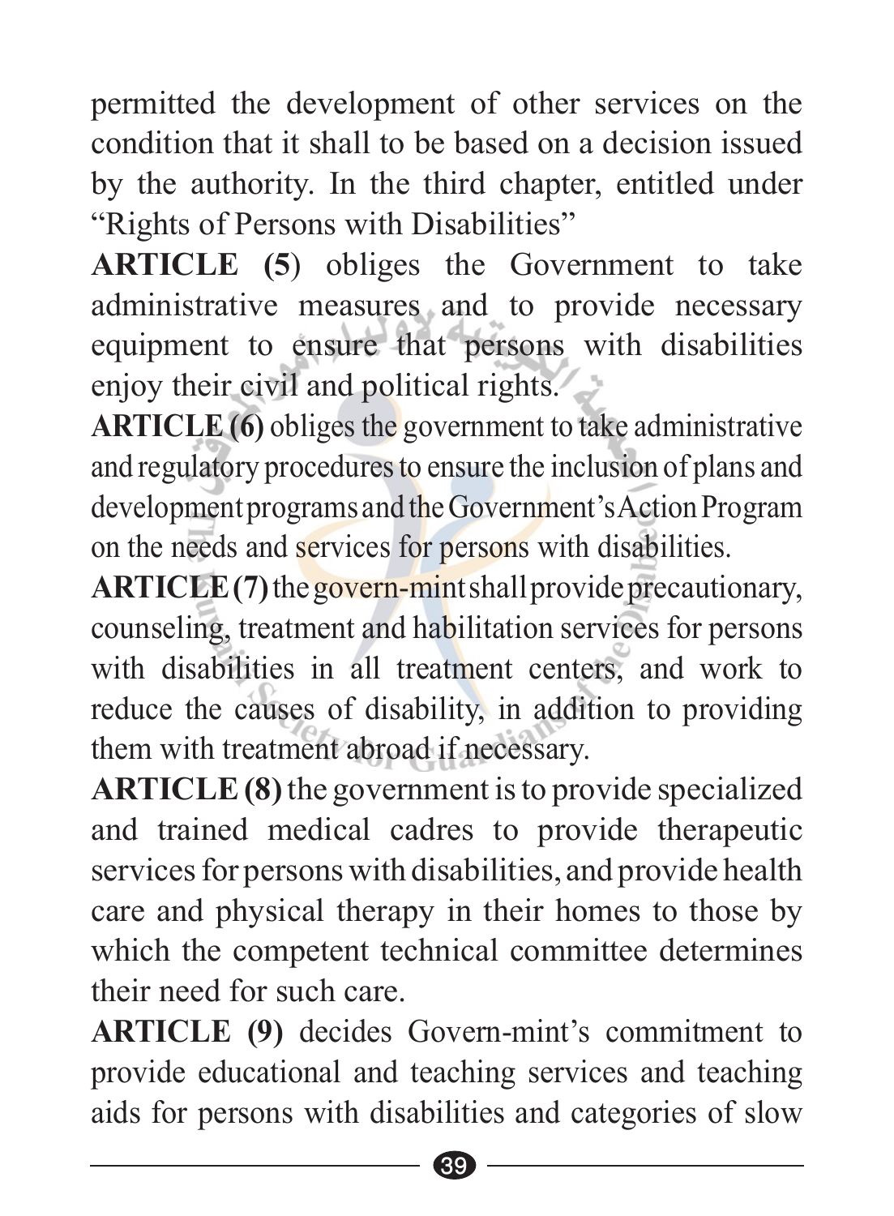permitted the development of other services on the condition that it shall to be based on a decision issued by the authority. In the third chapter, entitled under "Rights of Persons with Disabilities"

**ARTICLE (5**) obliges the Government to take administrative measures and to provide necessary equipment to ensure that persons with disabilities enjoy their civil and political rights.

**ARTICLE (6)** obliges the government to take administrative and regulatory procedures to ensure the inclusion of plans and development programs and the Government's Action Program on the needs and services for persons with disabilities.

**ARTICLE (7)** the govern-mint shall provide precautionary, counseling, treatment and habilitation services for persons with disabilities in all treatment centers, and work to reduce the causes of disability, in addition to providing them with treatment abroad if necessary.

**ARTICLE (8)** the government is to provide specialized and trained medical cadres to provide therapeutic services for persons with disabilities, and provide health care and physical therapy in their homes to those by which the competent technical committee determines their need for such care.

**ARTICLE (9)** decides Govern-mint's commitment to provide educational and teaching services and teaching aids for persons with disabilities and categories of slow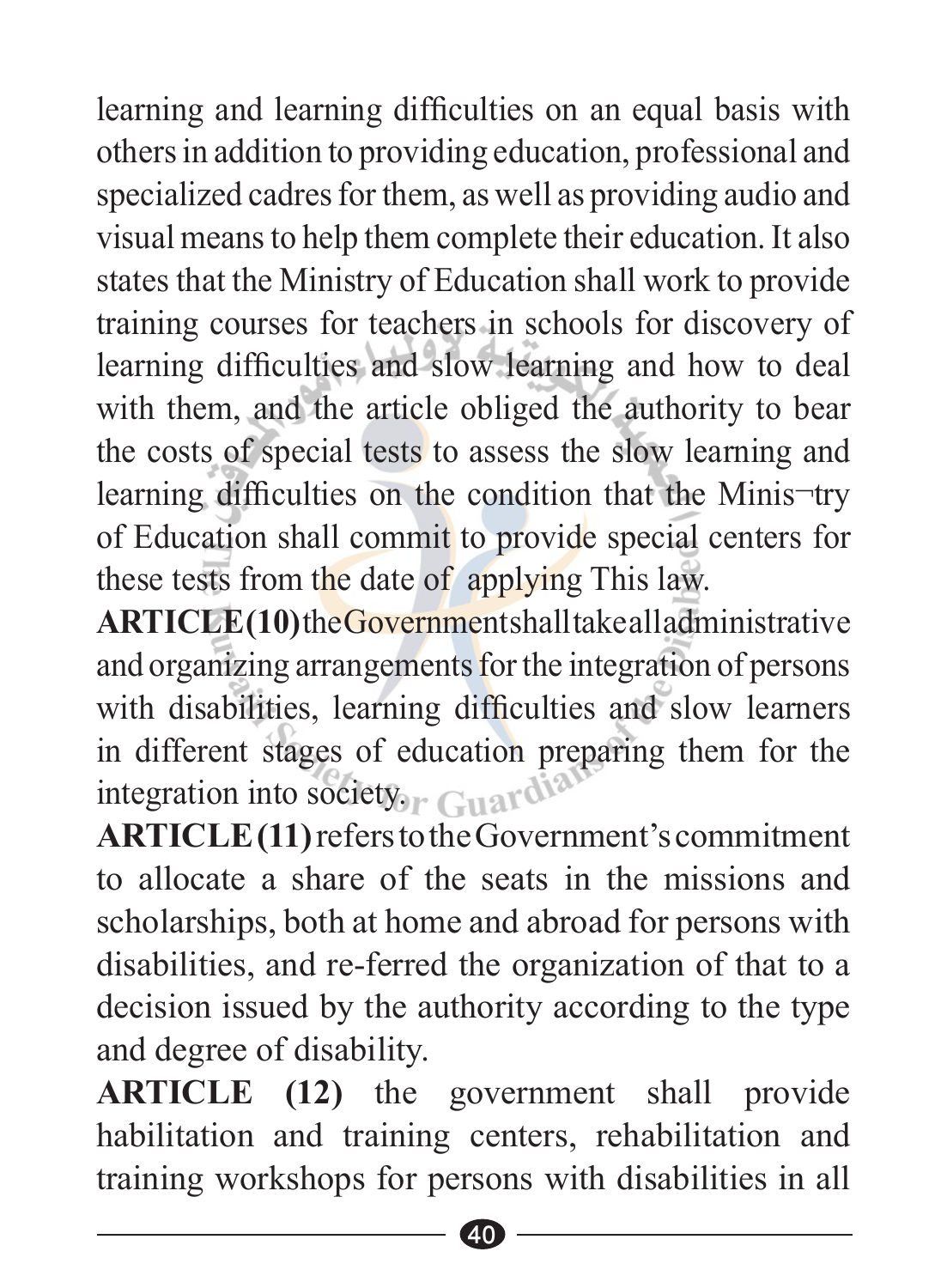learning and learning difficulties on an equal basis with others in addition to providing education, professional and specialized cadres for them, as well as providing audio and visual means to help them complete their education. It also states that the Ministry of Education shall work to provide training courses for teachers in schools for discovery of learning difficulties and slow learning and how to deal with them, and the article obliged the authority to bear the costs of special tests to assess the slow learning and learning difficulties on the condition that the Minis¬try of Education shall commit to provide special centers for these tests from the date of applying This law.

**ARTICLE (10)** the Government shall take all administrative and organizing arrangements for the integration of persons with disabilities, learning difficulties and slow learners in different stages of education preparing them for the integration into society.

**ARTICLE (11)** refers to the Government's commitment to allocate a share of the seats in the missions and scholarships, both at home and abroad for persons with disabilities, and re-ferred the organization of that to a decision issued by the authority according to the type and degree of disability.

**ARTICLE (12)** the government shall provide habilitation and training centers, rehabilitation and training workshops for persons with disabilities in all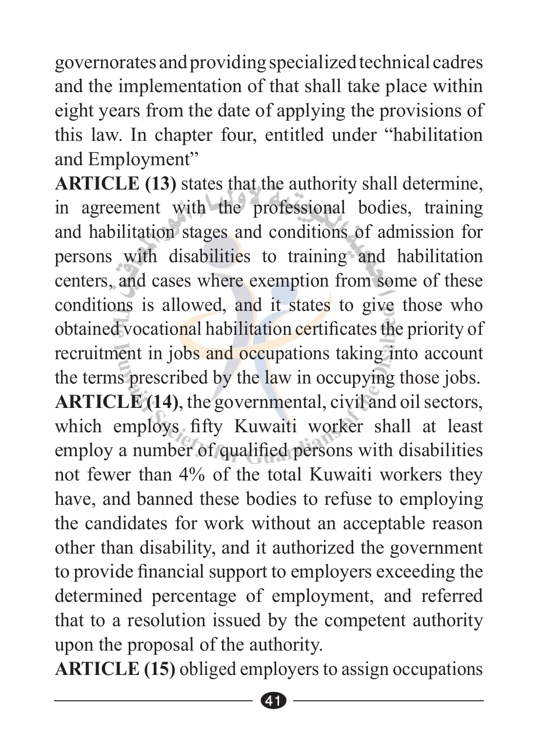governorates and providing specialized technical cadres and the implementation of that shall take place within eight years from the date of applying the provisions of this law. In chapter four, entitled under "habilitation and Employment"

**ARTICLE (13)** states that the authority shall determine, in agreement with the professional bodies, training and habilitation stages and conditions of admission for persons with disabilities to training and habilitation centers, and cases where exemption from some of these conditions is allowed, and it states to give those who obtained vocational habilitation certificates the priority of recruitment in jobs and occupations taking into account the terms prescribed by the law in occupying those jobs.

**ARTICLE (14)**, the governmental, civil and oil sectors, which employs fifty Kuwaiti worker shall at least employ a number of qualified persons with disabilities not fewer than 4% of the total Kuwaiti workers they have, and banned these bodies to refuse to employing the candidates for work without an acceptable reason other than disability, and it authorized the government to provide financial support to employers exceeding the determined percentage of employment, and referred that to a resolution issued by the competent authority upon the proposal of the authority.

**ARTICLE (15)** obliged employers to assign occupations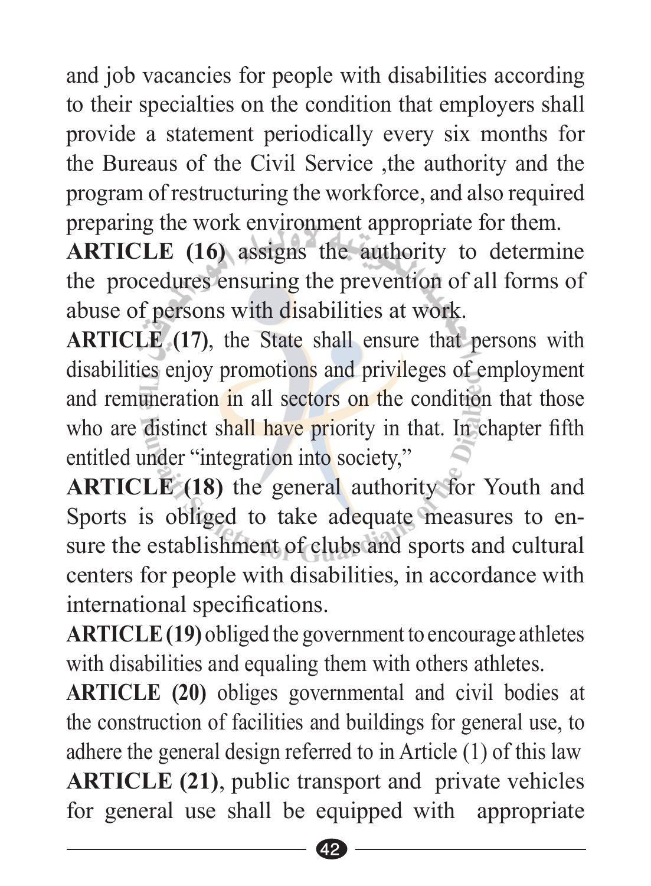and job vacancies for people with disabilities according to their specialties on the condition that employers shall provide a statement periodically every six months for the Bureaus of the Civil Service ,the authority and the program of restructuring the workforce, and also required preparing the work environment appropriate for them.

**ARTICLE (16)** assigns the authority to determine the procedures ensuring the prevention of all forms of abuse of persons with disabilities at work.

**ARTICLE (17)**, the State shall ensure that persons with disabilities enjoy promotions and privileges of employment and remuneration in all sectors on the condition that those who are distinct shall have priority in that. In chapter fifth entitled under "integration into society,"

**ARTICLE (18)** the general authority for Youth and Sports is obliged to take adequate measures to ensure the establishment of clubs and sports and cultural centers for people with disabilities, in accordance with international specifications.

**ARTICLE (19)** obliged the government to encourage athletes with disabilities and equaling them with others athletes.

**ARTICLE (20)** obliges governmental and civil bodies at the construction of facilities and buildings for general use, to adhere the general design referred to in Article (1) of this law

**ARTICLE (21)**, public transport and private vehicles for general use shall be equipped with appropriate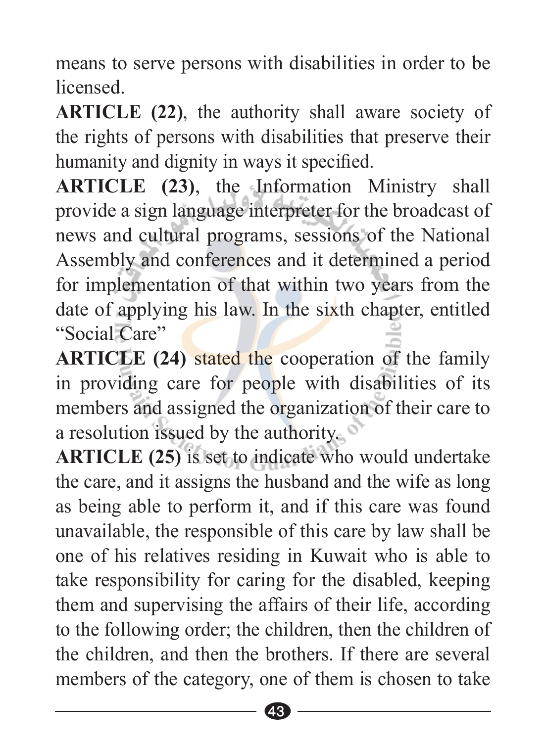means to serve persons with disabilities in order to be licensed.

**ARTICLE (22)**, the authority shall aware society of the rights of persons with disabilities that preserve their humanity and dignity in ways it specified.

**ARTICLE (23)**, the Information Ministry shall provide a sign language interpreter for the broadcast of news and cultural programs, sessions of the National Assembly and conferences and it determined a period for implementation of that within two years from the date of applying his law. In the sixth chapter, entitled "Social Care"

**ARTICLE (24)** stated the cooperation of the family in providing care for people with disabilities of its members and assigned the organization of their care to a resolution issued by the authority.

**ARTICLE (25)** is set to indicate who would undertake the care, and it assigns the husband and the wife as long as being able to perform it, and if this care was found unavailable, the responsible of this care by law shall be one of his relatives residing in Kuwait who is able to take responsibility for caring for the disabled, keeping them and supervising the affairs of their life, according to the following order; the children, then the children of the children, and then the brothers. If there are several members of the category, one of them is chosen to take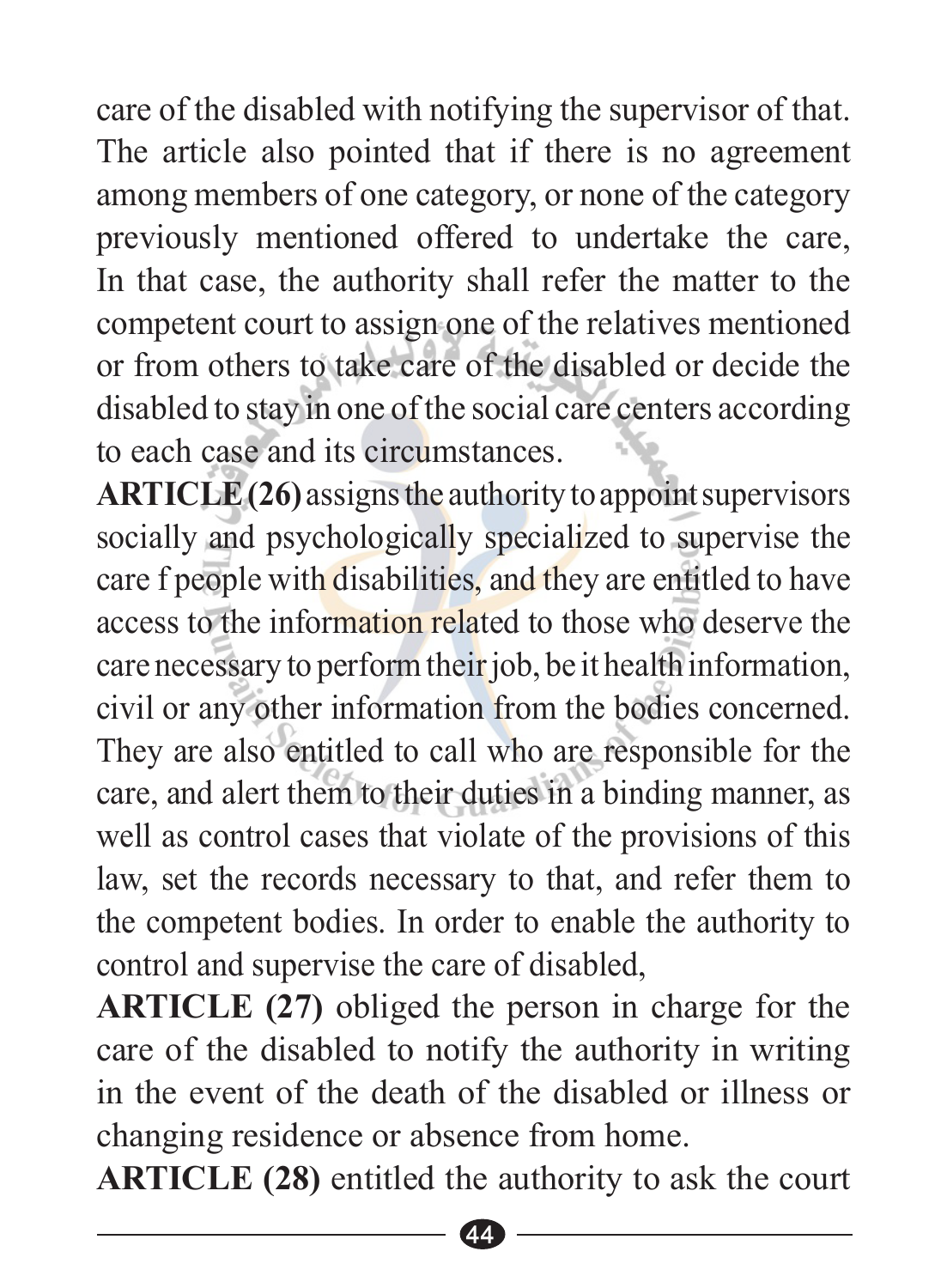care of the disabled with notifying the supervisor of that. The article also pointed that if there is no agreement among members of one category, or none of the category previously mentioned offered to undertake the care, In that case, the authority shall refer the matter to the competent court to assign one of the relatives mentioned or from others to take care of the disabled or decide the disabled to stay in one of the social care centers according to each case and its circumstances.

**ARTICLE (26)** assigns the authority to appoint supervisors socially and psychologically specialized to supervise the care f people with disabilities, and they are entitled to have access to the information related to those who deserve the care necessary to perform their job, be it health information, civil or any other information from the bodies concerned. They are also entitled to call who are responsible for the care, and alert them to their duties in a binding manner, as well as control cases that violate of the provisions of this law, set the records necessary to that, and refer them to the competent bodies. In order to enable the authority to control and supervise the care of disabled,

**ARTICLE (27)** obliged the person in charge for the care of the disabled to notify the authority in writing in the event of the death of the disabled or illness or changing residence or absence from home.

**ARTICLE (28)** entitled the authority to ask the court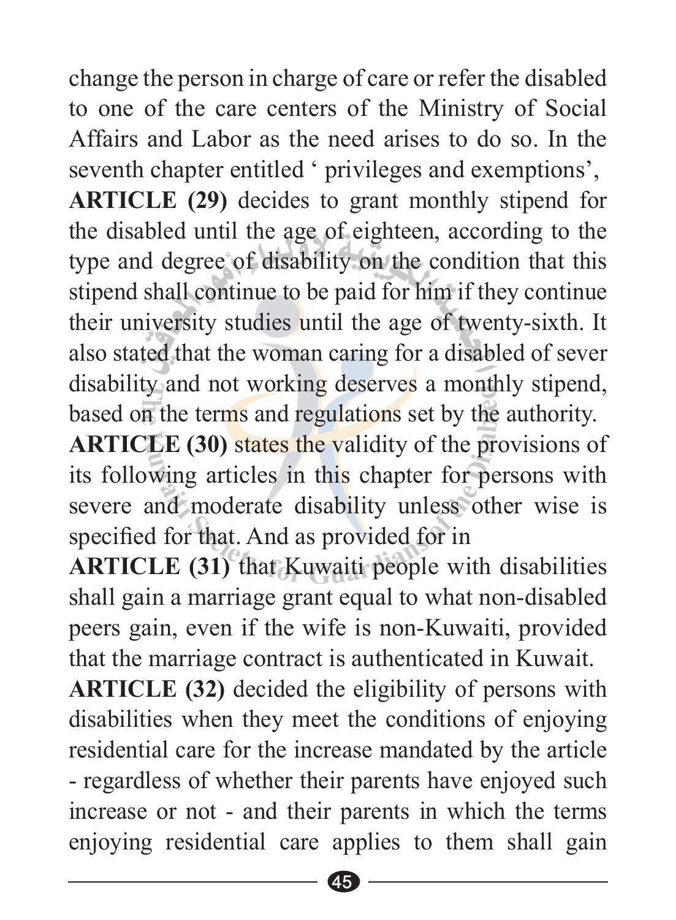change the person in charge of care or refer the disabled to one of the care centers of the Ministry of Social Affairs and Labor as the need arises to do so. In the seventh chapter entitled ' privileges and exemptions',

**ARTICLE (29)** decides to grant monthly stipend for the disabled until the age of eighteen, according to the type and degree of disability on the condition that this stipend shall continue to be paid for him if they continue their university studies until the age of twenty-sixth. It also stated that the woman caring for a disabled of sever disability and not working deserves a monthly stipend, based on the terms and regulations set by the authority.

**ARTICLE (30)** states the validity of the provisions of its following articles in this chapter for persons with severe and moderate disability unless other wise is specified for that. And as provided for in

**ARTICLE (31)** that Kuwaiti people with disabilities shall gain a marriage grant equal to what non-disabled peers gain, even if the wife is non-Kuwaiti, provided that the marriage contract is authenticated in Kuwait.

**ARTICLE (32)** decided the eligibility of persons with disabilities when they meet the conditions of enjoying residential care for the increase mandated by the article - regardless of whether their parents have enjoyed such increase or not - and their parents in which the terms enjoying residential care applies to them shall gain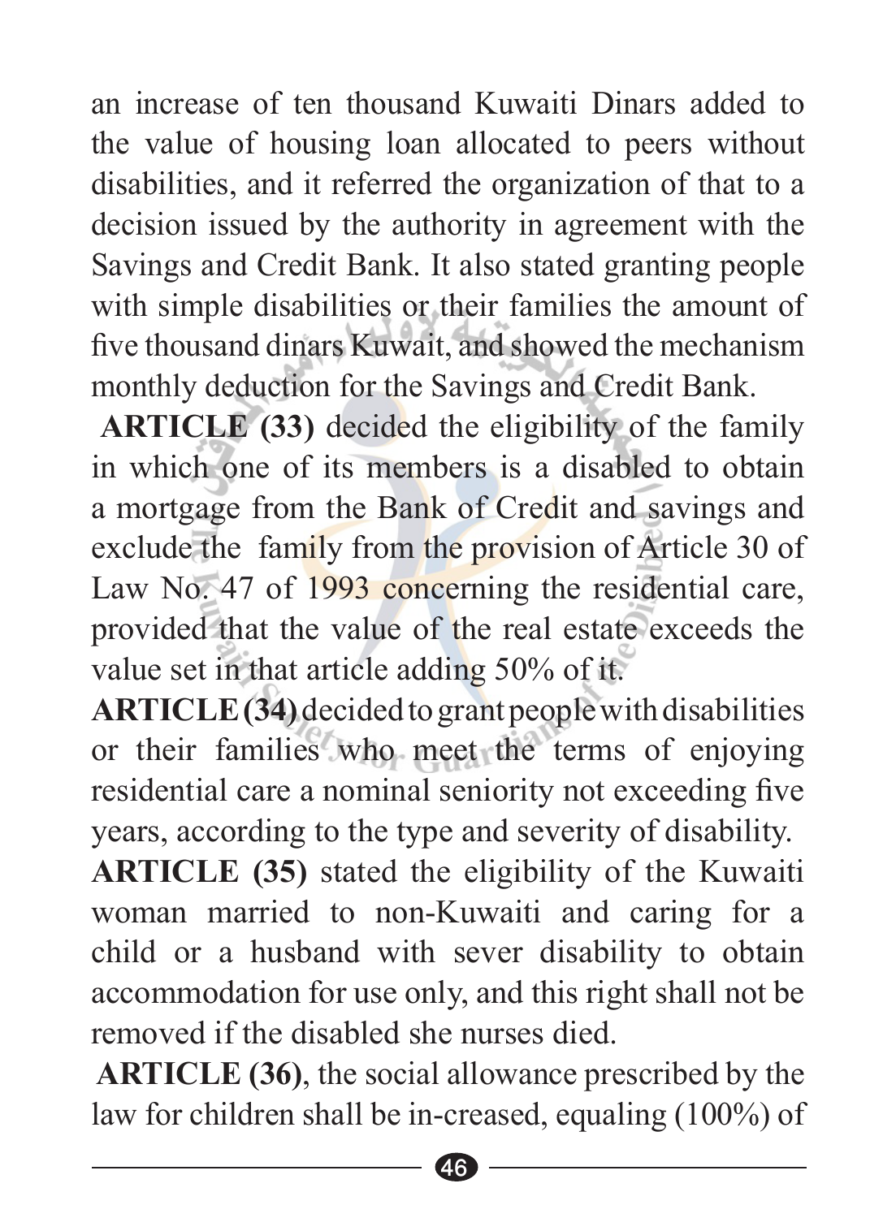an increase of ten thousand Kuwaiti Dinars added to the value of housing loan allocated to peers without disabilities, and it referred the organization of that to a decision issued by the authority in agreement with the Savings and Credit Bank. It also stated granting people with simple disabilities or their families the amount of five thousand dinars Kuwait, and showed the mechanism monthly deduction for the Savings and Credit Bank.

**ARTICLE (33)** decided the eligibility of the family in which one of its members is a disabled to obtain a mortgage from the Bank of Credit and savings and exclude the family from the provision of Article 30 of Law No. 47 of 1993 concerning the residential care, provided that the value of the real estate exceeds the value set in that article adding 50% of it.

**ARTICLE (34)** decided to grant people with disabilities or their families who meet the terms of enjoying residential care a nominal seniority not exceeding five years, according to the type and severity of disability.

**ARTICLE (35)** stated the eligibility of the Kuwaiti woman married to non-Kuwaiti and caring for a child or a husband with sever disability to obtain accommodation for use only, and this right shall not be removed if the disabled she nurses died.

**ARTICLE (36)**, the social allowance prescribed by the law for children shall be in-creased, equaling (100%) of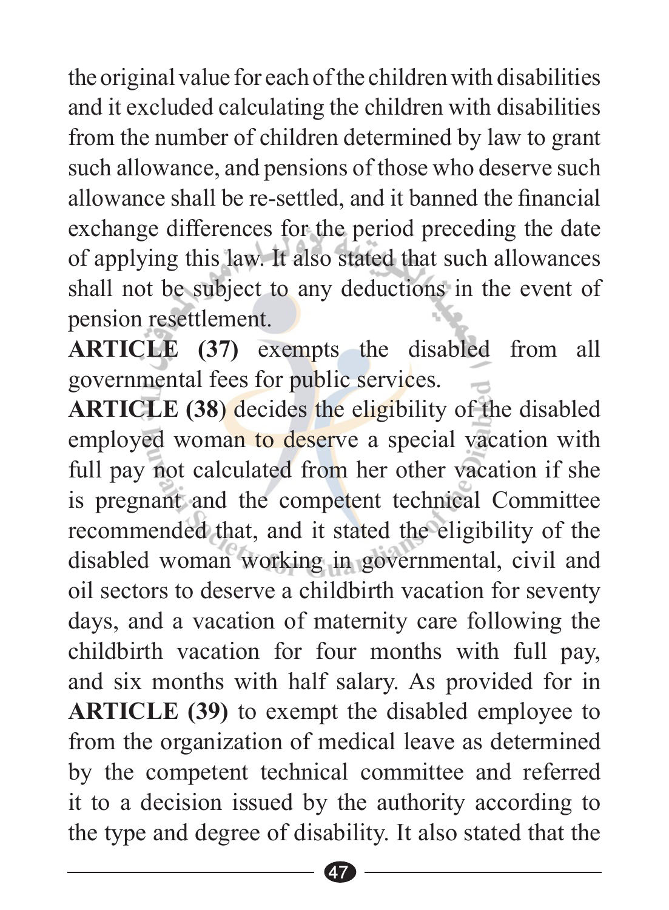the original value for each of the children with disabilities and it excluded calculating the children with disabilities from the number of children determined by law to grant such allowance, and pensions of those who deserve such allowance shall be re-settled, and it banned the financial exchange differences for the period preceding the date of applying this law. It also stated that such allowances shall not be subject to any deductions in the event of pension resettlement.

**ARTICLE (37)** exempts the disabled from all governmental fees for public services.

**ARTICLE (38)** decides the eligibility of the disabled employed woman to deserve a special vacation with full pay not calculated from her other vacation if she is pregnant and the competent technical Committee recommended that, and it stated the eligibility of the disabled woman working in governmental, civil and oil sectors to deserve a childbirth vacation for seventy days, and a vacation of maternity care following the childbirth vacation for four months with full pay, and six months with half salary. As provided for in **ARTICLE (39)** to exempt the disabled employee to from the organization of medical leave as determined by the competent technical committee and referred it to a decision issued by the authority according to the type and degree of disability. It also stated that the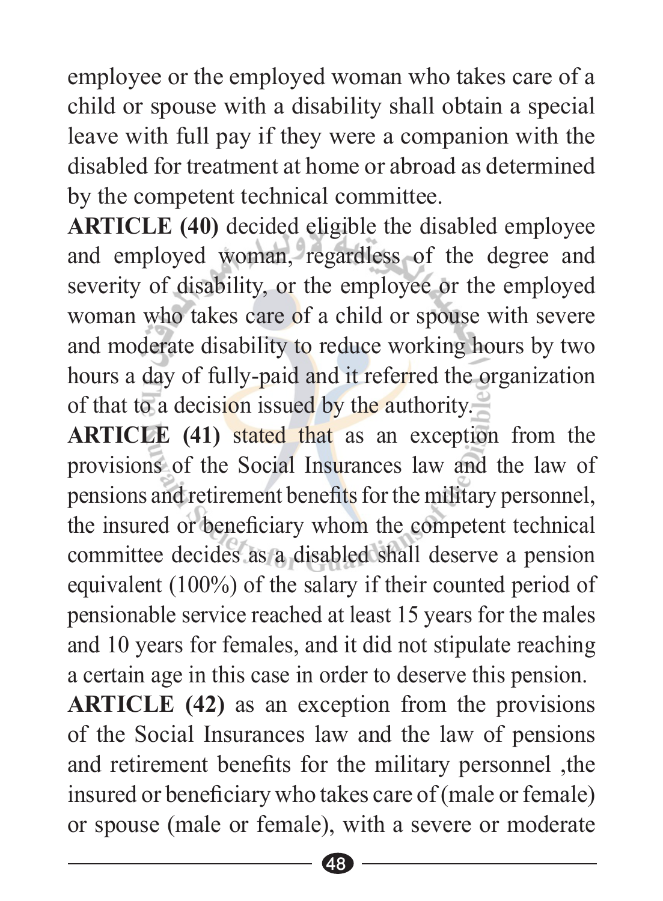employee or the employed woman who takes care of a child or spouse with a disability shall obtain a special leave with full pay if they were a companion with the disabled for treatment at home or abroad as determined by the competent technical committee.

**ARTICLE (40)** decided eligible the disabled employee and employed woman, regardless of the degree and severity of disability, or the employee or the employed woman who takes care of a child or spouse with severe and moderate disability to reduce working hours by two hours a day of fully-paid and it referred the organization of that to a decision issued by the authority.

**ARTICLE (41)** stated that as an exception from the provisions of the Social Insurances law and the law of pensions and retirement benefits for the military personnel, the insured or beneficiary whom the competent technical committee decides as a disabled shall deserve a pension equivalent (100%) of the salary if their counted period of pensionable service reached at least 15 years for the males and 10 years for females, and it did not stipulate reaching a certain age in this case in order to deserve this pension.

**ARTICLE (42)** as an exception from the provisions of the Social Insurances law and the law of pensions and retirement benefits for the military personnel ,the insured or beneficiary who takes care of (male or female) or spouse (male or female), with a severe or moderate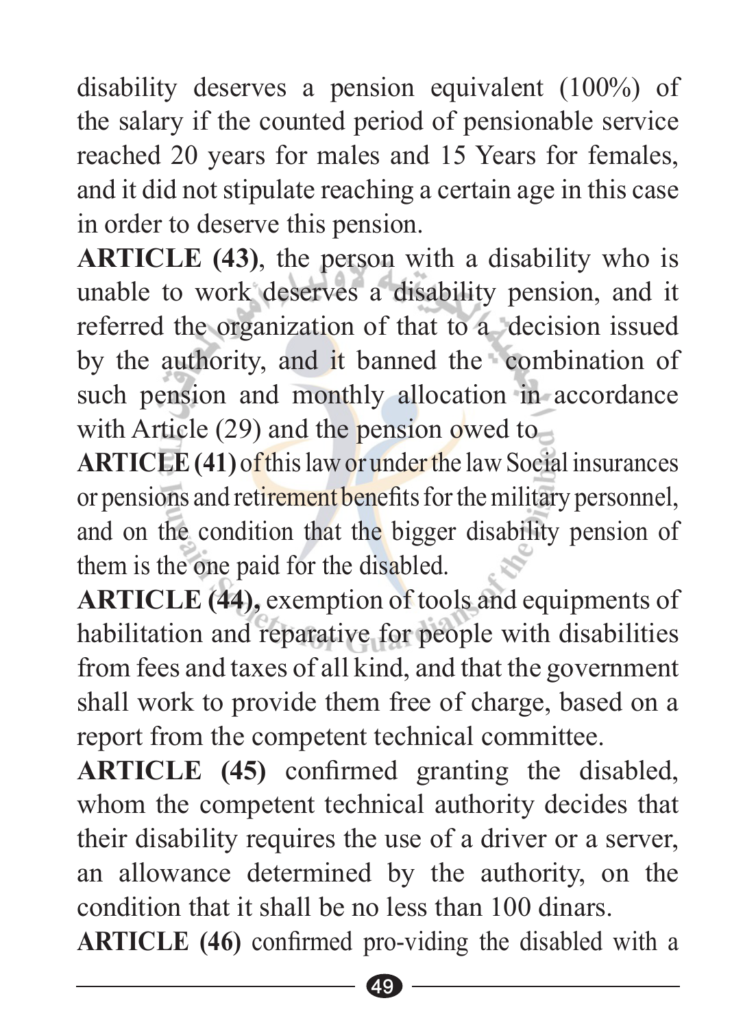disability deserves a pension equivalent (100%) of the salary if the counted period of pensionable service reached 20 years for males and 15 Years for females, and it did not stipulate reaching a certain age in this case in order to deserve this pension.

**ARTICLE (43)**, the person with a disability who is unable to work deserves a disability pension, and it referred the organization of that to a decision issued by the authority, and it banned the combination of such pension and monthly allocation in accordance with Article (29) and the pension owed to **ARTICLE (41)** of this law or under the law Social insurances or pensions and retirement benefits for the military personnel, and on the condition that the bigger disability pension of them is the one paid for the disabled.

**ARTICLE (44),** exemption of tools and equipments of habilitation and reparative for people with disabilities from fees and taxes of all kind, and that the government shall work to provide them free of charge, based on a report from the competent technical committee.

**ARTICLE (45)** confirmed granting the disabled, whom the competent technical authority decides that their disability requires the use of a driver or a server, an allowance determined by the authority, on the condition that it shall be no less than 100 dinars.

**ARTICLE (46)** confirmed pro-viding the disabled with a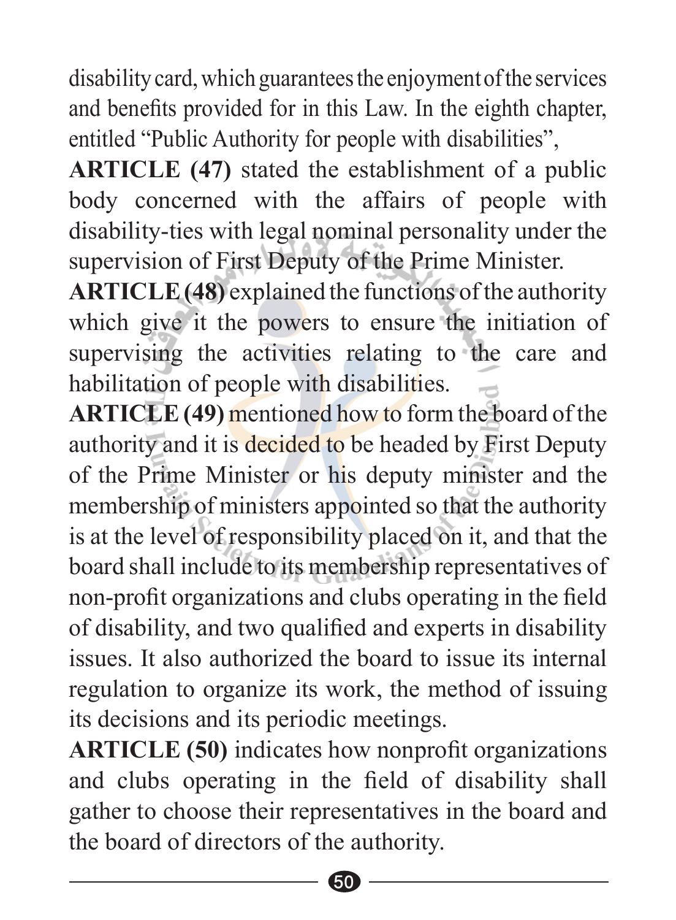disability card, which guarantees the enjoyment of the services and benefits provided for in this Law. In the eighth chapter, entitled "Public Authority for people with disabilities",

**ARTICLE (47)** stated the establishment of a public body concerned with the affairs of people with disability-ties with legal nominal personality under the supervision of First Deputy of the Prime Minister.

**ARTICLE (48)** explained the functions of the authority which give it the powers to ensure the initiation of supervising the activities relating to the care and habilitation of people with disabilities.

**ARTICLE (49)** mentioned how to form the board of the authority and it is decided to be headed by First Deputy of the Prime Minister or his deputy minister and the membership of ministers appointed so that the authority is at the level of responsibility placed on it, and that the board shall include to its membership representatives of non-profit organizations and clubs operating in the field of disability, and two qualified and experts in disability issues. It also authorized the board to issue its internal regulation to organize its work, the method of issuing its decisions and its periodic meetings.

**ARTICLE (50)** indicates how nonprofit organizations and clubs operating in the field of disability shall gather to choose their representatives in the board and the board of directors of the authority.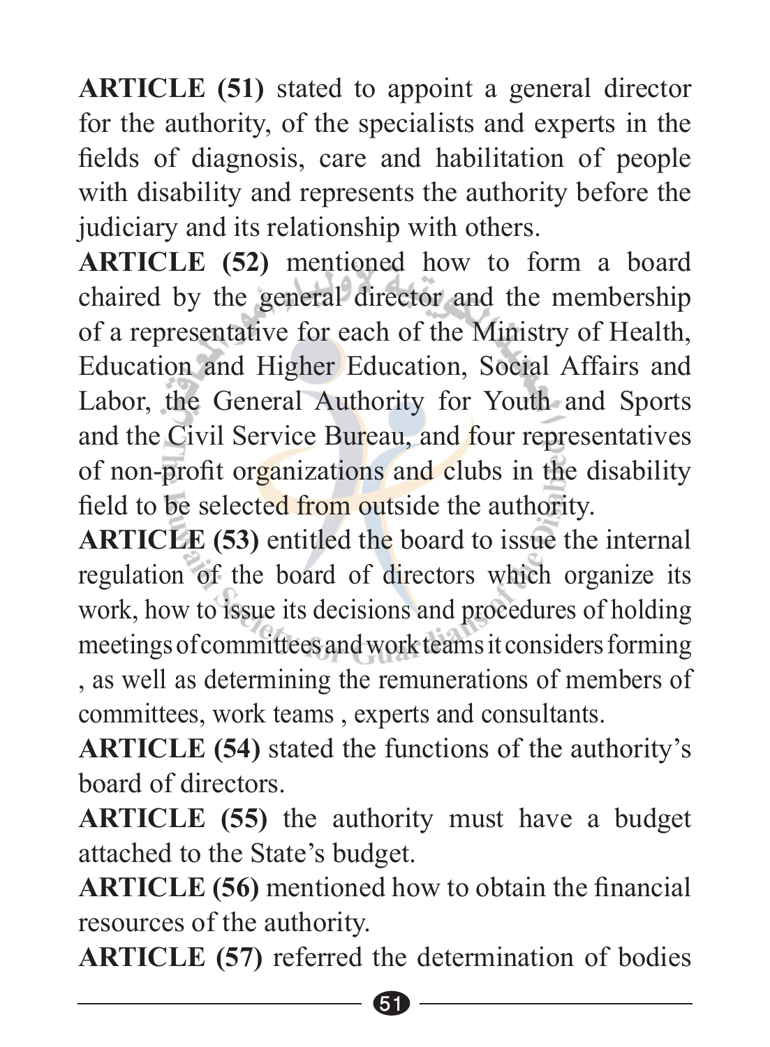**ARTICLE (51)** stated to appoint a general director for the authority, of the specialists and experts in the fields of diagnosis, care and habilitation of people with disability and represents the authority before the judiciary and its relationship with others.

**ARTICLE (52)** mentioned how to form a board chaired by the general director and the membership of a representative for each of the Ministry of Health, Education and Higher Education, Social Affairs and Labor, the General Authority for Youth and Sports and the Civil Service Bureau, and four representatives of non-profit organizations and clubs in the disability field to be selected from outside the authority.

**ARTICLE (53)** entitled the board to issue the internal regulation of the board of directors which organize its work, how to issue its decisions and procedures of holding meetings of committees and work teams it considers forming , as well as determining the remunerations of members of committees, work teams , experts and consultants.

**ARTICLE (54)** stated the functions of the authority's board of directors.

**ARTICLE (55)** the authority must have a budget attached to the State's budget.

**ARTICLE (56)** mentioned how to obtain the financial resources of the authority.

**ARTICLE (57)** referred the determination of bodies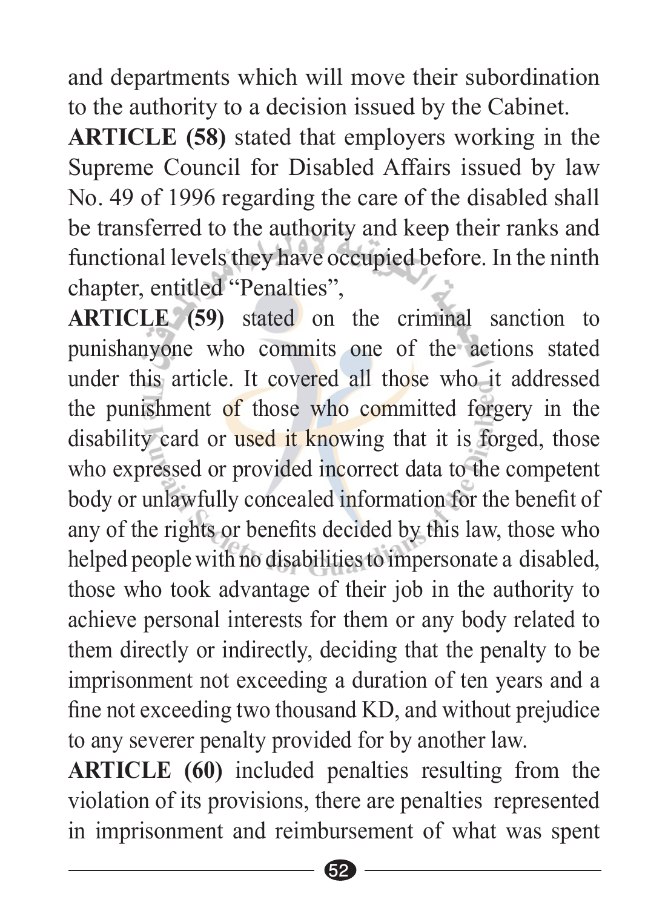and departments which will move their subordination to the authority to a decision issued by the Cabinet.

**ARTICLE (58)** stated that employers working in the Supreme Council for Disabled Affairs issued by law No. 49 of 1996 regarding the care of the disabled shall be transferred to the authority and keep their ranks and functional levels they have occupied before. In the ninth chapter, entitled "Penalties",

**ARTICLE (59)** stated on the criminal sanction to punishanyone who commits one of the actions stated under this article. It covered all those who it addressed the punishment of those who committed forgery in the disability card or used it knowing that it is forged, those who expressed or provided incorrect data to the competent body or unlawfully concealed information for the benefit of any of the rights or benefits decided by this law, those who helped people with no disabilities to impersonate a disabled, those who took advantage of their job in the authority to achieve personal interests for them or any body related to them directly or indirectly, deciding that the penalty to be imprisonment not exceeding a duration of ten years and a fine not exceeding two thousand KD, and without prejudice to any severer penalty provided for by another law.

**ARTICLE (60)** included penalties resulting from the violation of its provisions, there are penalties represented in imprisonment and reimbursement of what was spent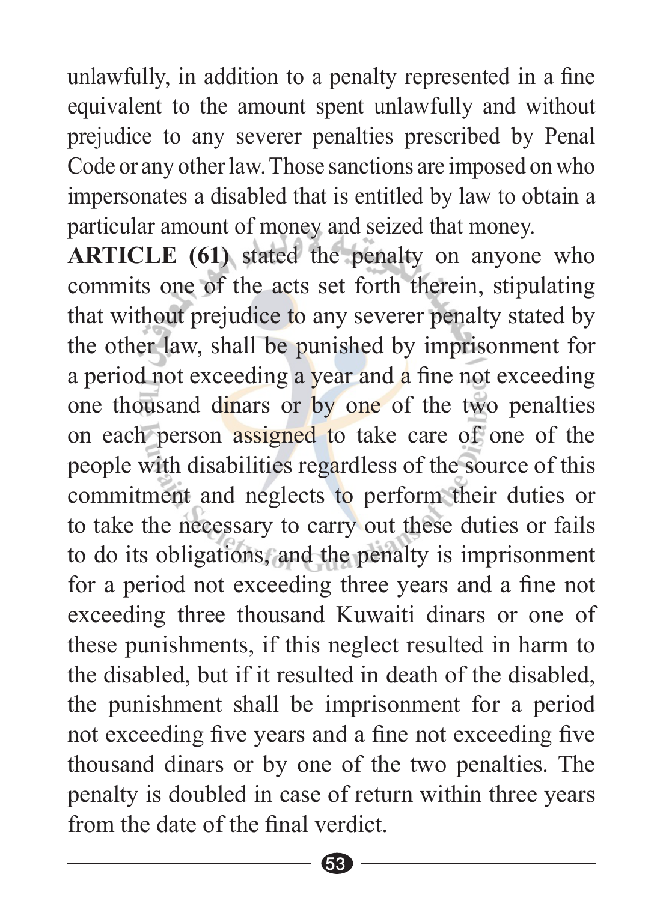unlawfully, in addition to a penalty represented in a fine equivalent to the amount spent unlawfully and without prejudice to any severer penalties prescribed by Penal Code or any other law. Those sanctions are imposed on who impersonates a disabled that is entitled by law to obtain a particular amount of money and seized that money.

**ARTICLE (61)** stated the penalty on anyone who commits one of the acts set forth therein, stipulating that without prejudice to any severer penalty stated by the other law, shall be punished by imprisonment for a period not exceeding a year and a fine not exceeding one thousand dinars or by one of the two penalties on each person assigned to take care of one of the people with disabilities regardless of the source of this commitment and neglects to perform their duties or to take the necessary to carry out these duties or fails to do its obligations, and the penalty is imprisonment for a period not exceeding three years and a fine not exceeding three thousand Kuwaiti dinars or one of these punishments, if this neglect resulted in harm to the disabled, but if it resulted in death of the disabled, the punishment shall be imprisonment for a period not exceeding five years and a fine not exceeding five thousand dinars or by one of the two penalties. The penalty is doubled in case of return within three years from the date of the final verdict.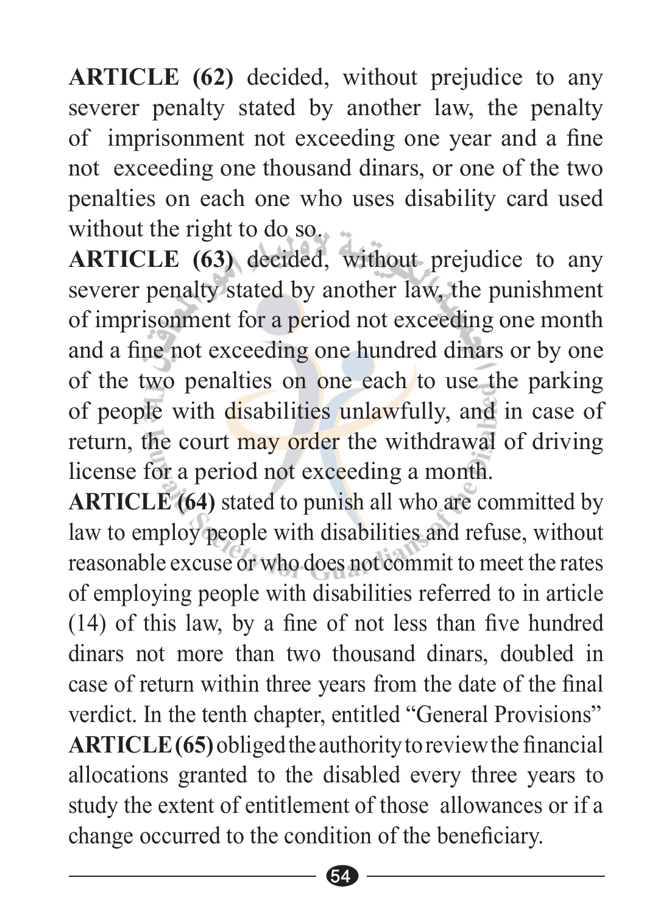**ARTICLE (62)** decided, without prejudice to any severer penalty stated by another law, the penalty of imprisonment not exceeding one year and a fine not exceeding one thousand dinars, or one of the two penalties on each one who uses disability card used without the right to do so.

**ARTICLE (63)** decided, without prejudice to any severer penalty stated by another law, the punishment of imprisonment for a period not exceeding one month and a fine not exceeding one hundred dinars or by one of the two penalties on one each to use the parking of people with disabilities unlawfully, and in case of return, the court may order the withdrawal of driving license for a period not exceeding a month.

**ARTICLE (64)** stated to punish all who are committed by law to employ people with disabilities and refuse, without reasonable excuse or who does not commit to meet the rates of employing people with disabilities referred to in article (14) of this law, by a fine of not less than five hundred dinars not more than two thousand dinars, doubled in case of return within three years from the date of the final verdict. In the tenth chapter, entitled "General Provisions"

**ARTICLE (65)** obliged the authority to review the financial allocations granted to the disabled every three years to study the extent of entitlement of those allowances or if a change occurred to the condition of the beneficiary.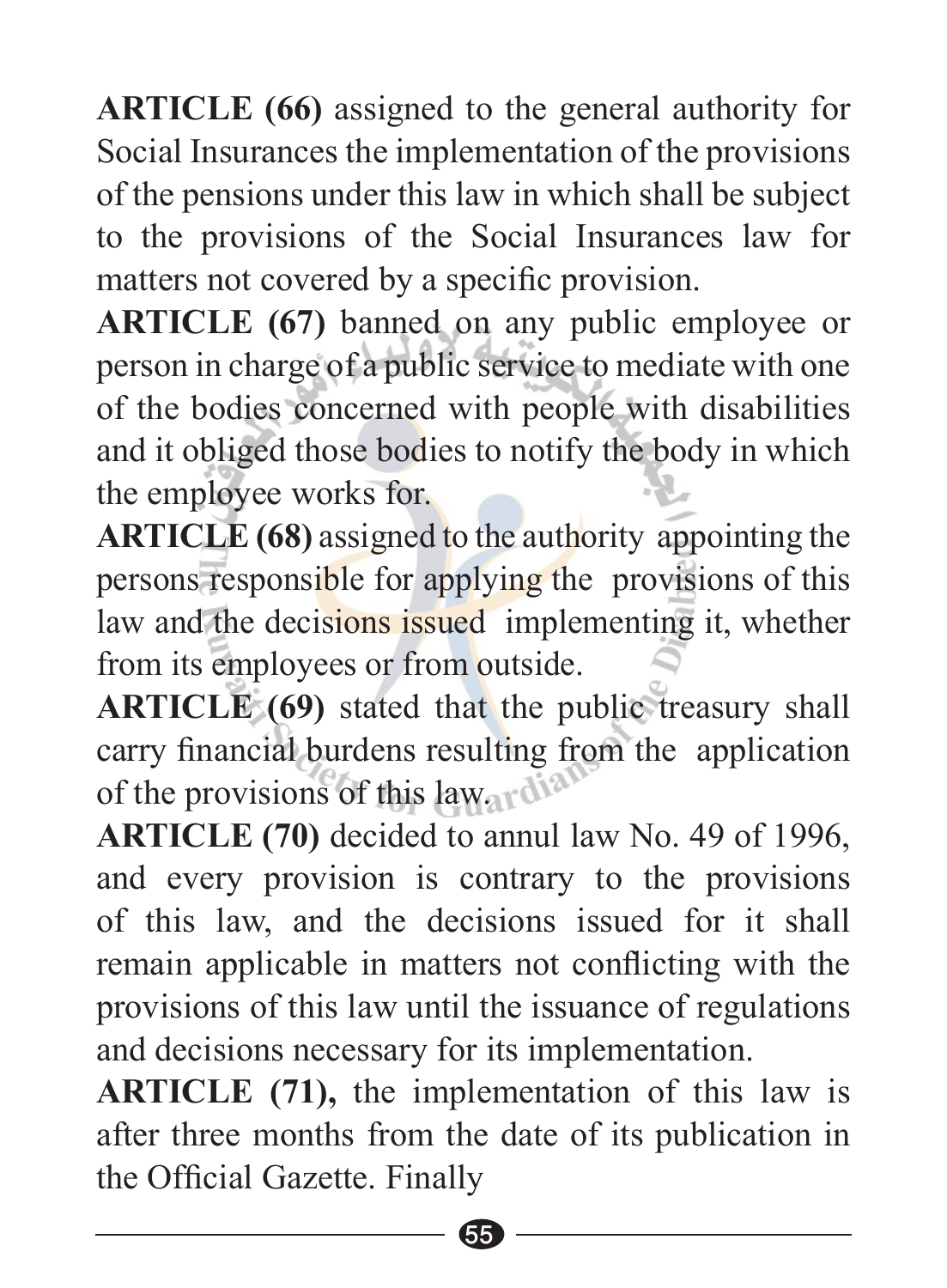**ARTICLE (66)** assigned to the general authority for Social Insurances the implementation of the provisions of the pensions under this law in which shall be subject to the provisions of the Social Insurances law for matters not covered by a specific provision.

**ARTICLE (67)** banned on any public employee or person in charge of a public service to mediate with one of the bodies concerned with people with disabilities and it obliged those bodies to notify the body in which the employee works for.

**ARTICLE (68)** assigned to the authority appointing the persons responsible for applying the provisions of this law and the decisions issued implementing it, whether from its employees or from outside.

**ARTICLE (69)** stated that the public treasury shall carry financial burdens resulting from the application of the provisions of this law.

**ARTICLE (70)** decided to annul law No. 49 of 1996, and every provision is contrary to the provisions of this law, and the decisions issued for it shall remain applicable in matters not conflicting with the provisions of this law until the issuance of regulations and decisions necessary for its implementation.

**ARTICLE (71),** the implementation of this law is after three months from the date of its publication in the Official Gazette. Finally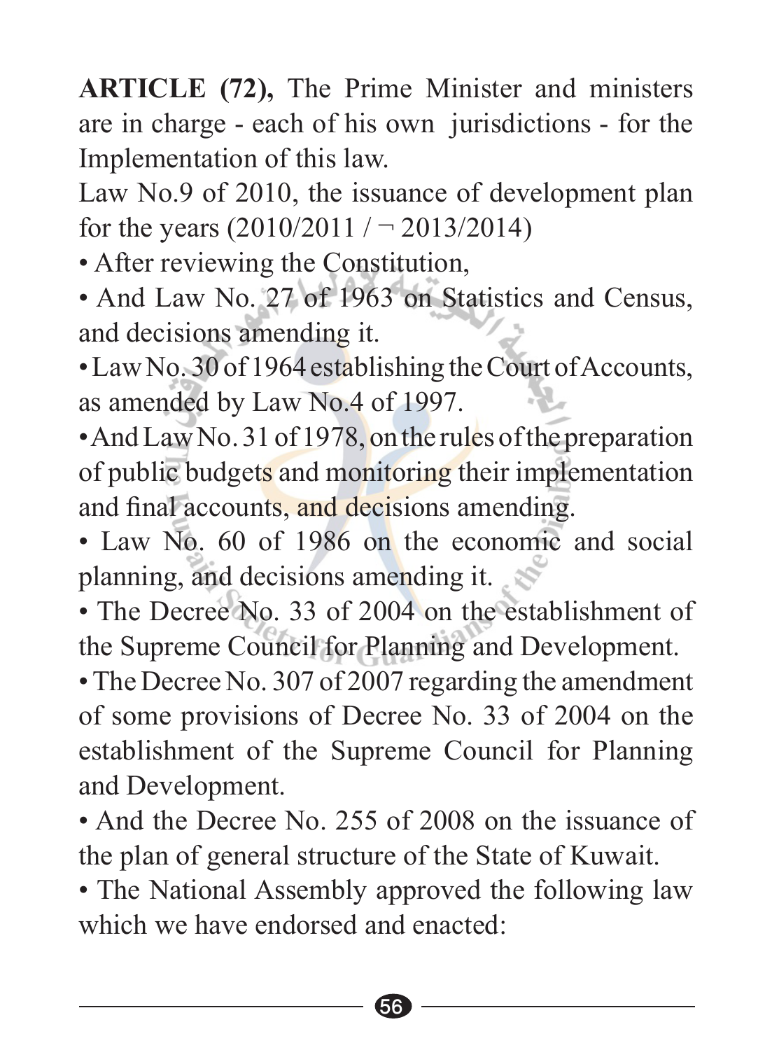**ARTICLE (72),** The Prime Minister and ministers are in charge - each of his own jurisdictions - for the Implementation of this law.

Law No.9 of 2010, the issuance of development plan for the years (2010/2011 / ¬ 2013/2014)

- After reviewing the Constitution,
- And Law No. 27 of 1963 on Statistics and Census, and decisions amending it.
- Law No. 30 of 1964 establishing the Court of Accounts, as amended by Law No.4 of 1997.
- And Law No. 31 of 1978, on the rules of the preparation of public budgets and monitoring their implementation and final accounts, and decisions amending.
- Law No. 60 of 1986 on the economic and social planning, and decisions amending it.
- The Decree No. 33 of 2004 on the establishment of the Supreme Council for Planning and Development.
- The Decree No. 307 of 2007 regarding the amendment of some provisions of Decree No. 33 of 2004 on the establishment of the Supreme Council for Planning and Development.
- And the Decree No. 255 of 2008 on the issuance of the plan of general structure of the State of Kuwait.
- The National Assembly approved the following law which we have endorsed and enacted: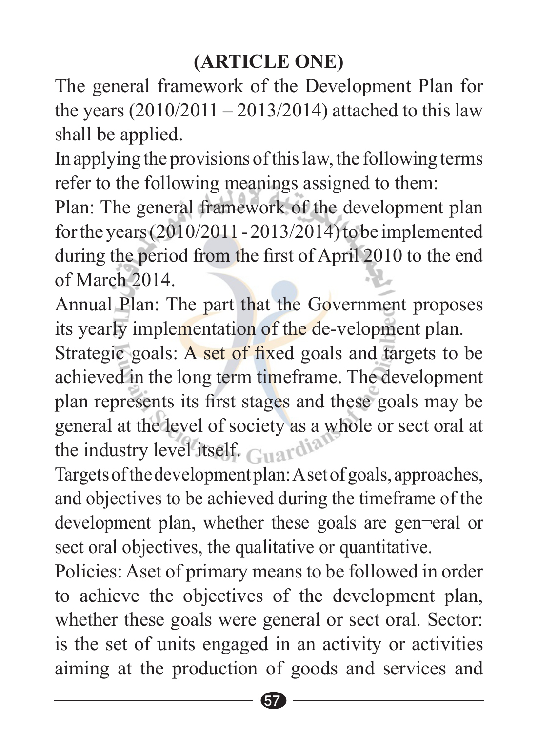## (ARTICLE ONE)

The general framework of the Development Plan for the years (2010/2011 – 2013/2014) attached to this law shall be applied.

In applying the provisions of this law, the following terms refer to the following meanings assigned to them:

Plan: The general framework of the development plan for the years (2010/2011 - 2013/2014) to be implemented during the period from the first of April 2010 to the end of March 2014.

Annual Plan: The part that the Government proposes its yearly implementation of the de-velopment plan.

Strategic goals: A set of fixed goals and targets to be achieved in the long term timeframe. The development plan represents its first stages and these goals may be general at the level of society as a whole or sect oral at the industry level itself.

Targets of the development plan: A set of goals, approaches, and objectives to be achieved during the timeframe of the development plan, whether these goals are gen¬eral or sect oral objectives, the qualitative or quantitative.

Policies: Aset of primary means to be followed in order to achieve the objectives of the development plan, whether these goals were general or sect oral. Sector: is the set of units engaged in an activity or activities aiming at the production of goods and services and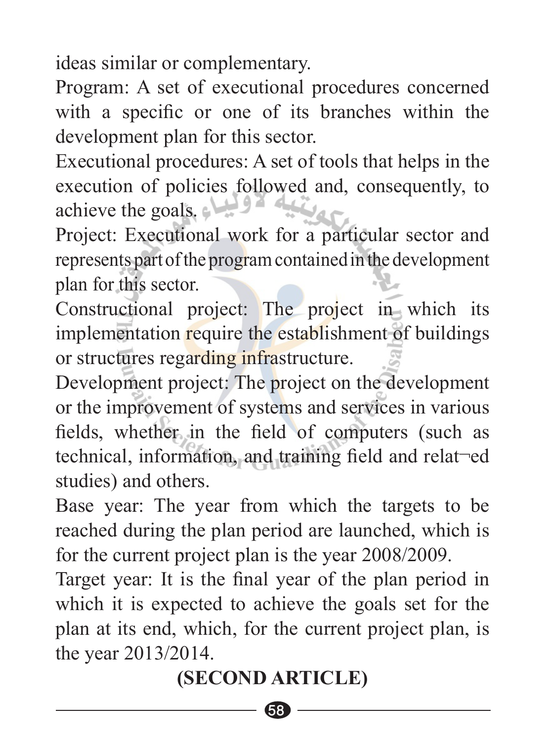ideas similar or complementary.

Program: A set of executional procedures concerned with a specific or one of its branches within the development plan for this sector.

Executional procedures: A set of tools that helps in the execution of policies followed and, consequently, to achieve the goals.

Project: Executional work for a particular sector and represents part of the program contained in the development plan for this sector.

Constructional project: The project in which its implementation require the establishment of buildings or structures regarding infrastructure.

Development project: The project on the development or the improvement of systems and services in various fields, whether in the field of computers (such as technical, information, and training field and relat¬ed studies) and others.

Base year: The year from which the targets to be reached during the plan period are launched, which is for the current project plan is the year 2008/2009.

Target year: It is the final year of the plan period in which it is expected to achieve the goals set for the plan at its end, which, for the current project plan, is the year 2013/2014.

## (SECOND ARTICLE)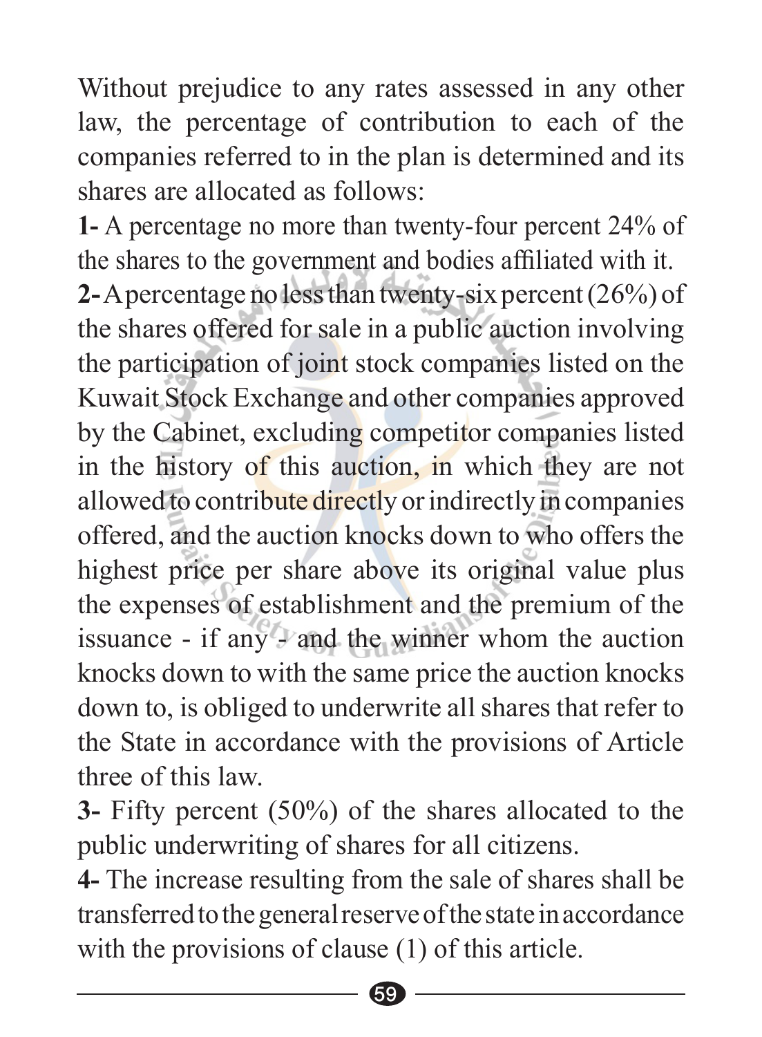Without prejudice to any rates assessed in any other law, the percentage of contribution to each of the companies referred to in the plan is determined and its shares are allocated as follows:

**1-** A percentage no more than twenty-four percent 24% of the shares to the government and bodies affiliated with it.

**2-** A percentage no less than twenty-six percent (26%) of the shares offered for sale in a public auction involving the participation of joint stock companies listed on the Kuwait Stock Exchange and other companies approved by the Cabinet, excluding competitor companies listed in the history of this auction, in which they are not allowed to contribute directly or indirectly in companies offered, and the auction knocks down to who offers the highest price per share above its original value plus the expenses of establishment and the premium of the issuance - if any - and the winner whom the auction knocks down to with the same price the auction knocks down to, is obliged to underwrite all shares that refer to the State in accordance with the provisions of Article three of this law.

**3-** Fifty percent (50%) of the shares allocated to the public underwriting of shares for all citizens.

**4-** The increase resulting from the sale of shares shall be transferred to the general reserve of the state in accordance with the provisions of clause (1) of this article.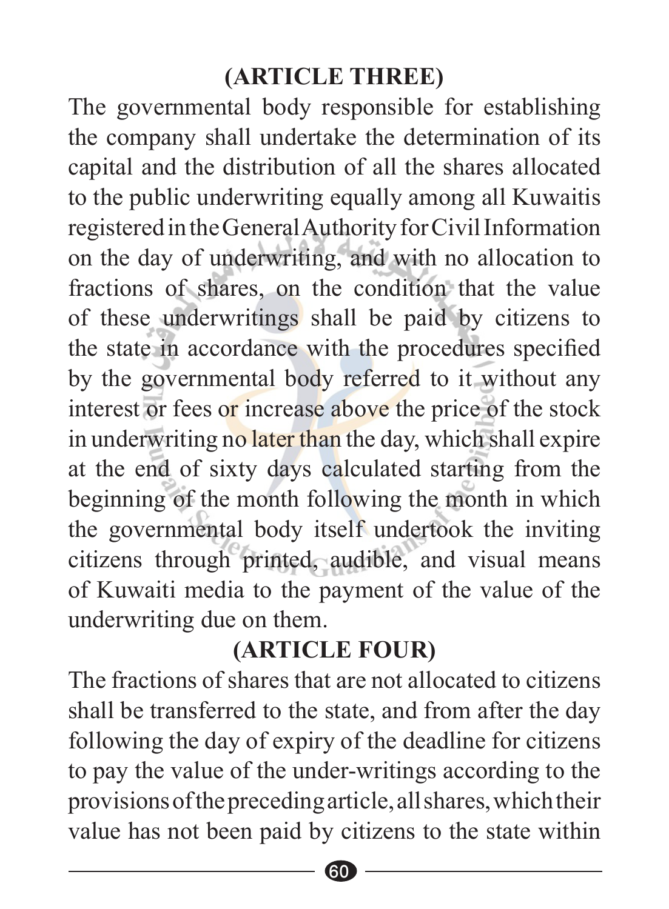## (ARTICLE THREE)

The governmental body responsible for establishing the company shall undertake the determination of its capital and the distribution of all the shares allocated to the public underwriting equally among all Kuwaitis registered in the General Authority for Civil Information on the day of underwriting, and with no allocation to fractions of shares, on the condition that the value of these underwritings shall be paid by citizens to the state in accordance with the procedures specified by the governmental body referred to it without any interest or fees or increase above the price of the stock in underwriting no later than the day, which shall expire at the end of sixty days calculated starting from the beginning of the month following the month in which the governmental body itself undertook the inviting citizens through printed, audible, and visual means of Kuwaiti media to the payment of the value of the underwriting due on them.

## (ARTICLE FOUR)

The fractions of shares that are not allocated to citizens shall be transferred to the state, and from after the day following the day of expiry of the deadline for citizens to pay the value of the under-writings according to the provisions of the preceding article, all shares, which their value has not been paid by citizens to the state within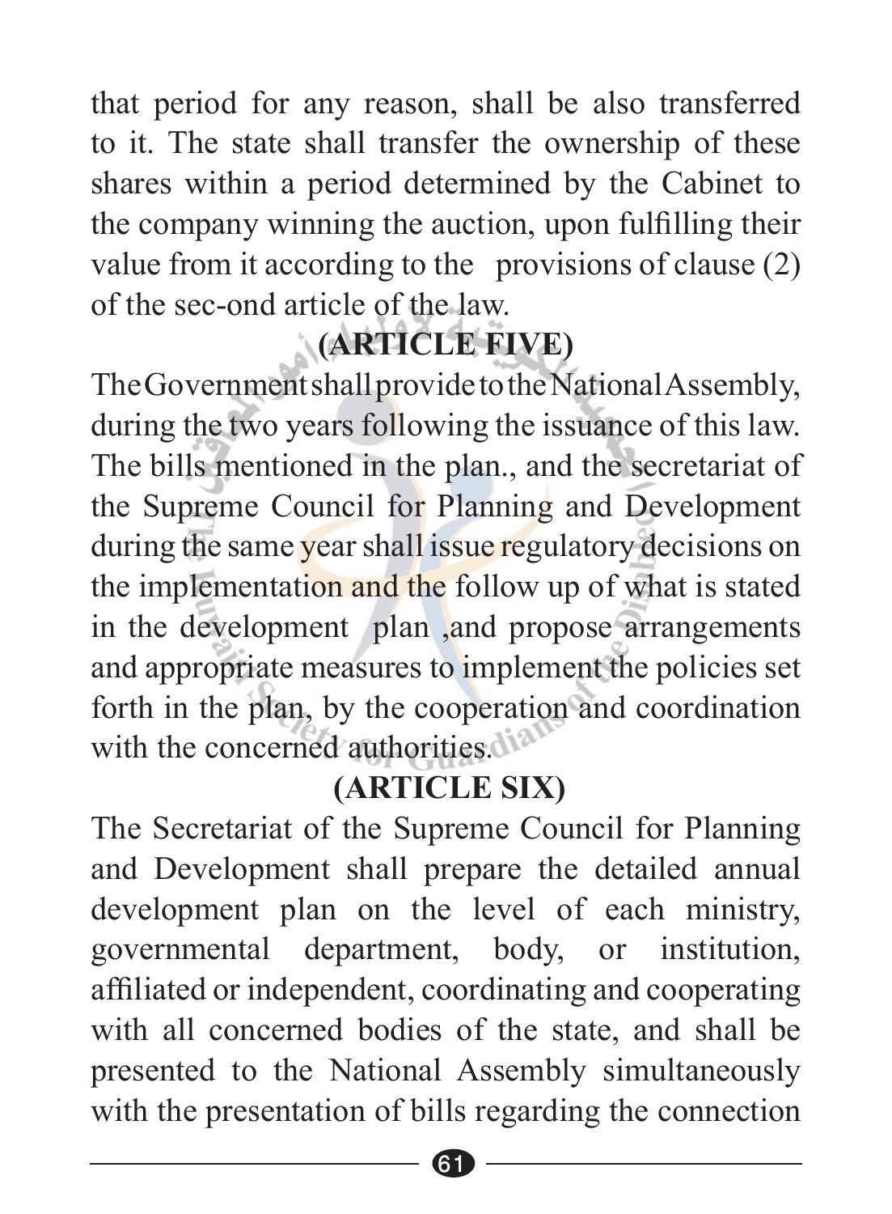that period for any reason, shall be also transferred to it. The state shall transfer the ownership of these shares within a period determined by the Cabinet to the company winning the auction, upon fulfilling their value from it according to the provisions of clause (2) of the sec-ond article of the law.

**(ARTICLE FIVE)**

The Government shall provide to the National Assembly, during the two years following the issuance of this law. The bills mentioned in the plan., and the secretariat of the Supreme Council for Planning and Development during the same year shall issue regulatory decisions on the implementation and the follow up of what is stated in the development plan ,and propose arrangements and appropriate measures to implement the policies set forth in the plan, by the cooperation and coordination with the concerned authorities.

**(ARTICLE SIX)**

The Secretariat of the Supreme Council for Planning and Development shall prepare the detailed annual development plan on the level of each ministry, governmental department, body, or institution, affiliated or independent, coordinating and cooperating with all concerned bodies of the state, and shall be presented to the National Assembly simultaneously with the presentation of bills regarding the connection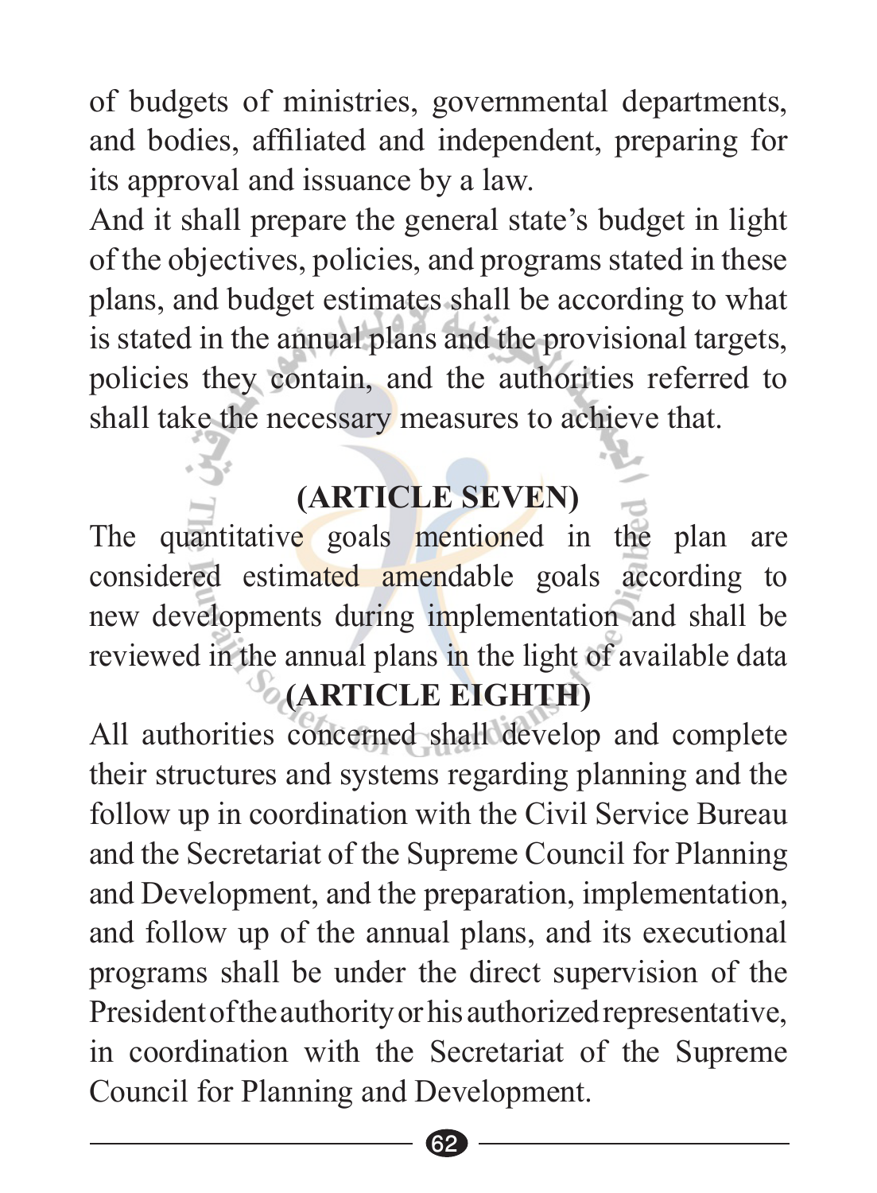of budgets of ministries, governmental departments, and bodies, affiliated and independent, preparing for its approval and issuance by a law.

And it shall prepare the general state's budget in light of the objectives, policies, and programs stated in these plans, and budget estimates shall be according to what is stated in the annual plans and the provisional targets, policies they contain, and the authorities referred to shall take the necessary measures to achieve that.

## (ARTICLE SEVEN)

The quantitative goals mentioned in the plan are considered estimated amendable goals according to new developments during implementation and shall be reviewed in the annual plans in the light of available data

## (ARTICLE EIGHTH)

All authorities concerned shall develop and complete their structures and systems regarding planning and the follow up in coordination with the Civil Service Bureau and the Secretariat of the Supreme Council for Planning and Development, and the preparation, implementation, and follow up of the annual plans, and its executional programs shall be under the direct supervision of the President of the authority or his authorized representative, in coordination with the Secretariat of the Supreme Council for Planning and Development.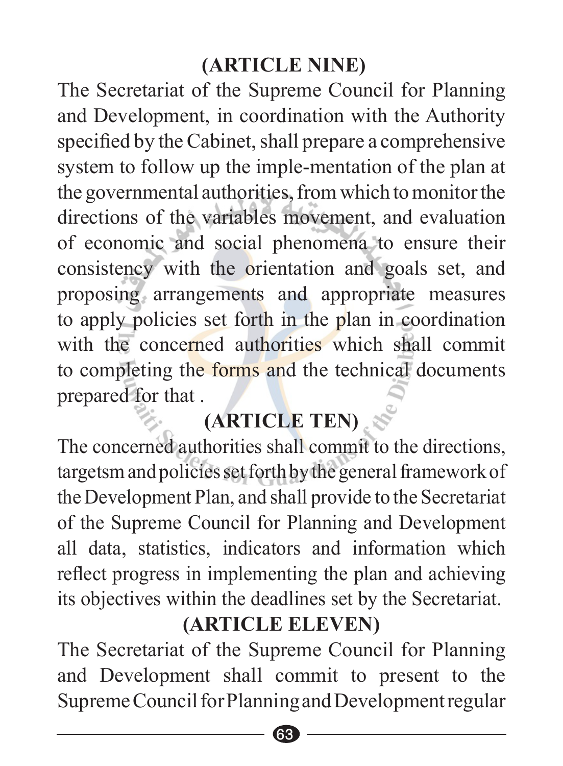## (ARTICLE NINE)

The Secretariat of the Supreme Council for Planning and Development, in coordination with the Authority specified by the Cabinet, shall prepare a comprehensive system to follow up the imple-mentation of the plan at the governmental authorities, from which to monitor the directions of the variables movement, and evaluation of economic and social phenomena to ensure their consistency with the orientation and goals set, and proposing arrangements and appropriate measures to apply policies set forth in the plan in coordination with the concerned authorities which shall commit to completing the forms and the technical documents prepared for that .

## (ARTICLE TEN)

The concerned authorities shall commit to the directions, targetsm and policies set forth by the general framework of the Development Plan, and shall provide to the Secretariat of the Supreme Council for Planning and Development all data, statistics, indicators and information which reflect progress in implementing the plan and achieving its objectives within the deadlines set by the Secretariat.

## (ARTICLE ELEVEN)

The Secretariat of the Supreme Council for Planning and Development shall commit to present to the Supreme Council for Planning and Development regular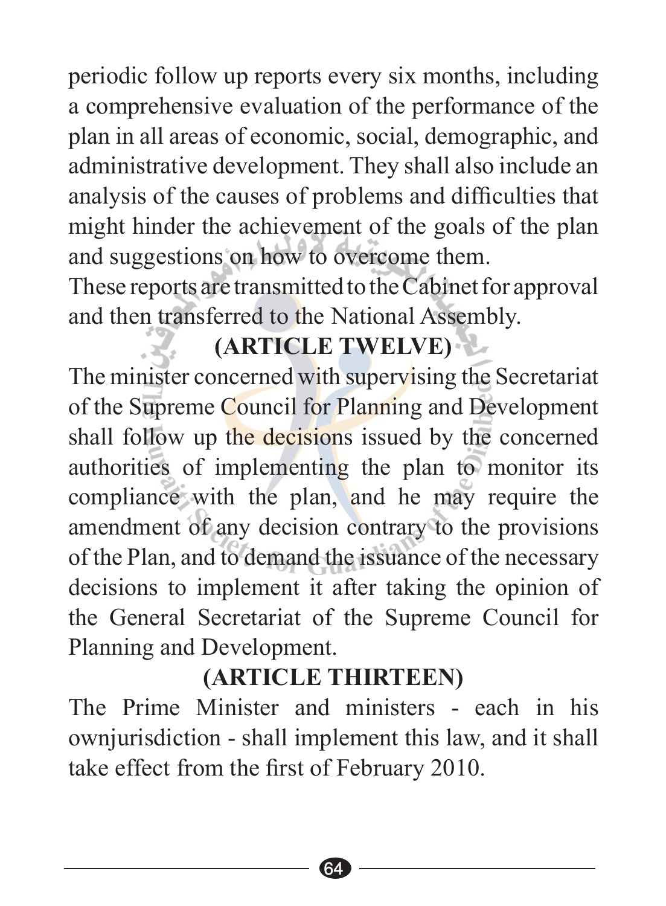periodic follow up reports every six months, including a comprehensive evaluation of the performance of the plan in all areas of economic, social, demographic, and administrative development. They shall also include an analysis of the causes of problems and difficulties that might hinder the achievement of the goals of the plan and suggestions on how to overcome them.

These reports are transmitted to the Cabinet for approval and then transferred to the National Assembly.

## (ARTICLE TWELVE)

The minister concerned with supervising the Secretariat of the Supreme Council for Planning and Development shall follow up the decisions issued by the concerned authorities of implementing the plan to monitor its compliance with the plan, and he may require the amendment of any decision contrary to the provisions of the Plan, and to demand the issuance of the necessary decisions to implement it after taking the opinion of the General Secretariat of the Supreme Council for Planning and Development.

## (ARTICLE THIRTEEN)

The Prime Minister and ministers - each in his ownjurisdiction - shall implement this law, and it shall take effect from the first of February 2010.